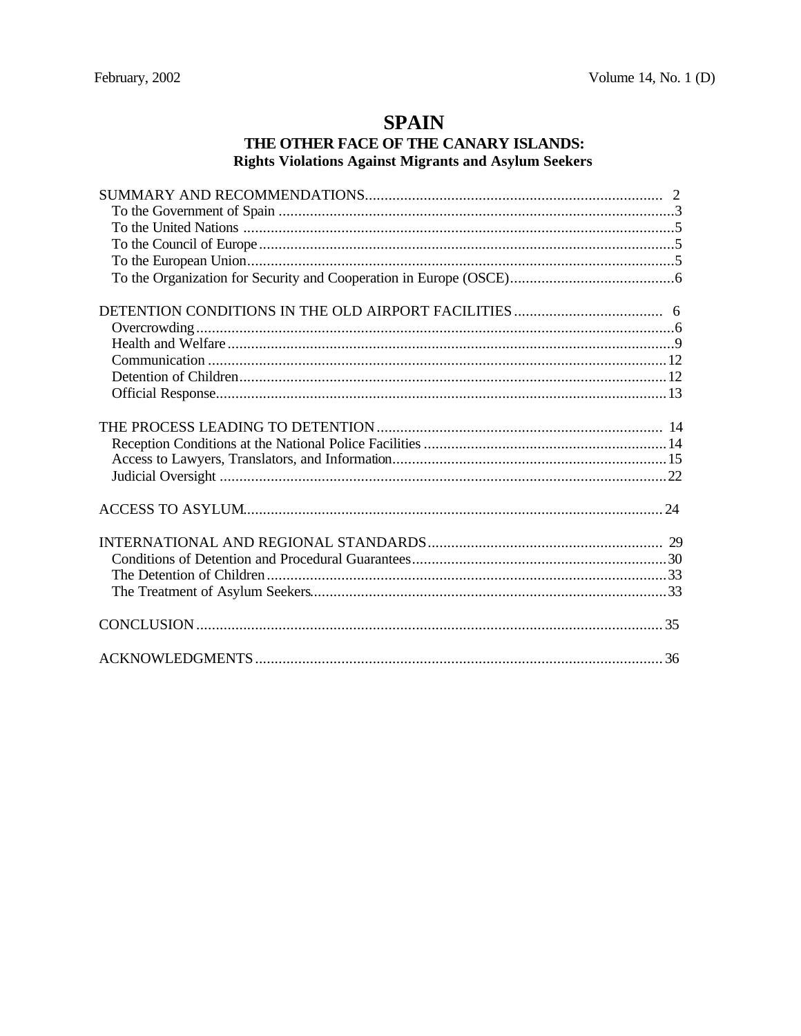February, 2002 Volume 14, No. 1 (D)

# SPAIN

## THE OTHER FACE OF THE CANARY ISLANDS:
### Rights Violations Against Migrants and Asylum Seekers

SUMMARY AND RECOMMENDATIONS........................................................................... 2
- To the Government of Spain .....................................................................................3
- To the United Nations ..............................................................................................5
- To the Council of Europe..........................................................................................5
- To the European Union............................................................................................5
- To the Organization for Security and Cooperation in Europe (OSCE)..........................................6

DETENTION CONDITIONS IN THE OLD AIRPORT FACILITIES...................................... 6
- Overcrowding..........................................................................................................6
- Health and Welfare..................................................................................................9
- Communication .....................................................................................................12
- Detention of Children.............................................................................................12
- Official Response....................................................................................................13

THE PROCESS LEADING TO DETENTION......................................................................... 14
- Reception Conditions at the National Police Facilities ...............................................14
- Access to Lawyers, Translators, and Information......................................................15
- Judicial Oversight ..................................................................................................22

ACCESS TO ASYLUM...........................................................................................................24

INTERNATIONAL AND REGIONAL STANDARDS............................................................ 29
- Conditions of Detention and Procedural Guarantees.................................................30
- The Detention of Children......................................................................................33
- The Treatment of Asylum Seekers...........................................................................33

CONCLUSION........................................................................................................................35

ACKNOWLEDGMENTS........................................................................................................36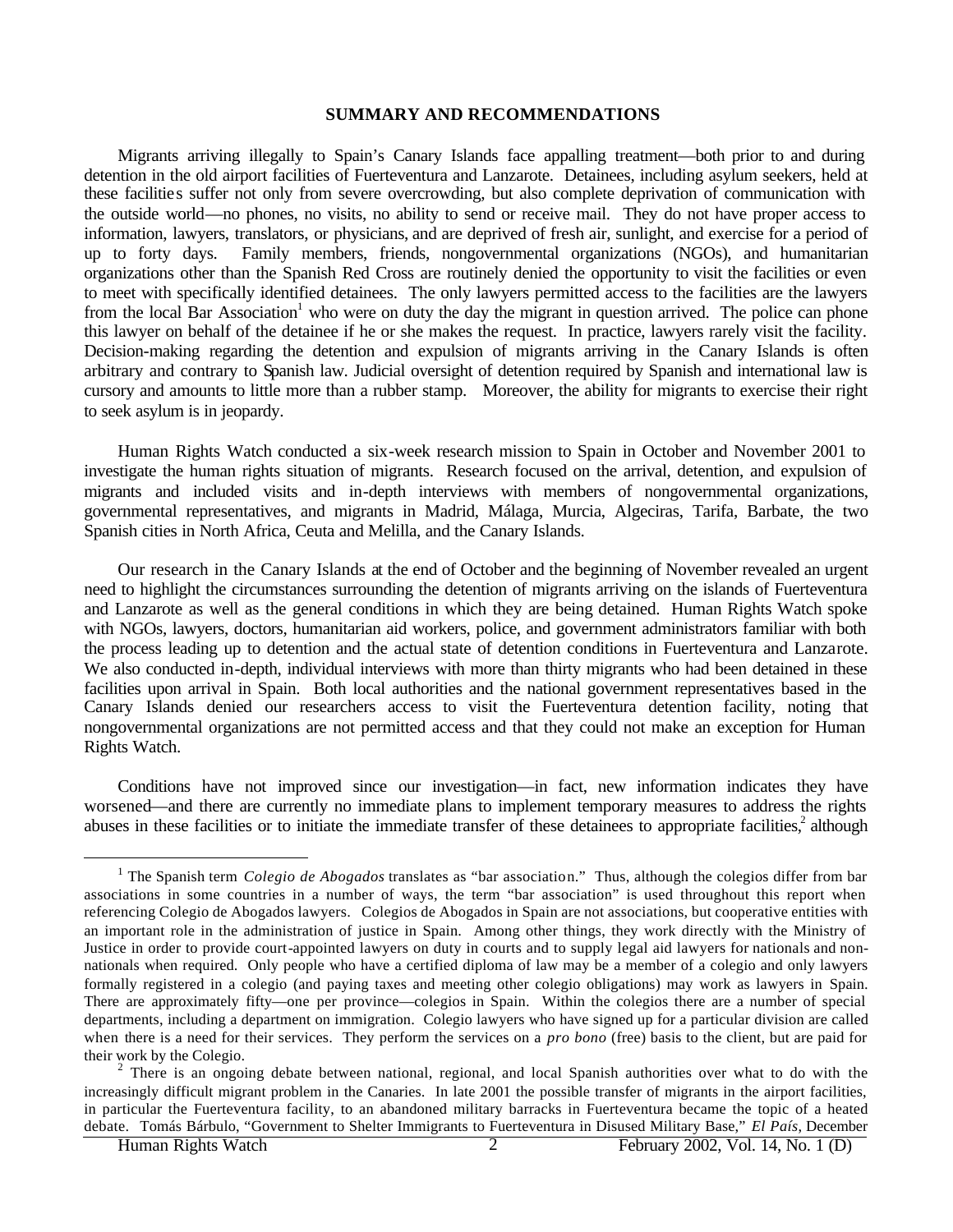## SUMMARY AND RECOMMENDATIONS

Migrants arriving illegally to Spain's Canary Islands face appalling treatment—both prior to and during detention in the old airport facilities of Fuerteventura and Lanzarote. Detainees, including asylum seekers, held at these facilities suffer not only from severe overcrowding, but also complete deprivation of communication with the outside world—no phones, no visits, no ability to send or receive mail. They do not have proper access to information, lawyers, translators, or physicians, and are deprived of fresh air, sunlight, and exercise for a period of up to forty days. Family members, friends, nongovernmental organizations (NGOs), and humanitarian organizations other than the Spanish Red Cross are routinely denied the opportunity to visit the facilities or even to meet with specifically identified detainees. The only lawyers permitted access to the facilities are the lawyers from the local Bar Association[1] who were on duty the day the migrant in question arrived. The police can phone this lawyer on behalf of the detainee if he or she makes the request. In practice, lawyers rarely visit the facility. Decision-making regarding the detention and expulsion of migrants arriving in the Canary Islands is often arbitrary and contrary to Spanish law. Judicial oversight of detention required by Spanish and international law is cursory and amounts to little more than a rubber stamp. Moreover, the ability for migrants to exercise their right to seek asylum is in jeopardy.

Human Rights Watch conducted a six-week research mission to Spain in October and November 2001 to investigate the human rights situation of migrants. Research focused on the arrival, detention, and expulsion of migrants and included visits and in-depth interviews with members of nongovernmental organizations, governmental representatives, and migrants in Madrid, Málaga, Murcia, Algeciras, Tarifa, Barbate, the two Spanish cities in North Africa, Ceuta and Melilla, and the Canary Islands.

Our research in the Canary Islands at the end of October and the beginning of November revealed an urgent need to highlight the circumstances surrounding the detention of migrants arriving on the islands of Fuerteventura and Lanzarote as well as the general conditions in which they are being detained. Human Rights Watch spoke with NGOs, lawyers, doctors, humanitarian aid workers, police, and government administrators familiar with both the process leading up to detention and the actual state of detention conditions in Fuerteventura and Lanzarote. We also conducted in-depth, individual interviews with more than thirty migrants who had been detained in these facilities upon arrival in Spain. Both local authorities and the national government representatives based in the Canary Islands denied our researchers access to visit the Fuerteventura detention facility, noting that nongovernmental organizations are not permitted access and that they could not make an exception for Human Rights Watch.

Conditions have not improved since our investigation—in fact, new information indicates they have worsened—and there are currently no immediate plans to implement temporary measures to address the rights abuses in these facilities or to initiate the immediate transfer of these detainees to appropriate facilities,[2] although

---

[1] The Spanish term *Colegio de Abogados* translates as "bar association." Thus, although the colegios differ from bar associations in some countries in a number of ways, the term "bar association" is used throughout this report when referencing Colegio de Abogados lawyers. Colegios de Abogados in Spain are not associations, but cooperative entities with an important role in the administration of justice in Spain. Among other things, they work directly with the Ministry of Justice in order to provide court-appointed lawyers on duty in courts and to supply legal aid lawyers for nationals and non-nationals when required. Only people who have a certified diploma of law may be a member of a colegio and only lawyers formally registered in a colegio (and paying taxes and meeting other colegio obligations) may work as lawyers in Spain. There are approximately fifty—one per province—colegios in Spain. Within the colegios there are a number of special departments, including a department on immigration. Colegio lawyers who have signed up for a particular division are called when there is a need for their services. They perform the services on a *pro bono* (free) basis to the client, but are paid for their work by the Colegio.

[2] There is an ongoing debate between national, regional, and local Spanish authorities over what to do with the increasingly difficult migrant problem in the Canaries. In late 2001 the possible transfer of migrants in the airport facilities, in particular the Fuerteventura facility, to an abandoned military barracks in Fuerteventura became the topic of a heated debate. Tomás Bárbulo, "Government to Shelter Immigrants to Fuerteventura in Disused Military Base," *El País*, December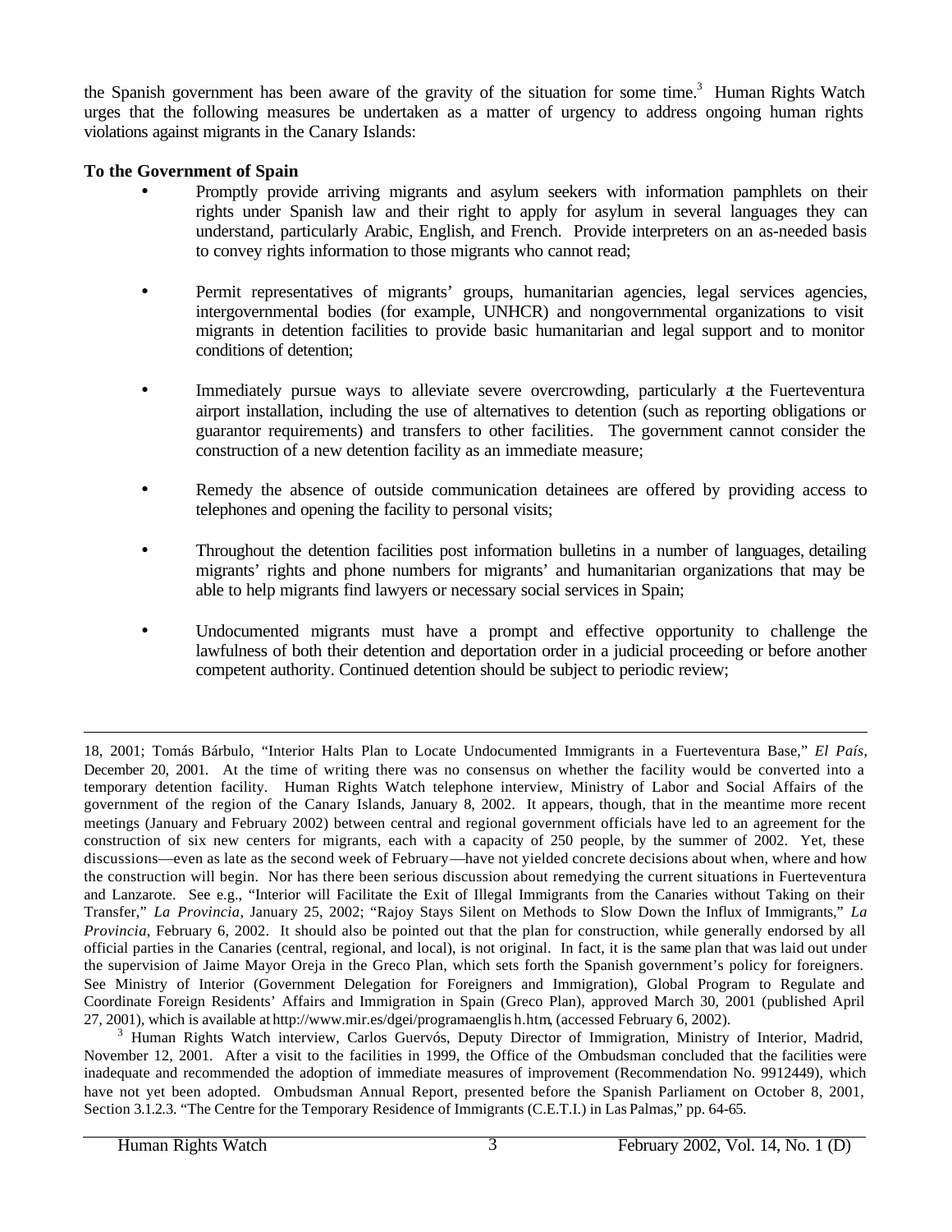the Spanish government has been aware of the gravity of the situation for some time.[3] Human Rights Watch urges that the following measures be undertaken as a matter of urgency to address ongoing human rights violations against migrants in the Canary Islands:

**To the Government of Spain**

- Promptly provide arriving migrants and asylum seekers with information pamphlets on their rights under Spanish law and their right to apply for asylum in several languages they can understand, particularly Arabic, English, and French. Provide interpreters on an as-needed basis to convey rights information to those migrants who cannot read;

- Permit representatives of migrants' groups, humanitarian agencies, legal services agencies, intergovernmental bodies (for example, UNHCR) and nongovernmental organizations to visit migrants in detention facilities to provide basic humanitarian and legal support and to monitor conditions of detention;

- Immediately pursue ways to alleviate severe overcrowding, particularly at the Fuerteventura airport installation, including the use of alternatives to detention (such as reporting obligations or guarantor requirements) and transfers to other facilities. The government cannot consider the construction of a new detention facility as an immediate measure;

- Remedy the absence of outside communication detainees are offered by providing access to telephones and opening the facility to personal visits;

- Throughout the detention facilities post information bulletins in a number of languages, detailing migrants' rights and phone numbers for migrants' and humanitarian organizations that may be able to help migrants find lawyers or necessary social services in Spain;

- Undocumented migrants must have a prompt and effective opportunity to challenge the lawfulness of both their detention and deportation order in a judicial proceeding or before another competent authority. Continued detention should be subject to periodic review;

---

18, 2001; Tomás Bárbulo, "Interior Halts Plan to Locate Undocumented Immigrants in a Fuerteventura Base," *El País*, December 20, 2001. At the time of writing there was no consensus on whether the facility would be converted into a temporary detention facility. Human Rights Watch telephone interview, Ministry of Labor and Social Affairs of the government of the region of the Canary Islands, January 8, 2002. It appears, though, that in the meantime more recent meetings (January and February 2002) between central and regional government officials have led to an agreement for the construction of six new centers for migrants, each with a capacity of 250 people, by the summer of 2002. Yet, these discussions—even as late as the second week of February—have not yielded concrete decisions about when, where and how the construction will begin. Nor has there been serious discussion about remedying the current situations in Fuerteventura and Lanzarote. See e.g., "Interior will Facilitate the Exit of Illegal Immigrants from the Canaries without Taking on their Transfer," *La Provincia*, January 25, 2002; "Rajoy Stays Silent on Methods to Slow Down the Influx of Immigrants," *La Provincia*, February 6, 2002. It should also be pointed out that the plan for construction, while generally endorsed by all official parties in the Canaries (central, regional, and local), is not original. In fact, it is the same plan that was laid out under the supervision of Jaime Mayor Oreja in the Greco Plan, which sets forth the Spanish government's policy for foreigners. See Ministry of Interior (Government Delegation for Foreigners and Immigration), Global Program to Regulate and Coordinate Foreign Residents' Affairs and Immigration in Spain (Greco Plan), approved March 30, 2001 (published April 27, 2001), which is available at http://www.mir.es/dgei/programaenglish.htm, (accessed February 6, 2002).

[3] Human Rights Watch interview, Carlos Guervós, Deputy Director of Immigration, Ministry of Interior, Madrid, November 12, 2001. After a visit to the facilities in 1999, the Office of the Ombudsman concluded that the facilities were inadequate and recommended the adoption of immediate measures of improvement (Recommendation No. 9912449), which have not yet been adopted. Ombudsman Annual Report, presented before the Spanish Parliament on October 8, 2001, Section 3.1.2.3. "The Centre for the Temporary Residence of Immigrants (C.E.T.I.) in Las Palmas," pp. 64-65.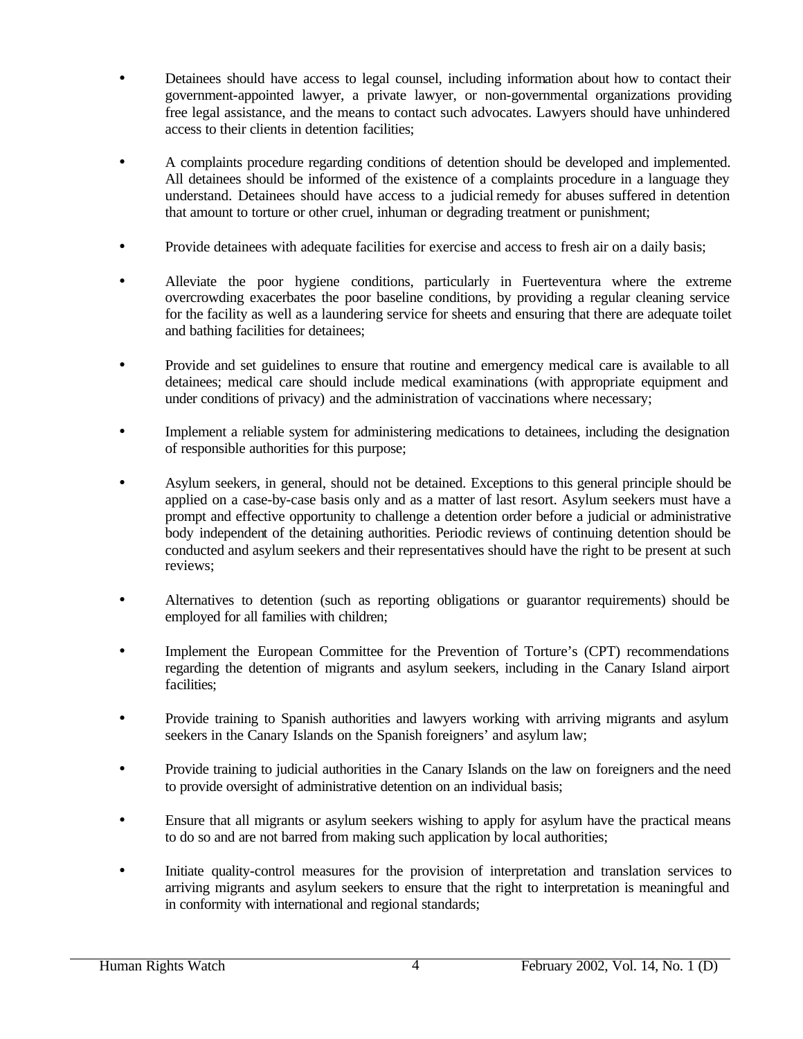- Detainees should have access to legal counsel, including information about how to contact their government-appointed lawyer, a private lawyer, or non-governmental organizations providing free legal assistance, and the means to contact such advocates. Lawyers should have unhindered access to their clients in detention facilities;

- A complaints procedure regarding conditions of detention should be developed and implemented. All detainees should be informed of the existence of a complaints procedure in a language they understand. Detainees should have access to a judicial remedy for abuses suffered in detention that amount to torture or other cruel, inhuman or degrading treatment or punishment;

- Provide detainees with adequate facilities for exercise and access to fresh air on a daily basis;

- Alleviate the poor hygiene conditions, particularly in Fuerteventura where the extreme overcrowding exacerbates the poor baseline conditions, by providing a regular cleaning service for the facility as well as a laundering service for sheets and ensuring that there are adequate toilet and bathing facilities for detainees;

- Provide and set guidelines to ensure that routine and emergency medical care is available to all detainees; medical care should include medical examinations (with appropriate equipment and under conditions of privacy) and the administration of vaccinations where necessary;

- Implement a reliable system for administering medications to detainees, including the designation of responsible authorities for this purpose;

- Asylum seekers, in general, should not be detained. Exceptions to this general principle should be applied on a case-by-case basis only and as a matter of last resort. Asylum seekers must have a prompt and effective opportunity to challenge a detention order before a judicial or administrative body independent of the detaining authorities. Periodic reviews of continuing detention should be conducted and asylum seekers and their representatives should have the right to be present at such reviews;

- Alternatives to detention (such as reporting obligations or guarantor requirements) should be employed for all families with children;

- Implement the European Committee for the Prevention of Torture's (CPT) recommendations regarding the detention of migrants and asylum seekers, including in the Canary Island airport facilities;

- Provide training to Spanish authorities and lawyers working with arriving migrants and asylum seekers in the Canary Islands on the Spanish foreigners' and asylum law;

- Provide training to judicial authorities in the Canary Islands on the law on foreigners and the need to provide oversight of administrative detention on an individual basis;

- Ensure that all migrants or asylum seekers wishing to apply for asylum have the practical means to do so and are not barred from making such application by local authorities;

- Initiate quality-control measures for the provision of interpretation and translation services to arriving migrants and asylum seekers to ensure that the right to interpretation is meaningful and in conformity with international and regional standards;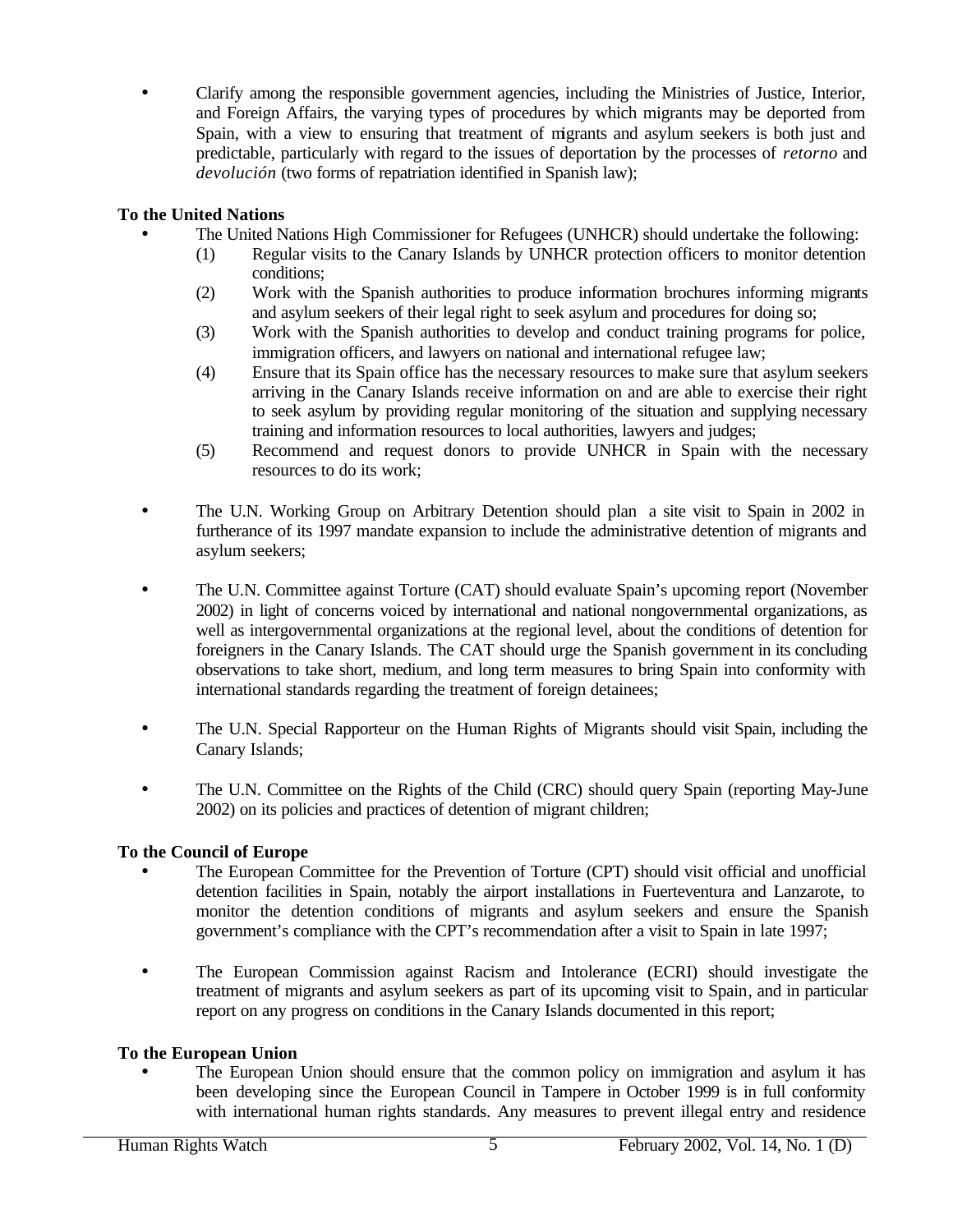- Clarify among the responsible government agencies, including the Ministries of Justice, Interior, and Foreign Affairs, the varying types of procedures by which migrants may be deported from Spain, with a view to ensuring that treatment of migrants and asylum seekers is both just and predictable, particularly with regard to the issues of deportation by the processes of *retorno* and *devolución* (two forms of repatriation identified in Spanish law);

**To the United Nations**

- The United Nations High Commissioner for Refugees (UNHCR) should undertake the following:
  1. Regular visits to the Canary Islands by UNHCR protection officers to monitor detention conditions;
  2. Work with the Spanish authorities to produce information brochures informing migrants and asylum seekers of their legal right to seek asylum and procedures for doing so;
  3. Work with the Spanish authorities to develop and conduct training programs for police, immigration officers, and lawyers on national and international refugee law;
  4. Ensure that its Spain office has the necessary resources to make sure that asylum seekers arriving in the Canary Islands receive information on and are able to exercise their right to seek asylum by providing regular monitoring of the situation and supplying necessary training and information resources to local authorities, lawyers and judges;
  5. Recommend and request donors to provide UNHCR in Spain with the necessary resources to do its work;

- The U.N. Working Group on Arbitrary Detention should plan a site visit to Spain in 2002 in furtherance of its 1997 mandate expansion to include the administrative detention of migrants and asylum seekers;

- The U.N. Committee against Torture (CAT) should evaluate Spain's upcoming report (November 2002) in light of concerns voiced by international and national nongovernmental organizations, as well as intergovernmental organizations at the regional level, about the conditions of detention for foreigners in the Canary Islands. The CAT should urge the Spanish government in its concluding observations to take short, medium, and long term measures to bring Spain into conformity with international standards regarding the treatment of foreign detainees;

- The U.N. Special Rapporteur on the Human Rights of Migrants should visit Spain, including the Canary Islands;

- The U.N. Committee on the Rights of the Child (CRC) should query Spain (reporting May-June 2002) on its policies and practices of detention of migrant children;

**To the Council of Europe**

- The European Committee for the Prevention of Torture (CPT) should visit official and unofficial detention facilities in Spain, notably the airport installations in Fuerteventura and Lanzarote, to monitor the detention conditions of migrants and asylum seekers and ensure the Spanish government's compliance with the CPT's recommendation after a visit to Spain in late 1997;

- The European Commission against Racism and Intolerance (ECRI) should investigate the treatment of migrants and asylum seekers as part of its upcoming visit to Spain, and in particular report on any progress on conditions in the Canary Islands documented in this report;

**To the European Union**

- The European Union should ensure that the common policy on immigration and asylum it has been developing since the European Council in Tampere in October 1999 is in full conformity with international human rights standards. Any measures to prevent illegal entry and residence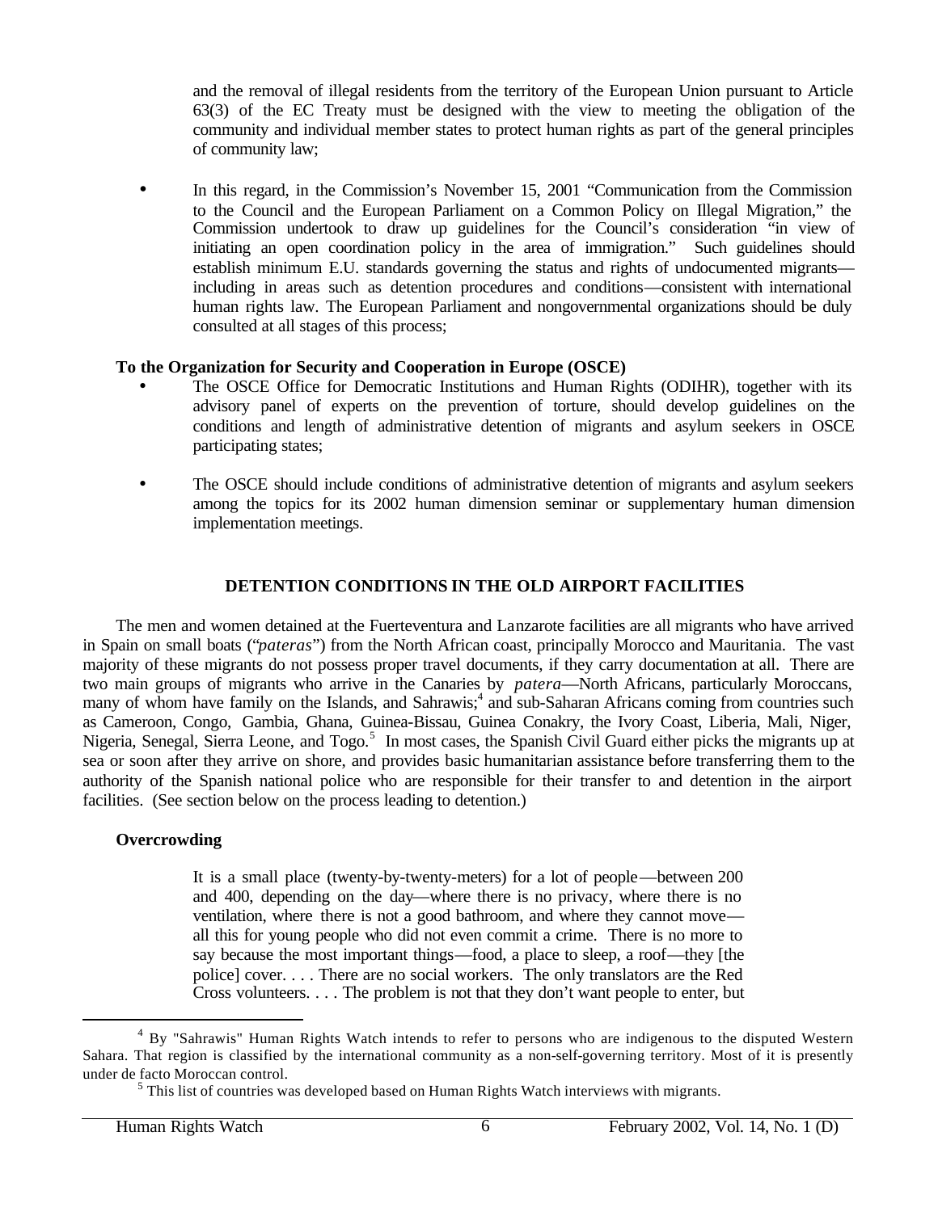and the removal of illegal residents from the territory of the European Union pursuant to Article 63(3) of the EC Treaty must be designed with the view to meeting the obligation of the community and individual member states to protect human rights as part of the general principles of community law;

- In this regard, in the Commission's November 15, 2001 "Communication from the Commission to the Council and the European Parliament on a Common Policy on Illegal Migration," the Commission undertook to draw up guidelines for the Council's consideration "in view of initiating an open coordination policy in the area of immigration." Such guidelines should establish minimum E.U. standards governing the status and rights of undocumented migrants—including in areas such as detention procedures and conditions—consistent with international human rights law. The European Parliament and nongovernmental organizations should be duly consulted at all stages of this process;

**To the Organization for Security and Cooperation in Europe (OSCE)**

- The OSCE Office for Democratic Institutions and Human Rights (ODIHR), together with its advisory panel of experts on the prevention of torture, should develop guidelines on the conditions and length of administrative detention of migrants and asylum seekers in OSCE participating states;

- The OSCE should include conditions of administrative detention of migrants and asylum seekers among the topics for its 2002 human dimension seminar or supplementary human dimension implementation meetings.

## DETENTION CONDITIONS IN THE OLD AIRPORT FACILITIES

The men and women detained at the Fuerteventura and Lanzarote facilities are all migrants who have arrived in Spain on small boats ("*pateras*") from the North African coast, principally Morocco and Mauritania. The vast majority of these migrants do not possess proper travel documents, if they carry documentation at all. There are two main groups of migrants who arrive in the Canaries by *patera*—North Africans, particularly Moroccans, many of whom have family on the Islands, and Sahrawis;[4] and sub-Saharan Africans coming from countries such as Cameroon, Congo, Gambia, Ghana, Guinea-Bissau, Guinea Conakry, the Ivory Coast, Liberia, Mali, Niger, Nigeria, Senegal, Sierra Leone, and Togo.[5] In most cases, the Spanish Civil Guard either picks the migrants up at sea or soon after they arrive on shore, and provides basic humanitarian assistance before transferring them to the authority of the Spanish national police who are responsible for their transfer to and detention in the airport facilities. (See section below on the process leading to detention.)

### Overcrowding

> It is a small place (twenty-by-twenty-meters) for a lot of people—between 200 and 400, depending on the day—where there is no privacy, where there is no ventilation, where there is not a good bathroom, and where they cannot move—all this for young people who did not even commit a crime. There is no more to say because the most important things—food, a place to sleep, a roof—they [the police] cover. . . . There are no social workers. The only translators are the Red Cross volunteers. . . . The problem is not that they don't want people to enter, but

---

[4] By "Sahrawis" Human Rights Watch intends to refer to persons who are indigenous to the disputed Western Sahara. That region is classified by the international community as a non-self-governing territory. Most of it is presently under de facto Moroccan control.

[5] This list of countries was developed based on Human Rights Watch interviews with migrants.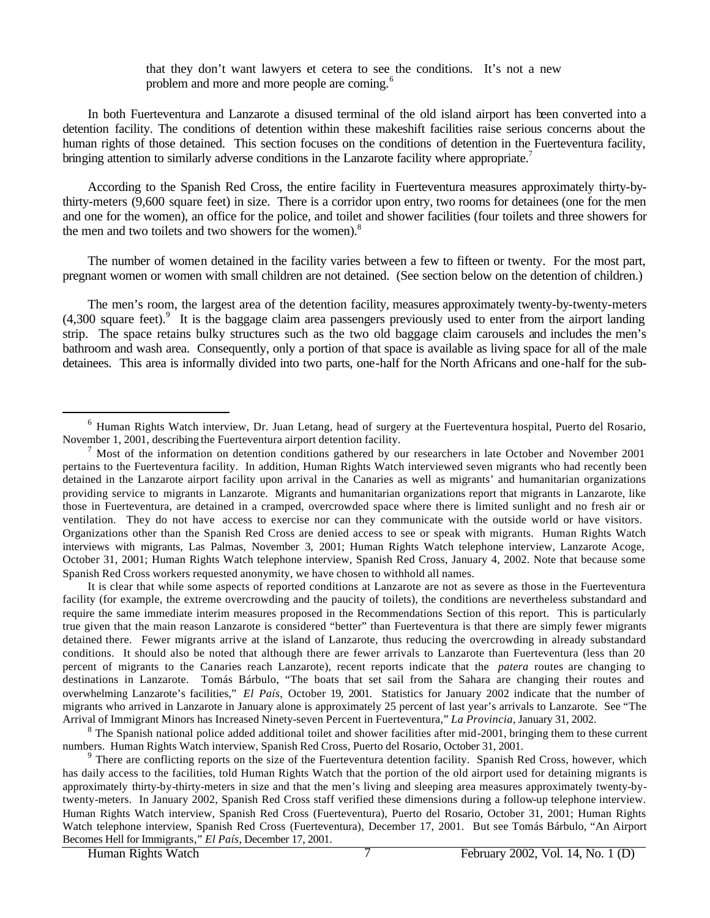that they don't want lawyers et cetera to see the conditions. It's not a new problem and more and more people are coming.[6]

In both Fuerteventura and Lanzarote a disused terminal of the old island airport has been converted into a detention facility. The conditions of detention within these makeshift facilities raise serious concerns about the human rights of those detained. This section focuses on the conditions of detention in the Fuerteventura facility, bringing attention to similarly adverse conditions in the Lanzarote facility where appropriate.[7]

According to the Spanish Red Cross, the entire facility in Fuerteventura measures approximately thirty-by-thirty-meters (9,600 square feet) in size. There is a corridor upon entry, two rooms for detainees (one for the men and one for the women), an office for the police, and toilet and shower facilities (four toilets and three showers for the men and two toilets and two showers for the women).[8]

The number of women detained in the facility varies between a few to fifteen or twenty. For the most part, pregnant women or women with small children are not detained. (See section below on the detention of children.)

The men's room, the largest area of the detention facility, measures approximately twenty-by-twenty-meters (4,300 square feet).[9] It is the baggage claim area passengers previously used to enter from the airport landing strip. The space retains bulky structures such as the two old baggage claim carousels and includes the men's bathroom and wash area. Consequently, only a portion of that space is available as living space for all of the male detainees. This area is informally divided into two parts, one-half for the North Africans and one-half for the sub-

---

[6] Human Rights Watch interview, Dr. Juan Letang, head of surgery at the Fuerteventura hospital, Puerto del Rosario, November 1, 2001, describing the Fuerteventura airport detention facility.

[7] Most of the information on detention conditions gathered by our researchers in late October and November 2001 pertains to the Fuerteventura facility. In addition, Human Rights Watch interviewed seven migrants who had recently been detained in the Lanzarote airport facility upon arrival in the Canaries as well as migrants' and humanitarian organizations providing service to migrants in Lanzarote. Migrants and humanitarian organizations report that migrants in Lanzarote, like those in Fuerteventura, are detained in a cramped, overcrowded space where there is limited sunlight and no fresh air or ventilation. They do not have access to exercise nor can they communicate with the outside world or have visitors. Organizations other than the Spanish Red Cross are denied access to see or speak with migrants. Human Rights Watch interviews with migrants, Las Palmas, November 3, 2001; Human Rights Watch telephone interview, Lanzarote Acoge, October 31, 2001; Human Rights Watch telephone interview, Spanish Red Cross, January 4, 2002. Note that because some Spanish Red Cross workers requested anonymity, we have chosen to withhold all names.

It is clear that while some aspects of reported conditions at Lanzarote are not as severe as those in the Fuerteventura facility (for example, the extreme overcrowding and the paucity of toilets), the conditions are nevertheless substandard and require the same immediate interim measures proposed in the Recommendations Section of this report. This is particularly true given that the main reason Lanzarote is considered "better" than Fuerteventura is that there are simply fewer migrants detained there. Fewer migrants arrive at the island of Lanzarote, thus reducing the overcrowding in already substandard conditions. It should also be noted that although there are fewer arrivals to Lanzarote than Fuerteventura (less than 20 percent of migrants to the Canaries reach Lanzarote), recent reports indicate that the *patera* routes are changing to destinations in Lanzarote. Tomás Bárbulo, "The boats that set sail from the Sahara are changing their routes and overwhelming Lanzarote's facilities," *El País*, October 19, 2001. Statistics for January 2002 indicate that the number of migrants who arrived in Lanzarote in January alone is approximately 25 percent of last year's arrivals to Lanzarote. See "The Arrival of Immigrant Minors has Increased Ninety-seven Percent in Fuerteventura," *La Provincia*, January 31, 2002.

[8] The Spanish national police added additional toilet and shower facilities after mid-2001, bringing them to these current numbers. Human Rights Watch interview, Spanish Red Cross, Puerto del Rosario, October 31, 2001.

[9] There are conflicting reports on the size of the Fuerteventura detention facility. Spanish Red Cross, however, which has daily access to the facilities, told Human Rights Watch that the portion of the old airport used for detaining migrants is approximately thirty-by-thirty-meters in size and that the men's living and sleeping area measures approximately twenty-by-twenty-meters. In January 2002, Spanish Red Cross staff verified these dimensions during a follow-up telephone interview. Human Rights Watch interview, Spanish Red Cross (Fuerteventura), Puerto del Rosario, October 31, 2001; Human Rights Watch telephone interview, Spanish Red Cross (Fuerteventura), December 17, 2001. But see Tomás Bárbulo, "An Airport Becomes Hell for Immigrants," *El País*, December 17, 2001.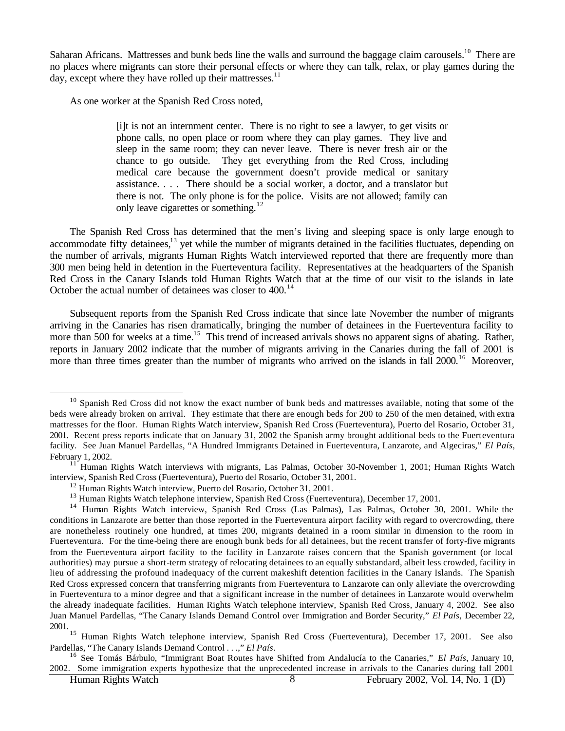Saharan Africans. Mattresses and bunk beds line the walls and surround the baggage claim carousels.[10] There are no places where migrants can store their personal effects or where they can talk, relax, or play games during the day, except where they have rolled up their mattresses.[11]

As one worker at the Spanish Red Cross noted,

> [i]t is not an internment center. There is no right to see a lawyer, to get visits or phone calls, no open place or room where they can play games. They live and sleep in the same room; they can never leave. There is never fresh air or the chance to go outside. They get everything from the Red Cross, including medical care because the government doesn't provide medical or sanitary assistance. . . . There should be a social worker, a doctor, and a translator but there is not. The only phone is for the police. Visits are not allowed; family can only leave cigarettes or something.[12]

The Spanish Red Cross has determined that the men's living and sleeping space is only large enough to accommodate fifty detainees,[13] yet while the number of migrants detained in the facilities fluctuates, depending on the number of arrivals, migrants Human Rights Watch interviewed reported that there are frequently more than 300 men being held in detention in the Fuerteventura facility. Representatives at the headquarters of the Spanish Red Cross in the Canary Islands told Human Rights Watch that at the time of our visit to the islands in late October the actual number of detainees was closer to 400.[14]

Subsequent reports from the Spanish Red Cross indicate that since late November the number of migrants arriving in the Canaries has risen dramatically, bringing the number of detainees in the Fuerteventura facility to more than 500 for weeks at a time.[15] This trend of increased arrivals shows no apparent signs of abating. Rather, reports in January 2002 indicate that the number of migrants arriving in the Canaries during the fall of 2001 is more than three times greater than the number of migrants who arrived on the islands in fall 2000.[16] Moreover,

---

[10] Spanish Red Cross did not know the exact number of bunk beds and mattresses available, noting that some of the beds were already broken on arrival. They estimate that there are enough beds for 200 to 250 of the men detained, with extra mattresses for the floor. Human Rights Watch interview, Spanish Red Cross (Fuerteventura), Puerto del Rosario, October 31, 2001. Recent press reports indicate that on January 31, 2002 the Spanish army brought additional beds to the Fuerteventura facility. See Juan Manuel Pardellas, "A Hundred Immigrants Detained in Fuerteventura, Lanzarote, and Algeciras," *El País*, February 1, 2002.

[11] Human Rights Watch interviews with migrants, Las Palmas, October 30-November 1, 2001; Human Rights Watch interview, Spanish Red Cross (Fuerteventura), Puerto del Rosario, October 31, 2001.

[12] Human Rights Watch interview, Puerto del Rosario, October 31, 2001.

[13] Human Rights Watch telephone interview, Spanish Red Cross (Fuerteventura), December 17, 2001.

[14] Human Rights Watch interview, Spanish Red Cross (Las Palmas), Las Palmas, October 30, 2001. While the conditions in Lanzarote are better than those reported in the Fuerteventura airport facility with regard to overcrowding, there are nonetheless routinely one hundred, at times 200, migrants detained in a room similar in dimension to the room in Fuerteventura. For the time-being there are enough bunk beds for all detainees, but the recent transfer of forty-five migrants from the Fuerteventura airport facility to the facility in Lanzarote raises concern that the Spanish government (or local authorities) may pursue a short-term strategy of relocating detainees to an equally substandard, albeit less crowded, facility in lieu of addressing the profound inadequacy of the current makeshift detention facilities in the Canary Islands. The Spanish Red Cross expressed concern that transferring migrants from Fuerteventura to Lanzarote can only alleviate the overcrowding in Fuerteventura to a minor degree and that a significant increase in the number of detainees in Lanzarote would overwhelm the already inadequate facilities. Human Rights Watch telephone interview, Spanish Red Cross, January 4, 2002. See also Juan Manuel Pardellas, "The Canary Islands Demand Control over Immigration and Border Security," *El País*, December 22, 2001.

[15] Human Rights Watch telephone interview, Spanish Red Cross (Fuerteventura), December 17, 2001. See also Pardellas, "The Canary Islands Demand Control . . .," *El País*.

[16] See Tomás Bárbulo, "Immigrant Boat Routes have Shifted from Andalucía to the Canaries," *El País*, January 10, 2002. Some immigration experts hypothesize that the unprecedented increase in arrivals to the Canaries during fall 2001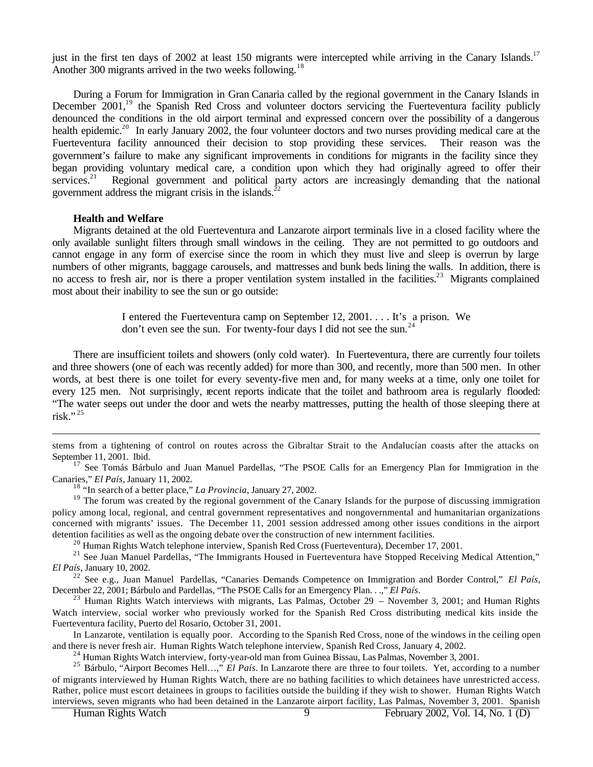just in the first ten days of 2002 at least 150 migrants were intercepted while arriving in the Canary Islands.[17] Another 300 migrants arrived in the two weeks following.[18]

During a Forum for Immigration in Gran Canaria called by the regional government in the Canary Islands in December 2001,[19] the Spanish Red Cross and volunteer doctors servicing the Fuerteventura facility publicly denounced the conditions in the old airport terminal and expressed concern over the possibility of a dangerous health epidemic.[20] In early January 2002, the four volunteer doctors and two nurses providing medical care at the Fuerteventura facility announced their decision to stop providing these services. Their reason was the government's failure to make any significant improvements in conditions for migrants in the facility since they began providing voluntary medical care, a condition upon which they had originally agreed to offer their services.[21] Regional government and political party actors are increasingly demanding that the national government address the migrant crisis in the islands.[22]

**Health and Welfare**

Migrants detained at the old Fuerteventura and Lanzarote airport terminals live in a closed facility where the only available sunlight filters through small windows in the ceiling. They are not permitted to go outdoors and cannot engage in any form of exercise since the room in which they must live and sleep is overrun by large numbers of other migrants, baggage carousels, and mattresses and bunk beds lining the walls. In addition, there is no access to fresh air, nor is there a proper ventilation system installed in the facilities.[23] Migrants complained most about their inability to see the sun or go outside:

> I entered the Fuerteventura camp on September 12, 2001. . . . It's a prison. We don't even see the sun. For twenty-four days I did not see the sun.[24]

There are insufficient toilets and showers (only cold water). In Fuerteventura, there are currently four toilets and three showers (one of each was recently added) for more than 300, and recently, more than 500 men. In other words, at best there is one toilet for every seventy-five men and, for many weeks at a time, only one toilet for every 125 men. Not surprisingly, recent reports indicate that the toilet and bathroom area is regularly flooded: "The water seeps out under the door and wets the nearby mattresses, putting the health of those sleeping there at risk."[25]

---

stems from a tightening of control on routes across the Gibraltar Strait to the Andalucían coasts after the attacks on September 11, 2001. Ibid.

[17] See Tomás Bárbulo and Juan Manuel Pardellas, "The PSOE Calls for an Emergency Plan for Immigration in the Canaries," *El País*, January 11, 2002.

[18] "In search of a better place," *La Provincia*, January 27, 2002.

[19] The forum was created by the regional government of the Canary Islands for the purpose of discussing immigration policy among local, regional, and central government representatives and nongovernmental and humanitarian organizations concerned with migrants' issues. The December 11, 2001 session addressed among other issues conditions in the airport detention facilities as well as the ongoing debate over the construction of new internment facilities.

[20] Human Rights Watch telephone interview, Spanish Red Cross (Fuerteventura), December 17, 2001.

[21] See Juan Manuel Pardellas, "The Immigrants Housed in Fuerteventura have Stopped Receiving Medical Attention," *El País*, January 10, 2002.

[22] See e.g., Juan Manuel Pardellas, "Canaries Demands Competence on Immigration and Border Control," *El País*, December 22, 2001; Bárbulo and Pardellas, "The PSOE Calls for an Emergency Plan. . .," *El País*.

[23] Human Rights Watch interviews with migrants, Las Palmas, October 29 – November 3, 2001; and Human Rights Watch interview, social worker who previously worked for the Spanish Red Cross distributing medical kits inside the Fuerteventura facility, Puerto del Rosario, October 31, 2001.

In Lanzarote, ventilation is equally poor. According to the Spanish Red Cross, none of the windows in the ceiling open and there is never fresh air. Human Rights Watch telephone interview, Spanish Red Cross, January 4, 2002.

[24] Human Rights Watch interview, forty-year-old man from Guinea Bissau, Las Palmas, November 3, 2001.

[25] Bárbulo, "Airport Becomes Hell…," *El País*. In Lanzarote there are three to four toilets. Yet, according to a number of migrants interviewed by Human Rights Watch, there are no bathing facilities to which detainees have unrestricted access. Rather, police must escort detainees in groups to facilities outside the building if they wish to shower. Human Rights Watch interviews, seven migrants who had been detained in the Lanzarote airport facility, Las Palmas, November 3, 2001. Spanish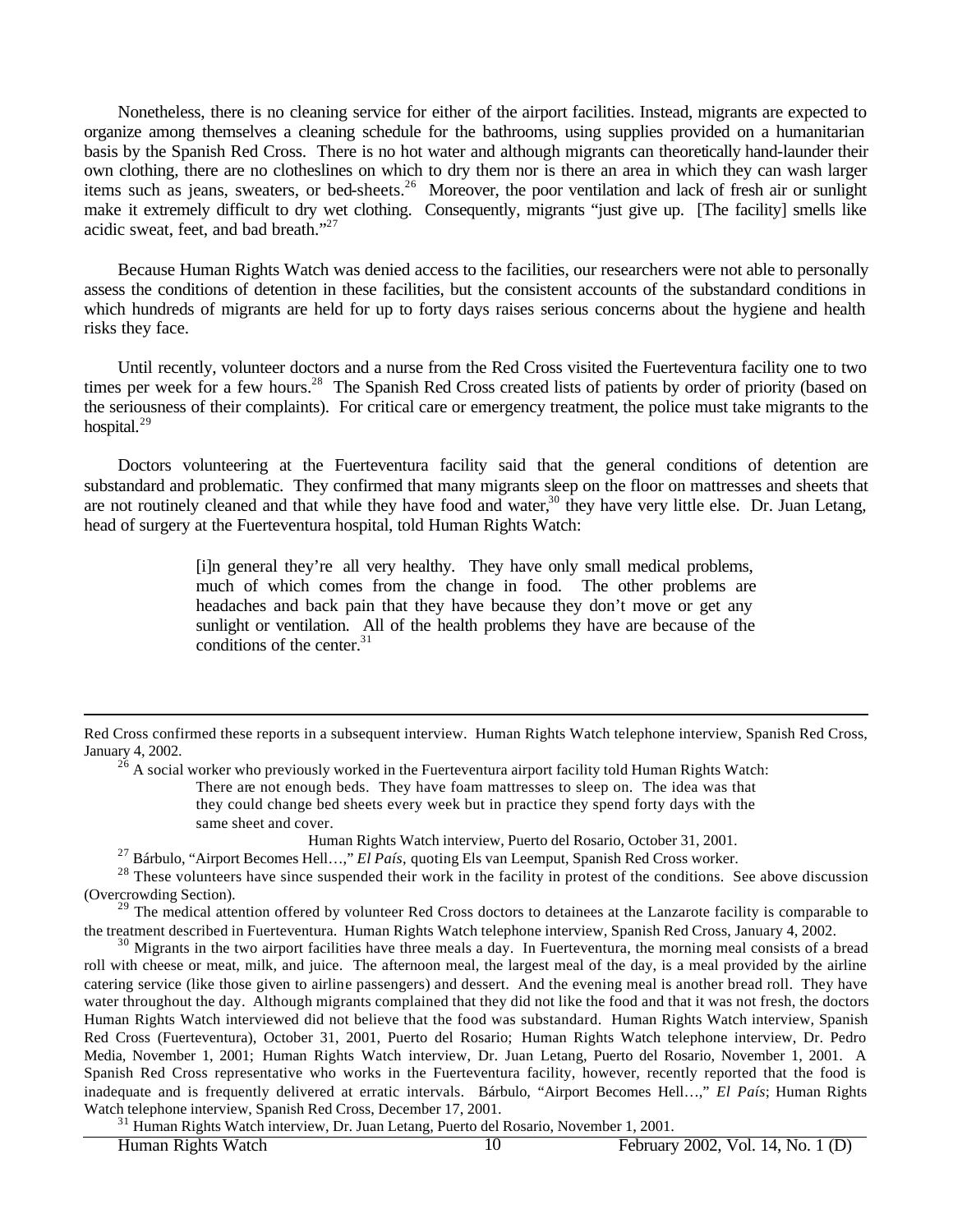Nonetheless, there is no cleaning service for either of the airport facilities. Instead, migrants are expected to organize among themselves a cleaning schedule for the bathrooms, using supplies provided on a humanitarian basis by the Spanish Red Cross. There is no hot water and although migrants can theoretically hand-launder their own clothing, there are no clotheslines on which to dry them nor is there an area in which they can wash larger items such as jeans, sweaters, or bed-sheets.[26] Moreover, the poor ventilation and lack of fresh air or sunlight make it extremely difficult to dry wet clothing. Consequently, migrants "just give up. [The facility] smells like acidic sweat, feet, and bad breath."[27]

Because Human Rights Watch was denied access to the facilities, our researchers were not able to personally assess the conditions of detention in these facilities, but the consistent accounts of the substandard conditions in which hundreds of migrants are held for up to forty days raises serious concerns about the hygiene and health risks they face.

Until recently, volunteer doctors and a nurse from the Red Cross visited the Fuerteventura facility one to two times per week for a few hours.[28] The Spanish Red Cross created lists of patients by order of priority (based on the seriousness of their complaints). For critical care or emergency treatment, the police must take migrants to the hospital.[29]

Doctors volunteering at the Fuerteventura facility said that the general conditions of detention are substandard and problematic. They confirmed that many migrants sleep on the floor on mattresses and sheets that are not routinely cleaned and that while they have food and water,[30] they have very little else. Dr. Juan Letang, head of surgery at the Fuerteventura hospital, told Human Rights Watch:

> [i]n general they're all very healthy. They have only small medical problems, much of which comes from the change in food. The other problems are headaches and back pain that they have because they don't move or get any sunlight or ventilation. All of the health problems they have are because of the conditions of the center.[31]

---

Red Cross confirmed these reports in a subsequent interview. Human Rights Watch telephone interview, Spanish Red Cross, January 4, 2002.

[26] A social worker who previously worked in the Fuerteventura airport facility told Human Rights Watch:

> There are not enough beds. They have foam mattresses to sleep on. The idea was that they could change bed sheets every week but in practice they spend forty days with the same sheet and cover.

Human Rights Watch interview, Puerto del Rosario, October 31, 2001.

[27] Bárbulo, "Airport Becomes Hell…," *El País*, quoting Els van Leemput, Spanish Red Cross worker.

[28] These volunteers have since suspended their work in the facility in protest of the conditions. See above discussion (Overcrowding Section).

[29] The medical attention offered by volunteer Red Cross doctors to detainees at the Lanzarote facility is comparable to the treatment described in Fuerteventura. Human Rights Watch telephone interview, Spanish Red Cross, January 4, 2002.

[30] Migrants in the two airport facilities have three meals a day. In Fuerteventura, the morning meal consists of a bread roll with cheese or meat, milk, and juice. The afternoon meal, the largest meal of the day, is a meal provided by the airline catering service (like those given to airline passengers) and dessert. And the evening meal is another bread roll. They have water throughout the day. Although migrants complained that they did not like the food and that it was not fresh, the doctors Human Rights Watch interviewed did not believe that the food was substandard. Human Rights Watch interview, Spanish Red Cross (Fuerteventura), October 31, 2001, Puerto del Rosario; Human Rights Watch telephone interview, Dr. Pedro Media, November 1, 2001; Human Rights Watch interview, Dr. Juan Letang, Puerto del Rosario, November 1, 2001. A Spanish Red Cross representative who works in the Fuerteventura facility, however, recently reported that the food is inadequate and is frequently delivered at erratic intervals. Bárbulo, "Airport Becomes Hell…," *El País*; Human Rights Watch telephone interview, Spanish Red Cross, December 17, 2001.

[31] Human Rights Watch interview, Dr. Juan Letang, Puerto del Rosario, November 1, 2001.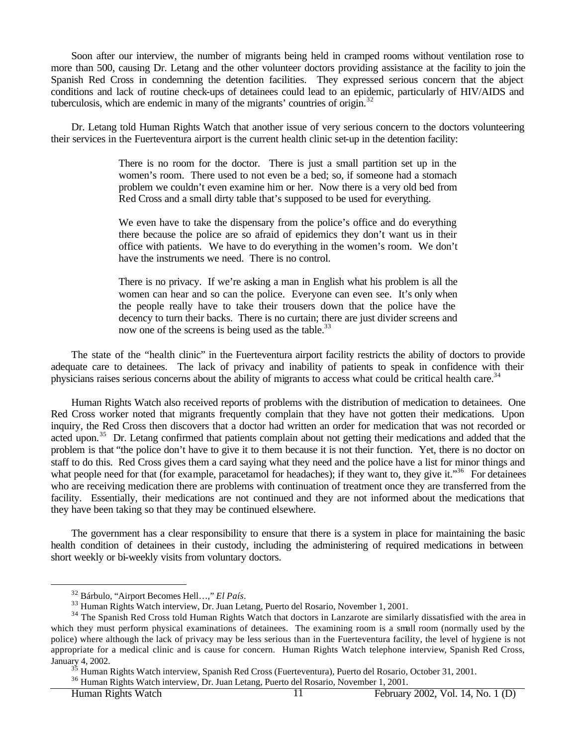Soon after our interview, the number of migrants being held in cramped rooms without ventilation rose to more than 500, causing Dr. Letang and the other volunteer doctors providing assistance at the facility to join the Spanish Red Cross in condemning the detention facilities. They expressed serious concern that the abject conditions and lack of routine check-ups of detainees could lead to an epidemic, particularly of HIV/AIDS and tuberculosis, which are endemic in many of the migrants' countries of origin.[32]

Dr. Letang told Human Rights Watch that another issue of very serious concern to the doctors volunteering their services in the Fuerteventura airport is the current health clinic set-up in the detention facility:

> There is no room for the doctor. There is just a small partition set up in the women's room. There used to not even be a bed; so, if someone had a stomach problem we couldn't even examine him or her. Now there is a very old bed from Red Cross and a small dirty table that's supposed to be used for everything.
>
> We even have to take the dispensary from the police's office and do everything there because the police are so afraid of epidemics they don't want us in their office with patients. We have to do everything in the women's room. We don't have the instruments we need. There is no control.
>
> There is no privacy. If we're asking a man in English what his problem is all the women can hear and so can the police. Everyone can even see. It's only when the people really have to take their trousers down that the police have the decency to turn their backs. There is no curtain; there are just divider screens and now one of the screens is being used as the table.[33]

The state of the "health clinic" in the Fuerteventura airport facility restricts the ability of doctors to provide adequate care to detainees. The lack of privacy and inability of patients to speak in confidence with their physicians raises serious concerns about the ability of migrants to access what could be critical health care.[34]

Human Rights Watch also received reports of problems with the distribution of medication to detainees. One Red Cross worker noted that migrants frequently complain that they have not gotten their medications. Upon inquiry, the Red Cross then discovers that a doctor had written an order for medication that was not recorded or acted upon.[35] Dr. Letang confirmed that patients complain about not getting their medications and added that the problem is that "the police don't have to give it to them because it is not their function. Yet, there is no doctor on staff to do this. Red Cross gives them a card saying what they need and the police have a list for minor things and what people need for that (for example, paracetamol for headaches); if they want to, they give it."[36] For detainees who are receiving medication there are problems with continuation of treatment once they are transferred from the facility. Essentially, their medications are not continued and they are not informed about the medications that they have been taking so that they may be continued elsewhere.

The government has a clear responsibility to ensure that there is a system in place for maintaining the basic health condition of detainees in their custody, including the administering of required medications in between short weekly or bi-weekly visits from voluntary doctors.

---

[32] Bárbulo, "Airport Becomes Hell…," *El País*.

[33] Human Rights Watch interview, Dr. Juan Letang, Puerto del Rosario, November 1, 2001.

[34] The Spanish Red Cross told Human Rights Watch that doctors in Lanzarote are similarly dissatisfied with the area in which they must perform physical examinations of detainees. The examining room is a small room (normally used by the police) where although the lack of privacy may be less serious than in the Fuerteventura facility, the level of hygiene is not appropriate for a medical clinic and is cause for concern. Human Rights Watch telephone interview, Spanish Red Cross, January 4, 2002.

[35] Human Rights Watch interview, Spanish Red Cross (Fuerteventura), Puerto del Rosario, October 31, 2001.

[36] Human Rights Watch interview, Dr. Juan Letang, Puerto del Rosario, November 1, 2001.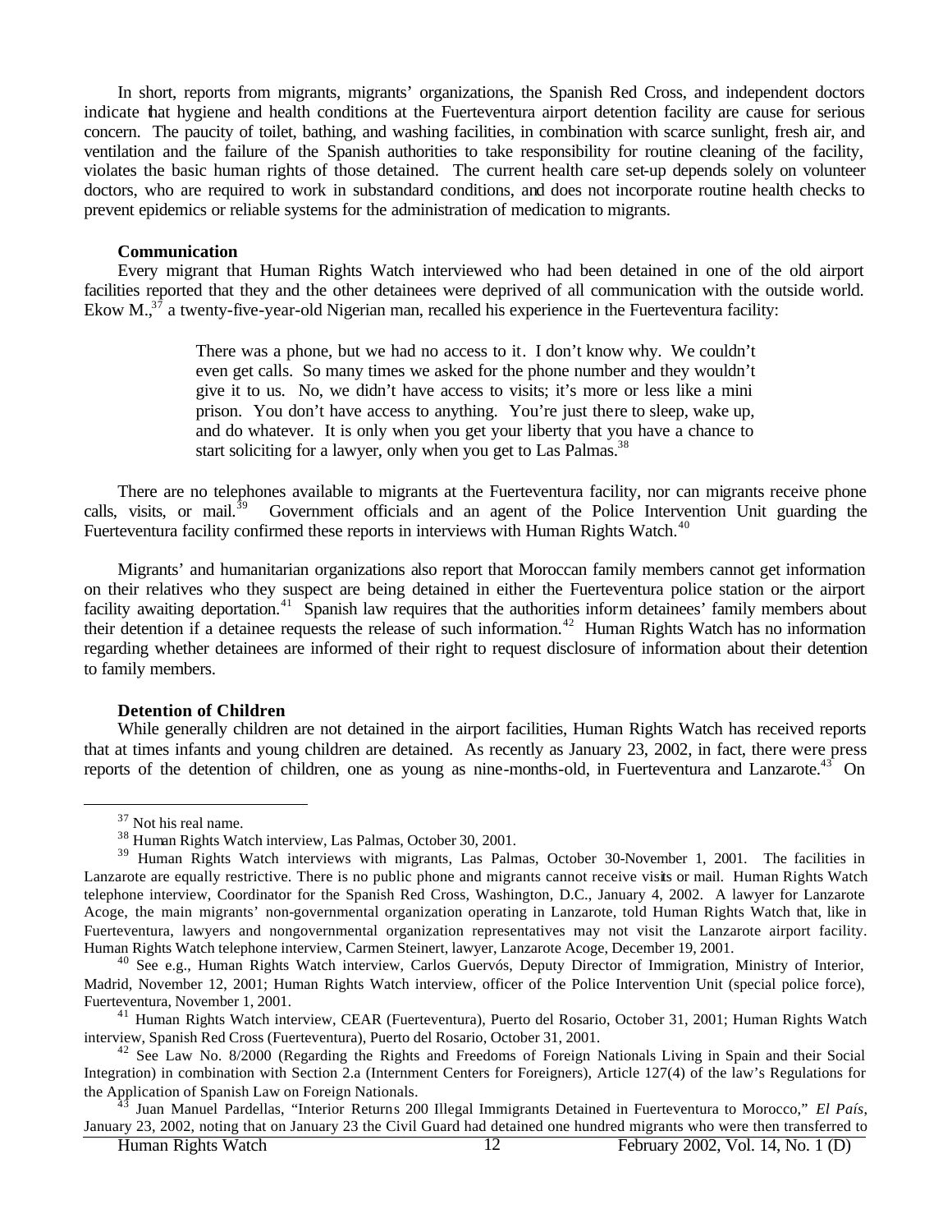In short, reports from migrants, migrants' organizations, the Spanish Red Cross, and independent doctors indicate that hygiene and health conditions at the Fuerteventura airport detention facility are cause for serious concern. The paucity of toilet, bathing, and washing facilities, in combination with scarce sunlight, fresh air, and ventilation and the failure of the Spanish authorities to take responsibility for routine cleaning of the facility, violates the basic human rights of those detained. The current health care set-up depends solely on volunteer doctors, who are required to work in substandard conditions, and does not incorporate routine health checks to prevent epidemics or reliable systems for the administration of medication to migrants.

**Communication**

Every migrant that Human Rights Watch interviewed who had been detained in one of the old airport facilities reported that they and the other detainees were deprived of all communication with the outside world. Ekow M.,[37] a twenty-five-year-old Nigerian man, recalled his experience in the Fuerteventura facility:

> There was a phone, but we had no access to it. I don't know why. We couldn't even get calls. So many times we asked for the phone number and they wouldn't give it to us. No, we didn't have access to visits; it's more or less like a mini prison. You don't have access to anything. You're just there to sleep, wake up, and do whatever. It is only when you get your liberty that you have a chance to start soliciting for a lawyer, only when you get to Las Palmas.[38]

There are no telephones available to migrants at the Fuerteventura facility, nor can migrants receive phone calls, visits, or mail.[39] Government officials and an agent of the Police Intervention Unit guarding the Fuerteventura facility confirmed these reports in interviews with Human Rights Watch.[40]

Migrants' and humanitarian organizations also report that Moroccan family members cannot get information on their relatives who they suspect are being detained in either the Fuerteventura police station or the airport facility awaiting deportation.[41] Spanish law requires that the authorities inform detainees' family members about their detention if a detainee requests the release of such information.[42] Human Rights Watch has no information regarding whether detainees are informed of their right to request disclosure of information about their detention to family members.

**Detention of Children**

While generally children are not detained in the airport facilities, Human Rights Watch has received reports that at times infants and young children are detained. As recently as January 23, 2002, in fact, there were press reports of the detention of children, one as young as nine-months-old, in Fuerteventura and Lanzarote.[43] On

---

[37] Not his real name.

[38] Human Rights Watch interview, Las Palmas, October 30, 2001.

[39] Human Rights Watch interviews with migrants, Las Palmas, October 30-November 1, 2001. The facilities in Lanzarote are equally restrictive. There is no public phone and migrants cannot receive visits or mail. Human Rights Watch telephone interview, Coordinator for the Spanish Red Cross, Washington, D.C., January 4, 2002. A lawyer for Lanzarote Acoge, the main migrants' non-governmental organization operating in Lanzarote, told Human Rights Watch that, like in Fuerteventura, lawyers and nongovernmental organization representatives may not visit the Lanzarote airport facility. Human Rights Watch telephone interview, Carmen Steinert, lawyer, Lanzarote Acoge, December 19, 2001.

[40] See e.g., Human Rights Watch interview, Carlos Guervós, Deputy Director of Immigration, Ministry of Interior, Madrid, November 12, 2001; Human Rights Watch interview, officer of the Police Intervention Unit (special police force), Fuerteventura, November 1, 2001.

[41] Human Rights Watch interview, CEAR (Fuerteventura), Puerto del Rosario, October 31, 2001; Human Rights Watch interview, Spanish Red Cross (Fuerteventura), Puerto del Rosario, October 31, 2001.

[42] See Law No. 8/2000 (Regarding the Rights and Freedoms of Foreign Nationals Living in Spain and their Social Integration) in combination with Section 2.a (Internment Centers for Foreigners), Article 127(4) of the law's Regulations for the Application of Spanish Law on Foreign Nationals.

[43] Juan Manuel Pardellas, "Interior Returns 200 Illegal Immigrants Detained in Fuerteventura to Morocco," *El País*, January 23, 2002, noting that on January 23 the Civil Guard had detained one hundred migrants who were then transferred to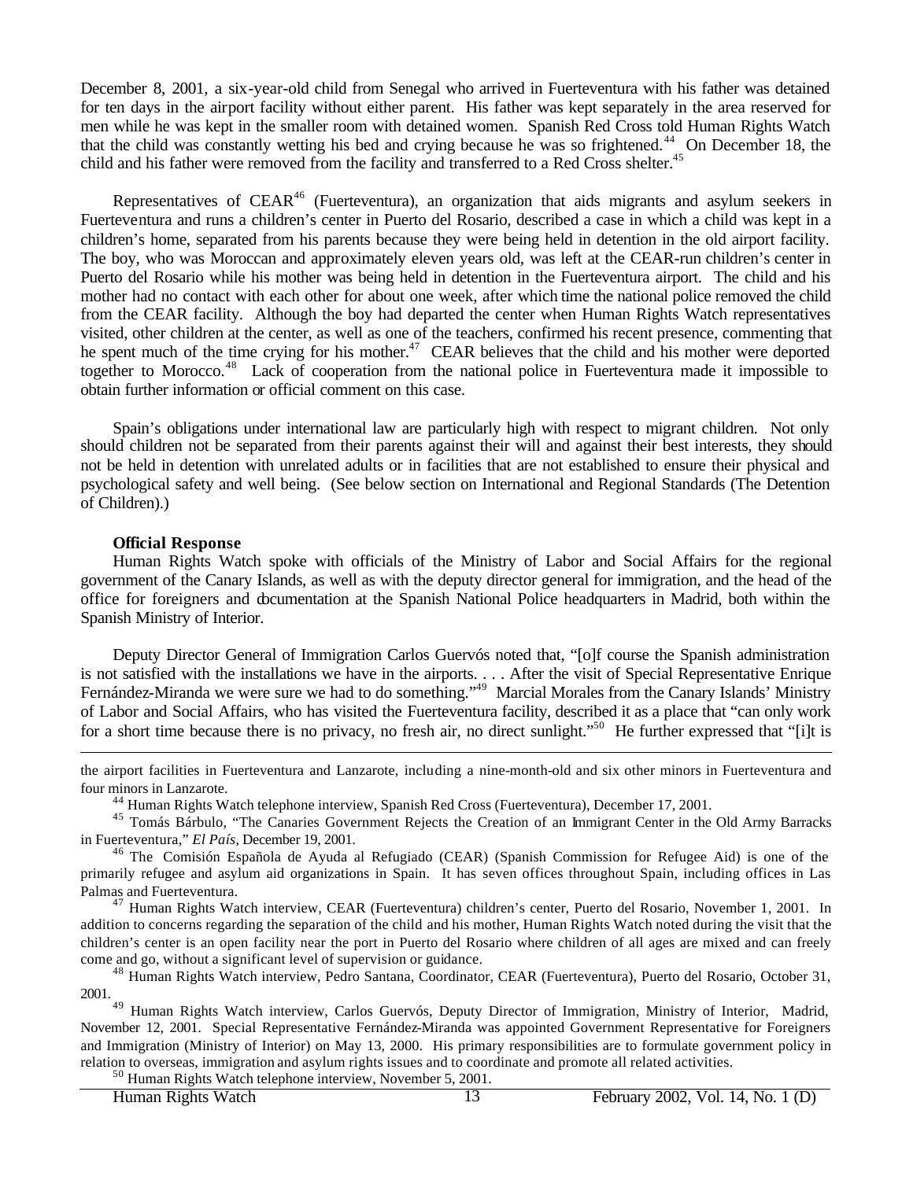December 8, 2001, a six-year-old child from Senegal who arrived in Fuerteventura with his father was detained for ten days in the airport facility without either parent. His father was kept separately in the area reserved for men while he was kept in the smaller room with detained women. Spanish Red Cross told Human Rights Watch that the child was constantly wetting his bed and crying because he was so frightened.[44] On December 18, the child and his father were removed from the facility and transferred to a Red Cross shelter.[45]

Representatives of CEAR[46] (Fuerteventura), an organization that aids migrants and asylum seekers in Fuerteventura and runs a children's center in Puerto del Rosario, described a case in which a child was kept in a children's home, separated from his parents because they were being held in detention in the old airport facility. The boy, who was Moroccan and approximately eleven years old, was left at the CEAR-run children's center in Puerto del Rosario while his mother was being held in detention in the Fuerteventura airport. The child and his mother had no contact with each other for about one week, after which time the national police removed the child from the CEAR facility. Although the boy had departed the center when Human Rights Watch representatives visited, other children at the center, as well as one of the teachers, confirmed his recent presence, commenting that he spent much of the time crying for his mother.[47] CEAR believes that the child and his mother were deported together to Morocco.[48] Lack of cooperation from the national police in Fuerteventura made it impossible to obtain further information or official comment on this case.

Spain's obligations under international law are particularly high with respect to migrant children. Not only should children not be separated from their parents against their will and against their best interests, they should not be held in detention with unrelated adults or in facilities that are not established to ensure their physical and psychological safety and well being. (See below section on International and Regional Standards (The Detention of Children).)

**Official Response**

Human Rights Watch spoke with officials of the Ministry of Labor and Social Affairs for the regional government of the Canary Islands, as well as with the deputy director general for immigration, and the head of the office for foreigners and documentation at the Spanish National Police headquarters in Madrid, both within the Spanish Ministry of Interior.

Deputy Director General of Immigration Carlos Guervós noted that, "[o]f course the Spanish administration is not satisfied with the installations we have in the airports. . . . After the visit of Special Representative Enrique Fernández-Miranda we were sure we had to do something."[49] Marcial Morales from the Canary Islands' Ministry of Labor and Social Affairs, who has visited the Fuerteventura facility, described it as a place that "can only work for a short time because there is no privacy, no fresh air, no direct sunlight."[50] He further expressed that "[i]t is

---

the airport facilities in Fuerteventura and Lanzarote, including a nine-month-old and six other minors in Fuerteventura and four minors in Lanzarote.

[44] Human Rights Watch telephone interview, Spanish Red Cross (Fuerteventura), December 17, 2001.

[45] Tomás Bárbulo, "The Canaries Government Rejects the Creation of an Immigrant Center in the Old Army Barracks in Fuerteventura," *El País*, December 19, 2001.

[46] The Comisión Española de Ayuda al Refugiado (CEAR) (Spanish Commission for Refugee Aid) is one of the primarily refugee and asylum aid organizations in Spain. It has seven offices throughout Spain, including offices in Las Palmas and Fuerteventura.

[47] Human Rights Watch interview, CEAR (Fuerteventura) children's center, Puerto del Rosario, November 1, 2001. In addition to concerns regarding the separation of the child and his mother, Human Rights Watch noted during the visit that the children's center is an open facility near the port in Puerto del Rosario where children of all ages are mixed and can freely come and go, without a significant level of supervision or guidance.

[48] Human Rights Watch interview, Pedro Santana, Coordinator, CEAR (Fuerteventura), Puerto del Rosario, October 31, 2001.

[49] Human Rights Watch interview, Carlos Guervós, Deputy Director of Immigration, Ministry of Interior, Madrid, November 12, 2001. Special Representative Fernández-Miranda was appointed Government Representative for Foreigners and Immigration (Ministry of Interior) on May 13, 2000. His primary responsibilities are to formulate government policy in relation to overseas, immigration and asylum rights issues and to coordinate and promote all related activities.

[50] Human Rights Watch telephone interview, November 5, 2001.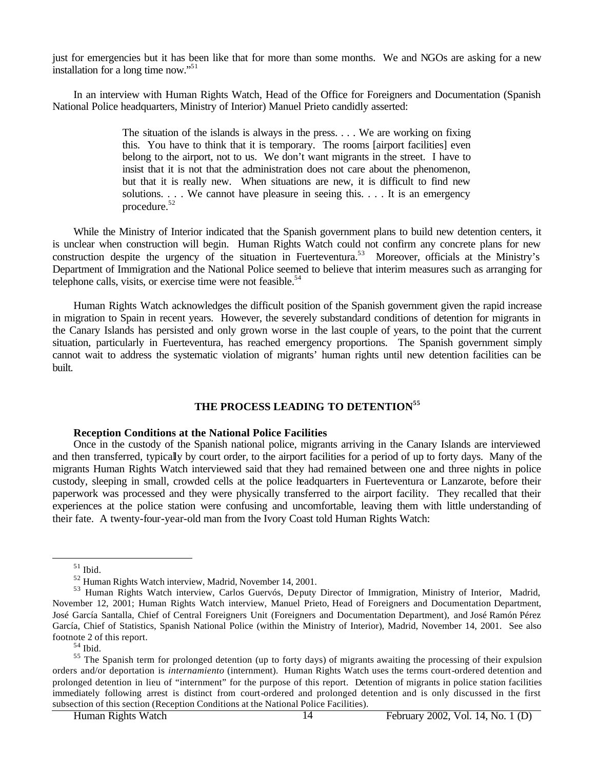just for emergencies but it has been like that for more than some months. We and NGOs are asking for a new installation for a long time now."[51]

In an interview with Human Rights Watch, Head of the Office for Foreigners and Documentation (Spanish National Police headquarters, Ministry of Interior) Manuel Prieto candidly asserted:

> The situation of the islands is always in the press. . . . We are working on fixing this. You have to think that it is temporary. The rooms [airport facilities] even belong to the airport, not to us. We don't want migrants in the street. I have to insist that it is not that the administration does not care about the phenomenon, but that it is really new. When situations are new, it is difficult to find new solutions. . . . We cannot have pleasure in seeing this. . . . It is an emergency procedure.[52]

While the Ministry of Interior indicated that the Spanish government plans to build new detention centers, it is unclear when construction will begin. Human Rights Watch could not confirm any concrete plans for new construction despite the urgency of the situation in Fuerteventura.[53] Moreover, officials at the Ministry's Department of Immigration and the National Police seemed to believe that interim measures such as arranging for telephone calls, visits, or exercise time were not feasible.[54]

Human Rights Watch acknowledges the difficult position of the Spanish government given the rapid increase in migration to Spain in recent years. However, the severely substandard conditions of detention for migrants in the Canary Islands has persisted and only grown worse in the last couple of years, to the point that the current situation, particularly in Fuerteventura, has reached emergency proportions. The Spanish government simply cannot wait to address the systematic violation of migrants' human rights until new detention facilities can be built.

## THE PROCESS LEADING TO DETENTION[55]

### Reception Conditions at the National Police Facilities

Once in the custody of the Spanish national police, migrants arriving in the Canary Islands are interviewed and then transferred, typically by court order, to the airport facilities for a period of up to forty days. Many of the migrants Human Rights Watch interviewed said that they had remained between one and three nights in police custody, sleeping in small, crowded cells at the police headquarters in Fuerteventura or Lanzarote, before their paperwork was processed and they were physically transferred to the airport facility. They recalled that their experiences at the police station were confusing and uncomfortable, leaving them with little understanding of their fate. A twenty-four-year-old man from the Ivory Coast told Human Rights Watch:

---

[51] Ibid.

[52] Human Rights Watch interview, Madrid, November 14, 2001.

[53] Human Rights Watch interview, Carlos Guervós, Deputy Director of Immigration, Ministry of Interior, Madrid, November 12, 2001; Human Rights Watch interview, Manuel Prieto, Head of Foreigners and Documentation Department, José García Santalla, Chief of Central Foreigners Unit (Foreigners and Documentation Department), and José Ramón Pérez García, Chief of Statistics, Spanish National Police (within the Ministry of Interior), Madrid, November 14, 2001. See also footnote 2 of this report.

[54] Ibid.

[55] The Spanish term for prolonged detention (up to forty days) of migrants awaiting the processing of their expulsion orders and/or deportation is *internamiento* (internment). Human Rights Watch uses the terms court-ordered detention and prolonged detention in lieu of "internment" for the purpose of this report. Detention of migrants in police station facilities immediately following arrest is distinct from court-ordered and prolonged detention and is only discussed in the first subsection of this section (Reception Conditions at the National Police Facilities).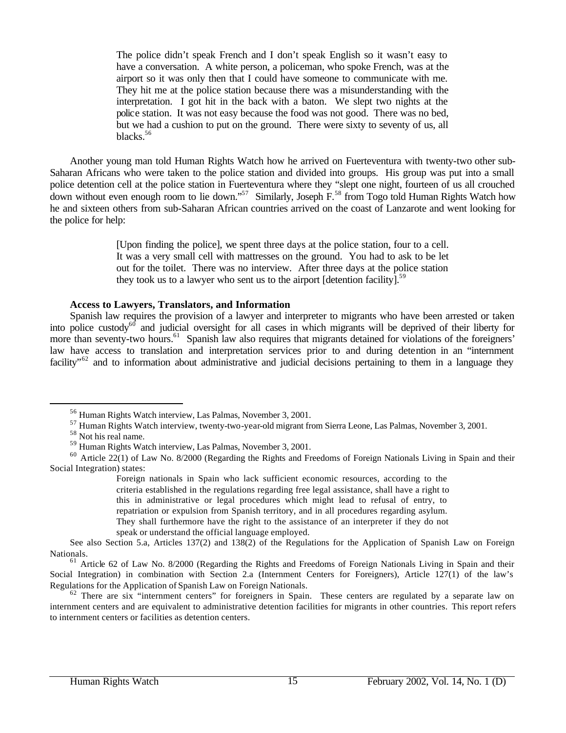> The police didn't speak French and I don't speak English so it wasn't easy to have a conversation. A white person, a policeman, who spoke French, was at the airport so it was only then that I could have someone to communicate with me. They hit me at the police station because there was a misunderstanding with the interpretation. I got hit in the back with a baton. We slept two nights at the police station. It was not easy because the food was not good. There was no bed, but we had a cushion to put on the ground. There were sixty to seventy of us, all blacks.[56]

Another young man told Human Rights Watch how he arrived on Fuerteventura with twenty-two other sub-Saharan Africans who were taken to the police station and divided into groups. His group was put into a small police detention cell at the police station in Fuerteventura where they "slept one night, fourteen of us all crouched down without even enough room to lie down."[57] Similarly, Joseph F.[58] from Togo told Human Rights Watch how he and sixteen others from sub-Saharan African countries arrived on the coast of Lanzarote and went looking for the police for help:

> [Upon finding the police], we spent three days at the police station, four to a cell. It was a very small cell with mattresses on the ground. You had to ask to be let out for the toilet. There was no interview. After three days at the police station they took us to a lawyer who sent us to the airport [detention facility].[59]

**Access to Lawyers, Translators, and Information**

Spanish law requires the provision of a lawyer and interpreter to migrants who have been arrested or taken into police custody[60] and judicial oversight for all cases in which migrants will be deprived of their liberty for more than seventy-two hours.[61] Spanish law also requires that migrants detained for violations of the foreigners' law have access to translation and interpretation services prior to and during detention in an "internment facility"[62] and to information about administrative and judicial decisions pertaining to them in a language they

---

[56] Human Rights Watch interview, Las Palmas, November 3, 2001.

[57] Human Rights Watch interview, twenty-two-year-old migrant from Sierra Leone, Las Palmas, November 3, 2001.

[58] Not his real name.

[59] Human Rights Watch interview, Las Palmas, November 3, 2001.

[60] Article 22(1) of Law No. 8/2000 (Regarding the Rights and Freedoms of Foreign Nationals Living in Spain and their Social Integration) states:

> Foreign nationals in Spain who lack sufficient economic resources, according to the criteria established in the regulations regarding free legal assistance, shall have a right to this in administrative or legal procedures which might lead to refusal of entry, to repatriation or expulsion from Spanish territory, and in all procedures regarding asylum. They shall furthermore have the right to the assistance of an interpreter if they do not speak or understand the official language employed.

See also Section 5.a, Articles 137(2) and 138(2) of the Regulations for the Application of Spanish Law on Foreign Nationals.

[61] Article 62 of Law No. 8/2000 (Regarding the Rights and Freedoms of Foreign Nationals Living in Spain and their Social Integration) in combination with Section 2.a (Internment Centers for Foreigners), Article 127(1) of the law's Regulations for the Application of Spanish Law on Foreign Nationals.

[62] There are six "internment centers" for foreigners in Spain. These centers are regulated by a separate law on internment centers and are equivalent to administrative detention facilities for migrants in other countries. This report refers to internment centers or facilities as detention centers.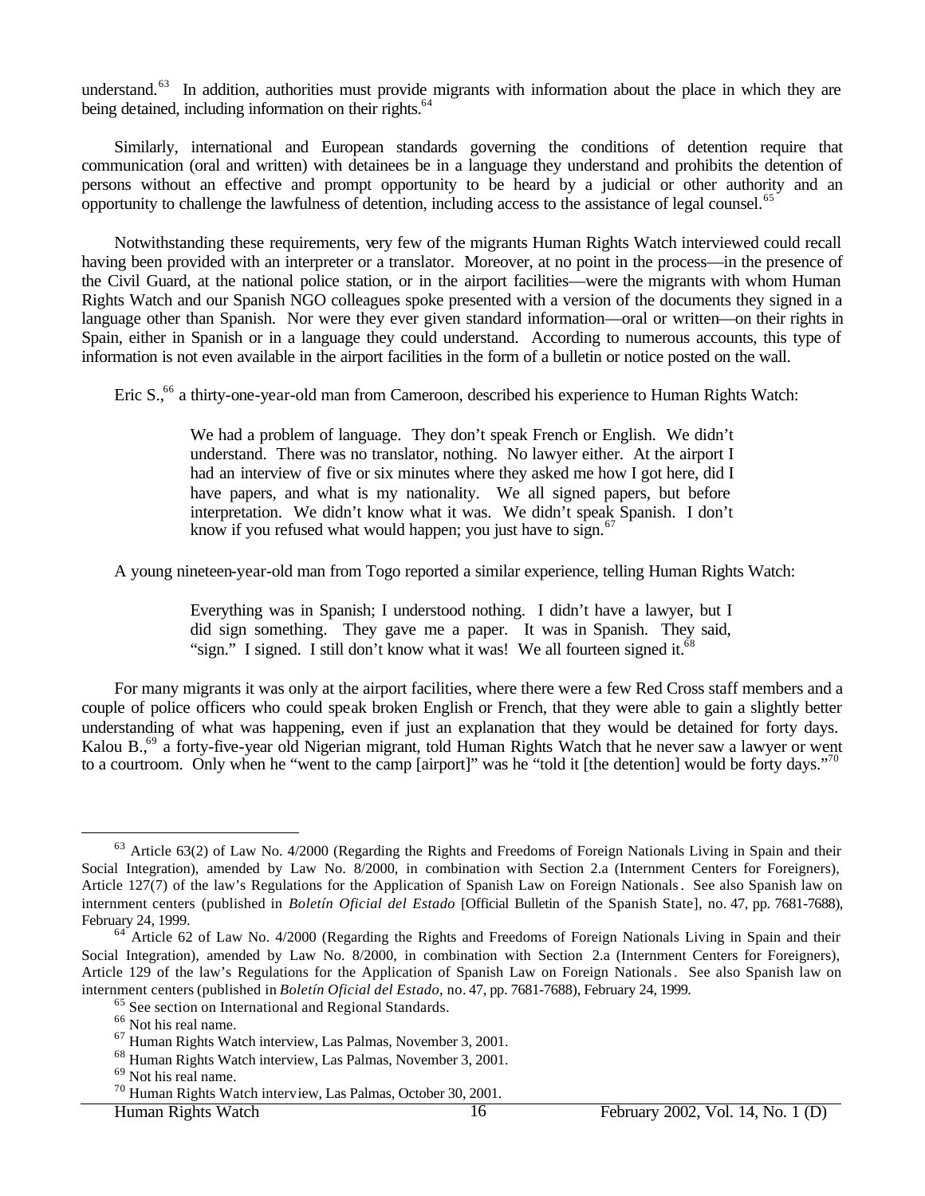understand.[63] In addition, authorities must provide migrants with information about the place in which they are being detained, including information on their rights.[64]

Similarly, international and European standards governing the conditions of detention require that communication (oral and written) with detainees be in a language they understand and prohibits the detention of persons without an effective and prompt opportunity to be heard by a judicial or other authority and an opportunity to challenge the lawfulness of detention, including access to the assistance of legal counsel.[65]

Notwithstanding these requirements, very few of the migrants Human Rights Watch interviewed could recall having been provided with an interpreter or a translator. Moreover, at no point in the process—in the presence of the Civil Guard, at the national police station, or in the airport facilities—were the migrants with whom Human Rights Watch and our Spanish NGO colleagues spoke presented with a version of the documents they signed in a language other than Spanish. Nor were they ever given standard information—oral or written—on their rights in Spain, either in Spanish or in a language they could understand. According to numerous accounts, this type of information is not even available in the airport facilities in the form of a bulletin or notice posted on the wall.

Eric S.,[66] a thirty-one-year-old man from Cameroon, described his experience to Human Rights Watch:

> We had a problem of language. They don't speak French or English. We didn't understand. There was no translator, nothing. No lawyer either. At the airport I had an interview of five or six minutes where they asked me how I got here, did I have papers, and what is my nationality. We all signed papers, but before interpretation. We didn't know what it was. We didn't speak Spanish. I don't know if you refused what would happen; you just have to sign.[67]

A young nineteen-year-old man from Togo reported a similar experience, telling Human Rights Watch:

> Everything was in Spanish; I understood nothing. I didn't have a lawyer, but I did sign something. They gave me a paper. It was in Spanish. They said, "sign." I signed. I still don't know what it was! We all fourteen signed it.[68]

For many migrants it was only at the airport facilities, where there were a few Red Cross staff members and a couple of police officers who could speak broken English or French, that they were able to gain a slightly better understanding of what was happening, even if just an explanation that they would be detained for forty days. Kalou B.,[69] a forty-five-year old Nigerian migrant, told Human Rights Watch that he never saw a lawyer or went to a courtroom. Only when he "went to the camp [airport]" was he "told it [the detention] would be forty days."[70]

---

[63] Article 63(2) of Law No. 4/2000 (Regarding the Rights and Freedoms of Foreign Nationals Living in Spain and their Social Integration), amended by Law No. 8/2000, in combination with Section 2.a (Internment Centers for Foreigners), Article 127(7) of the law's Regulations for the Application of Spanish Law on Foreign Nationals. See also Spanish law on internment centers (published in *Boletín Oficial del Estado* [Official Bulletin of the Spanish State], no. 47, pp. 7681-7688), February 24, 1999.

[64] Article 62 of Law No. 4/2000 (Regarding the Rights and Freedoms of Foreign Nationals Living in Spain and their Social Integration), amended by Law No. 8/2000, in combination with Section 2.a (Internment Centers for Foreigners), Article 129 of the law's Regulations for the Application of Spanish Law on Foreign Nationals. See also Spanish law on internment centers (published in *Boletín Oficial del Estado*, no. 47, pp. 7681-7688), February 24, 1999.

[65] See section on International and Regional Standards.

[66] Not his real name.

[67] Human Rights Watch interview, Las Palmas, November 3, 2001.

[68] Human Rights Watch interview, Las Palmas, November 3, 2001.

[69] Not his real name.

[70] Human Rights Watch interview, Las Palmas, October 30, 2001.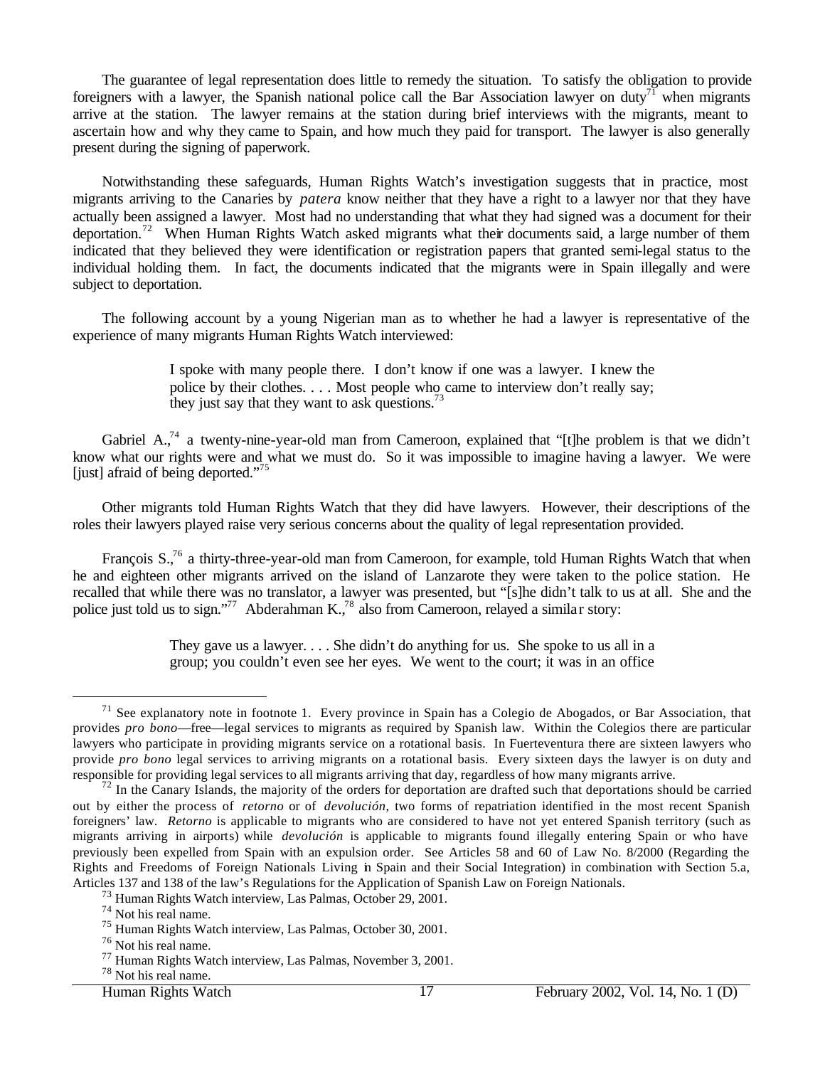The guarantee of legal representation does little to remedy the situation. To satisfy the obligation to provide foreigners with a lawyer, the Spanish national police call the Bar Association lawyer on duty[71] when migrants arrive at the station. The lawyer remains at the station during brief interviews with the migrants, meant to ascertain how and why they came to Spain, and how much they paid for transport. The lawyer is also generally present during the signing of paperwork.

Notwithstanding these safeguards, Human Rights Watch's investigation suggests that in practice, most migrants arriving to the Canaries by *patera* know neither that they have a right to a lawyer nor that they have actually been assigned a lawyer. Most had no understanding that what they had signed was a document for their deportation.[72] When Human Rights Watch asked migrants what their documents said, a large number of them indicated that they believed they were identification or registration papers that granted semi-legal status to the individual holding them. In fact, the documents indicated that the migrants were in Spain illegally and were subject to deportation.

The following account by a young Nigerian man as to whether he had a lawyer is representative of the experience of many migrants Human Rights Watch interviewed:

> I spoke with many people there. I don't know if one was a lawyer. I knew the police by their clothes. . . . Most people who came to interview don't really say; they just say that they want to ask questions.[73]

Gabriel A.,[74] a twenty-nine-year-old man from Cameroon, explained that "[t]he problem is that we didn't know what our rights were and what we must do. So it was impossible to imagine having a lawyer. We were [just] afraid of being deported."[75]

Other migrants told Human Rights Watch that they did have lawyers. However, their descriptions of the roles their lawyers played raise very serious concerns about the quality of legal representation provided.

François S.,[76] a thirty-three-year-old man from Cameroon, for example, told Human Rights Watch that when he and eighteen other migrants arrived on the island of Lanzarote they were taken to the police station. He recalled that while there was no translator, a lawyer was presented, but "[s]he didn't talk to us at all. She and the police just told us to sign."[77] Abderahman K.,[78] also from Cameroon, relayed a similar story:

> They gave us a lawyer. . . . She didn't do anything for us. She spoke to us all in a group; you couldn't even see her eyes. We went to the court; it was in an office

---

[71] See explanatory note in footnote 1. Every province in Spain has a Colegio de Abogados, or Bar Association, that provides *pro bono*—free—legal services to migrants as required by Spanish law. Within the Colegios there are particular lawyers who participate in providing migrants service on a rotational basis. In Fuerteventura there are sixteen lawyers who provide *pro bono* legal services to arriving migrants on a rotational basis. Every sixteen days the lawyer is on duty and responsible for providing legal services to all migrants arriving that day, regardless of how many migrants arrive.

[72] In the Canary Islands, the majority of the orders for deportation are drafted such that deportations should be carried out by either the process of *retorno* or of *devolución*, two forms of repatriation identified in the most recent Spanish foreigners' law. *Retorno* is applicable to migrants who are considered to have not yet entered Spanish territory (such as migrants arriving in airports) while *devolución* is applicable to migrants found illegally entering Spain or who have previously been expelled from Spain with an expulsion order. See Articles 58 and 60 of Law No. 8/2000 (Regarding the Rights and Freedoms of Foreign Nationals Living in Spain and their Social Integration) in combination with Section 5.a, Articles 137 and 138 of the law's Regulations for the Application of Spanish Law on Foreign Nationals.

[73] Human Rights Watch interview, Las Palmas, October 29, 2001.

[74] Not his real name.

[75] Human Rights Watch interview, Las Palmas, October 30, 2001.

[76] Not his real name.

[77] Human Rights Watch interview, Las Palmas, November 3, 2001.

[78] Not his real name.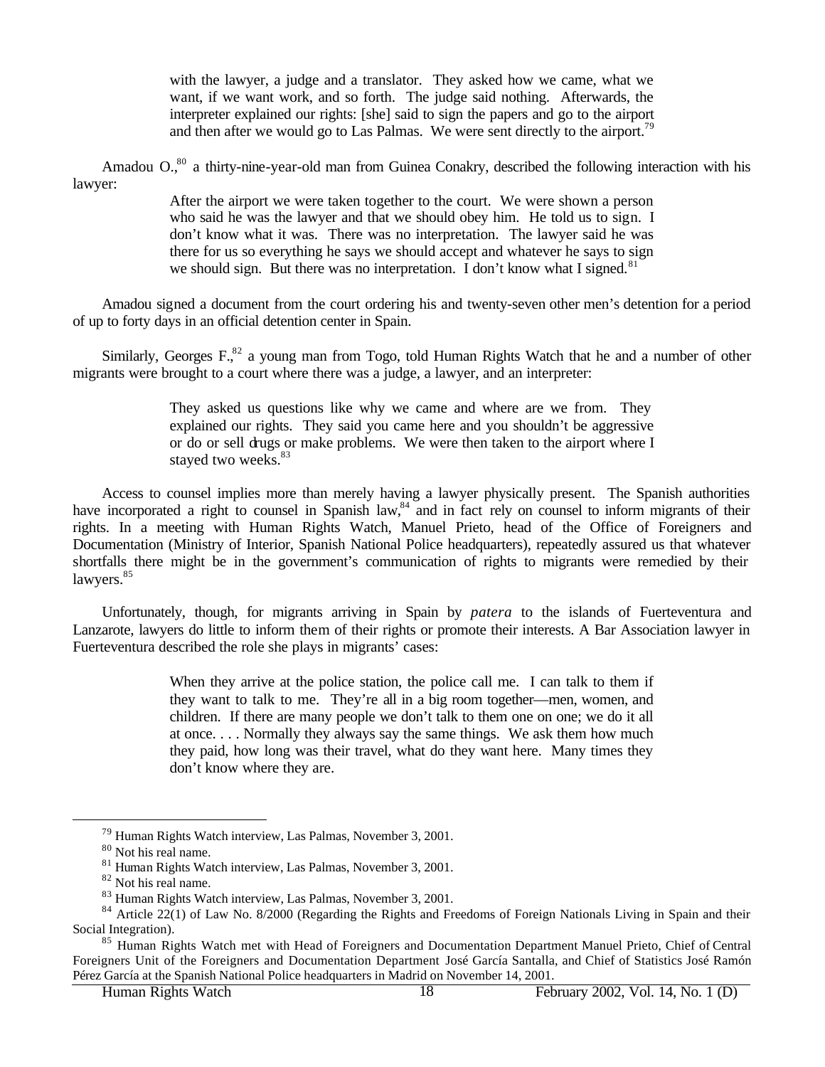> with the lawyer, a judge and a translator. They asked how we came, what we want, if we want work, and so forth. The judge said nothing. Afterwards, the interpreter explained our rights: [she] said to sign the papers and go to the airport and then after we would go to Las Palmas. We were sent directly to the airport.[79]

Amadou O.,[80] a thirty-nine-year-old man from Guinea Conakry, described the following interaction with his lawyer:

> After the airport we were taken together to the court. We were shown a person who said he was the lawyer and that we should obey him. He told us to sign. I don't know what it was. There was no interpretation. The lawyer said he was there for us so everything he says we should accept and whatever he says to sign we should sign. But there was no interpretation. I don't know what I signed.[81]

Amadou signed a document from the court ordering his and twenty-seven other men's detention for a period of up to forty days in an official detention center in Spain.

Similarly, Georges F.,[82] a young man from Togo, told Human Rights Watch that he and a number of other migrants were brought to a court where there was a judge, a lawyer, and an interpreter:

> They asked us questions like why we came and where are we from. They explained our rights. They said you came here and you shouldn't be aggressive or do or sell drugs or make problems. We were then taken to the airport where I stayed two weeks.[83]

Access to counsel implies more than merely having a lawyer physically present. The Spanish authorities have incorporated a right to counsel in Spanish law,[84] and in fact rely on counsel to inform migrants of their rights. In a meeting with Human Rights Watch, Manuel Prieto, head of the Office of Foreigners and Documentation (Ministry of Interior, Spanish National Police headquarters), repeatedly assured us that whatever shortfalls there might be in the government's communication of rights to migrants were remedied by their lawyers.[85]

Unfortunately, though, for migrants arriving in Spain by *patera* to the islands of Fuerteventura and Lanzarote, lawyers do little to inform them of their rights or promote their interests. A Bar Association lawyer in Fuerteventura described the role she plays in migrants' cases:

> When they arrive at the police station, the police call me. I can talk to them if they want to talk to me. They're all in a big room together—men, women, and children. If there are many people we don't talk to them one on one; we do it all at once. . . . Normally they always say the same things. We ask them how much they paid, how long was their travel, what do they want here. Many times they don't know where they are.

---

[79] Human Rights Watch interview, Las Palmas, November 3, 2001.

[80] Not his real name.

[81] Human Rights Watch interview, Las Palmas, November 3, 2001.

[82] Not his real name.

[83] Human Rights Watch interview, Las Palmas, November 3, 2001.

[84] Article 22(1) of Law No. 8/2000 (Regarding the Rights and Freedoms of Foreign Nationals Living in Spain and their Social Integration).

[85] Human Rights Watch met with Head of Foreigners and Documentation Department Manuel Prieto, Chief of Central Foreigners Unit of the Foreigners and Documentation Department José García Santalla, and Chief of Statistics José Ramón Pérez García at the Spanish National Police headquarters in Madrid on November 14, 2001.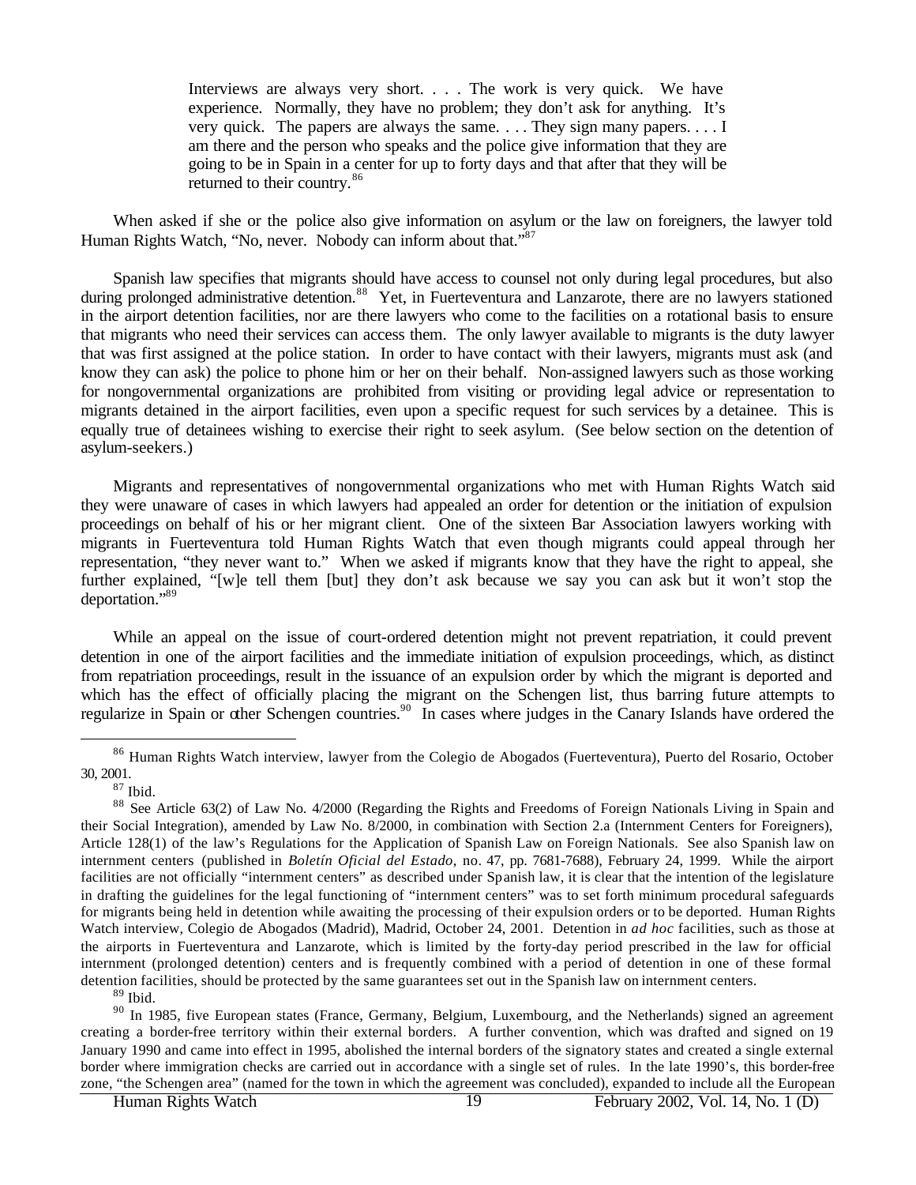> Interviews are always very short. . . . The work is very quick. We have experience. Normally, they have no problem; they don't ask for anything. It's very quick. The papers are always the same. . . . They sign many papers. . . . I am there and the person who speaks and the police give information that they are going to be in Spain in a center for up to forty days and that after that they will be returned to their country.[86]

When asked if she or the police also give information on asylum or the law on foreigners, the lawyer told Human Rights Watch, "No, never. Nobody can inform about that."[87]

Spanish law specifies that migrants should have access to counsel not only during legal procedures, but also during prolonged administrative detention.[88] Yet, in Fuerteventura and Lanzarote, there are no lawyers stationed in the airport detention facilities, nor are there lawyers who come to the facilities on a rotational basis to ensure that migrants who need their services can access them. The only lawyer available to migrants is the duty lawyer that was first assigned at the police station. In order to have contact with their lawyers, migrants must ask (and know they can ask) the police to phone him or her on their behalf. Non-assigned lawyers such as those working for nongovernmental organizations are prohibited from visiting or providing legal advice or representation to migrants detained in the airport facilities, even upon a specific request for such services by a detainee. This is equally true of detainees wishing to exercise their right to seek asylum. (See below section on the detention of asylum-seekers.)

Migrants and representatives of nongovernmental organizations who met with Human Rights Watch said they were unaware of cases in which lawyers had appealed an order for detention or the initiation of expulsion proceedings on behalf of his or her migrant client. One of the sixteen Bar Association lawyers working with migrants in Fuerteventura told Human Rights Watch that even though migrants could appeal through her representation, "they never want to." When we asked if migrants know that they have the right to appeal, she further explained, "[w]e tell them [but] they don't ask because we say you can ask but it won't stop the deportation."[89]

While an appeal on the issue of court-ordered detention might not prevent repatriation, it could prevent detention in one of the airport facilities and the immediate initiation of expulsion proceedings, which, as distinct from repatriation proceedings, result in the issuance of an expulsion order by which the migrant is deported and which has the effect of officially placing the migrant on the Schengen list, thus barring future attempts to regularize in Spain or other Schengen countries.[90] In cases where judges in the Canary Islands have ordered the

---

[86] Human Rights Watch interview, lawyer from the Colegio de Abogados (Fuerteventura), Puerto del Rosario, October 30, 2001.

[87] Ibid.

[88] See Article 63(2) of Law No. 4/2000 (Regarding the Rights and Freedoms of Foreign Nationals Living in Spain and their Social Integration), amended by Law No. 8/2000, in combination with Section 2.a (Internment Centers for Foreigners), Article 128(1) of the law's Regulations for the Application of Spanish Law on Foreign Nationals. See also Spanish law on internment centers (published in *Boletín Oficial del Estado*, no. 47, pp. 7681-7688), February 24, 1999. While the airport facilities are not officially "internment centers" as described under Spanish law, it is clear that the intention of the legislature in drafting the guidelines for the legal functioning of "internment centers" was to set forth minimum procedural safeguards for migrants being held in detention while awaiting the processing of their expulsion orders or to be deported. Human Rights Watch interview, Colegio de Abogados (Madrid), Madrid, October 24, 2001. Detention in *ad hoc* facilities, such as those at the airports in Fuerteventura and Lanzarote, which is limited by the forty-day period prescribed in the law for official internment (prolonged detention) centers and is frequently combined with a period of detention in one of these formal detention facilities, should be protected by the same guarantees set out in the Spanish law on internment centers.

[89] Ibid.

[90] In 1985, five European states (France, Germany, Belgium, Luxembourg, and the Netherlands) signed an agreement creating a border-free territory within their external borders. A further convention, which was drafted and signed on 19 January 1990 and came into effect in 1995, abolished the internal borders of the signatory states and created a single external border where immigration checks are carried out in accordance with a single set of rules. In the late 1990's, this border-free zone, "the Schengen area" (named for the town in which the agreement was concluded), expanded to include all the European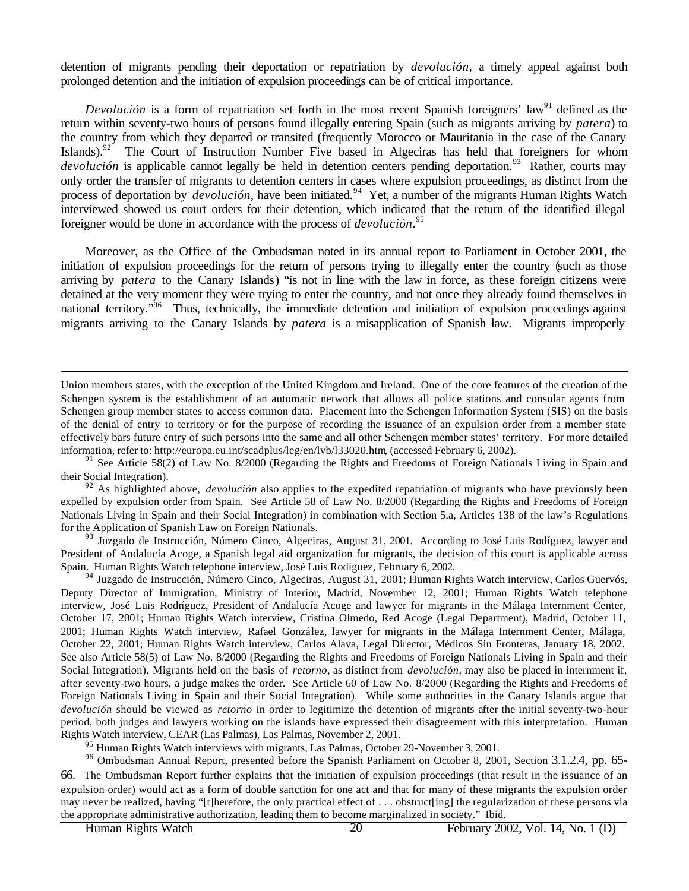detention of migrants pending their deportation or repatriation by *devolución*, a timely appeal against both prolonged detention and the initiation of expulsion proceedings can be of critical importance.

*Devolución* is a form of repatriation set forth in the most recent Spanish foreigners' law[91] defined as the return within seventy-two hours of persons found illegally entering Spain (such as migrants arriving by *patera*) to the country from which they departed or transited (frequently Morocco or Mauritania in the case of the Canary Islands).[92] The Court of Instruction Number Five based in Algeciras has held that foreigners for whom *devolución* is applicable cannot legally be held in detention centers pending deportation.[93] Rather, courts may only order the transfer of migrants to detention centers in cases where expulsion proceedings, as distinct from the process of deportation by *devolución*, have been initiated.[94] Yet, a number of the migrants Human Rights Watch interviewed showed us court orders for their detention, which indicated that the return of the identified illegal foreigner would be done in accordance with the process of *devolución*.[95]

Moreover, as the Office of the Ombudsman noted in its annual report to Parliament in October 2001, the initiation of expulsion proceedings for the return of persons trying to illegally enter the country (such as those arriving by *patera* to the Canary Islands) "is not in line with the law in force, as these foreign citizens were detained at the very moment they were trying to enter the country, and not once they already found themselves in national territory."[96] Thus, technically, the immediate detention and initiation of expulsion proceedings against migrants arriving to the Canary Islands by *patera* is a misapplication of Spanish law. Migrants improperly

---

Union members states, with the exception of the United Kingdom and Ireland. One of the core features of the creation of the Schengen system is the establishment of an automatic network that allows all police stations and consular agents from Schengen group member states to access common data. Placement into the Schengen Information System (SIS) on the basis of the denial of entry to territory or for the purpose of recording the issuance of an expulsion order from a member state effectively bars future entry of such persons into the same and all other Schengen member states' territory. For more detailed information, refer to: http://europa.eu.int/scadplus/leg/en/lvb/l33020.htm, (accessed February 6, 2002).

[91] See Article 58(2) of Law No. 8/2000 (Regarding the Rights and Freedoms of Foreign Nationals Living in Spain and their Social Integration).

[92] As highlighted above, *devolución* also applies to the expedited repatriation of migrants who have previously been expelled by expulsion order from Spain. See Article 58 of Law No. 8/2000 (Regarding the Rights and Freedoms of Foreign Nationals Living in Spain and their Social Integration) in combination with Section 5.a, Articles 138 of the law's Regulations for the Application of Spanish Law on Foreign Nationals.

[93] Juzgado de Instrucción, Número Cinco, Algeciras, August 31, 2001. According to José Luis Rodíguez, lawyer and President of Andalucía Acoge, a Spanish legal aid organization for migrants, the decision of this court is applicable across Spain. Human Rights Watch telephone interview, José Luis Rodíguez, February 6, 2002.

[94] Juzgado de Instrucción, Número Cinco, Algeciras, August 31, 2001; Human Rights Watch interview, Carlos Guervós, Deputy Director of Immigration, Ministry of Interior, Madrid, November 12, 2001; Human Rights Watch telephone interview, José Luis Rodríguez, President of Andalucía Acoge and lawyer for migrants in the Málaga Internment Center, October 17, 2001; Human Rights Watch interview, Cristina Olmedo, Red Acoge (Legal Department), Madrid, October 11, 2001; Human Rights Watch interview, Rafael González, lawyer for migrants in the Málaga Internment Center, Málaga, October 22, 2001; Human Rights Watch interview, Carlos Alava, Legal Director, Médicos Sin Fronteras, January 18, 2002. See also Article 58(5) of Law No. 8/2000 (Regarding the Rights and Freedoms of Foreign Nationals Living in Spain and their Social Integration). Migrants held on the basis of *retorno*, as distinct from *devolución*, may also be placed in internment if, after seventy-two hours, a judge makes the order. See Article 60 of Law No. 8/2000 (Regarding the Rights and Freedoms of Foreign Nationals Living in Spain and their Social Integration). While some authorities in the Canary Islands argue that *devolución* should be viewed as *retorno* in order to legitimize the detention of migrants after the initial seventy-two-hour period, both judges and lawyers working on the islands have expressed their disagreement with this interpretation. Human Rights Watch interview, CEAR (Las Palmas), Las Palmas, November 2, 2001.

[95] Human Rights Watch interviews with migrants, Las Palmas, October 29-November 3, 2001.

[96] Ombudsman Annual Report, presented before the Spanish Parliament on October 8, 2001, Section 3.1.2.4, pp. 65-66. The Ombudsman Report further explains that the initiation of expulsion proceedings (that result in the issuance of an expulsion order) would act as a form of double sanction for one act and that for many of these migrants the expulsion order may never be realized, having "[t]herefore, the only practical effect of . . . obstruct[ing] the regularization of these persons via the appropriate administrative authorization, leading them to become marginalized in society." Ibid.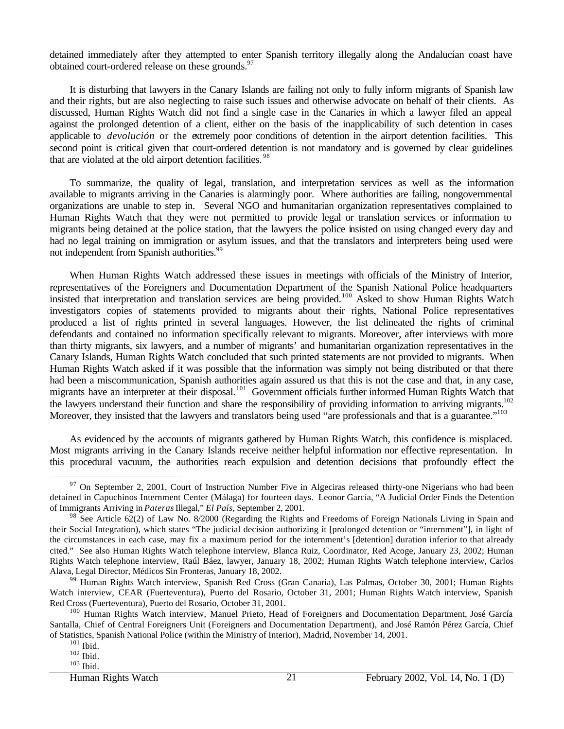detained immediately after they attempted to enter Spanish territory illegally along the Andalucían coast have obtained court-ordered release on these grounds.[97]

It is disturbing that lawyers in the Canary Islands are failing not only to fully inform migrants of Spanish law and their rights, but are also neglecting to raise such issues and otherwise advocate on behalf of their clients. As discussed, Human Rights Watch did not find a single case in the Canaries in which a lawyer filed an appeal against the prolonged detention of a client, either on the basis of the inapplicability of such detention in cases applicable to *devolución* or the extremely poor conditions of detention in the airport detention facilities. This second point is critical given that court-ordered detention is not mandatory and is governed by clear guidelines that are violated at the old airport detention facilities.[98]

To summarize, the quality of legal, translation, and interpretation services as well as the information available to migrants arriving in the Canaries is alarmingly poor. Where authorities are failing, nongovernmental organizations are unable to step in. Several NGO and humanitarian organization representatives complained to Human Rights Watch that they were not permitted to provide legal or translation services or information to migrants being detained at the police station, that the lawyers the police insisted on using changed every day and had no legal training on immigration or asylum issues, and that the translators and interpreters being used were not independent from Spanish authorities.[99]

When Human Rights Watch addressed these issues in meetings with officials of the Ministry of Interior, representatives of the Foreigners and Documentation Department of the Spanish National Police headquarters insisted that interpretation and translation services are being provided.[100] Asked to show Human Rights Watch investigators copies of statements provided to migrants about their rights, National Police representatives produced a list of rights printed in several languages. However, the list delineated the rights of criminal defendants and contained no information specifically relevant to migrants. Moreover, after interviews with more than thirty migrants, six lawyers, and a number of migrants' and humanitarian organization representatives in the Canary Islands, Human Rights Watch concluded that such printed statements are not provided to migrants. When Human Rights Watch asked if it was possible that the information was simply not being distributed or that there had been a miscommunication, Spanish authorities again assured us that this is not the case and that, in any case, migrants have an interpreter at their disposal.[101] Government officials further informed Human Rights Watch that the lawyers understand their function and share the responsibility of providing information to arriving migrants.[102] Moreover, they insisted that the lawyers and translators being used "are professionals and that is a guarantee."[103]

As evidenced by the accounts of migrants gathered by Human Rights Watch, this confidence is misplaced. Most migrants arriving in the Canary Islands receive neither helpful information nor effective representation. In this procedural vacuum, the authorities reach expulsion and detention decisions that profoundly effect the

---

[97] On September 2, 2001, Court of Instruction Number Five in Algeciras released thirty-one Nigerians who had been detained in Capuchinos Internment Center (Málaga) for fourteen days. Leonor García, "A Judicial Order Finds the Detention of Immigrants Arriving in *Pateras* Illegal," *El País*, September 2, 2001.

[98] See Article 62(2) of Law No. 8/2000 (Regarding the Rights and Freedoms of Foreign Nationals Living in Spain and their Social Integration), which states "The judicial decision authorizing it [prolonged detention or "internment"], in light of the circumstances in each case, may fix a maximum period for the internment's [detention] duration inferior to that already cited." See also Human Rights Watch telephone interview, Blanca Ruiz, Coordinator, Red Acoge, January 23, 2002; Human Rights Watch telephone interview, Raúl Báez, lawyer, January 18, 2002; Human Rights Watch telephone interview, Carlos Alava, Legal Director, Médicos Sin Fronteras, January 18, 2002.

[99] Human Rights Watch interview, Spanish Red Cross (Gran Canaria), Las Palmas, October 30, 2001; Human Rights Watch interview, CEAR (Fuerteventura), Puerto del Rosario, October 31, 2001; Human Rights Watch interview, Spanish Red Cross (Fuerteventura), Puerto del Rosario, October 31, 2001.

[100] Human Rights Watch interview, Manuel Prieto, Head of Foreigners and Documentation Department, José García Santalla, Chief of Central Foreigners Unit (Foreigners and Documentation Department), and José Ramón Pérez García, Chief of Statistics, Spanish National Police (within the Ministry of Interior), Madrid, November 14, 2001.

[101] Ibid.

[102] Ibid.

[103] Ibid.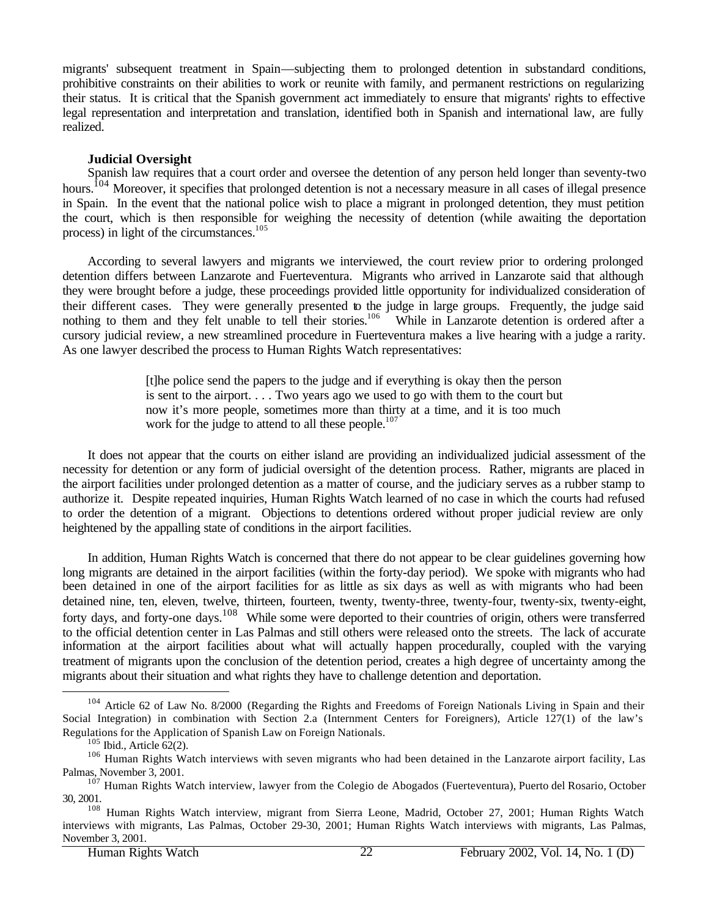migrants' subsequent treatment in Spain—subjecting them to prolonged detention in substandard conditions, prohibitive constraints on their abilities to work or reunite with family, and permanent restrictions on regularizing their status. It is critical that the Spanish government act immediately to ensure that migrants' rights to effective legal representation and interpretation and translation, identified both in Spanish and international law, are fully realized.

### Judicial Oversight

Spanish law requires that a court order and oversee the detention of any person held longer than seventy-two hours.[104] Moreover, it specifies that prolonged detention is not a necessary measure in all cases of illegal presence in Spain. In the event that the national police wish to place a migrant in prolonged detention, they must petition the court, which is then responsible for weighing the necessity of detention (while awaiting the deportation process) in light of the circumstances.[105]

According to several lawyers and migrants we interviewed, the court review prior to ordering prolonged detention differs between Lanzarote and Fuerteventura. Migrants who arrived in Lanzarote said that although they were brought before a judge, these proceedings provided little opportunity for individualized consideration of their different cases. They were generally presented to the judge in large groups. Frequently, the judge said nothing to them and they felt unable to tell their stories.[106] While in Lanzarote detention is ordered after a cursory judicial review, a new streamlined procedure in Fuerteventura makes a live hearing with a judge a rarity. As one lawyer described the process to Human Rights Watch representatives:

> [t]he police send the papers to the judge and if everything is okay then the person is sent to the airport. . . . Two years ago we used to go with them to the court but now it's more people, sometimes more than thirty at a time, and it is too much work for the judge to attend to all these people.[107]

It does not appear that the courts on either island are providing an individualized judicial assessment of the necessity for detention or any form of judicial oversight of the detention process. Rather, migrants are placed in the airport facilities under prolonged detention as a matter of course, and the judiciary serves as a rubber stamp to authorize it. Despite repeated inquiries, Human Rights Watch learned of no case in which the courts had refused to order the detention of a migrant. Objections to detentions ordered without proper judicial review are only heightened by the appalling state of conditions in the airport facilities.

In addition, Human Rights Watch is concerned that there do not appear to be clear guidelines governing how long migrants are detained in the airport facilities (within the forty-day period). We spoke with migrants who had been detained in one of the airport facilities for as little as six days as well as with migrants who had been detained nine, ten, eleven, twelve, thirteen, fourteen, twenty, twenty-three, twenty-four, twenty-six, twenty-eight, forty days, and forty-one days.[108] While some were deported to their countries of origin, others were transferred to the official detention center in Las Palmas and still others were released onto the streets. The lack of accurate information at the airport facilities about what will actually happen procedurally, coupled with the varying treatment of migrants upon the conclusion of the detention period, creates a high degree of uncertainty among the migrants about their situation and what rights they have to challenge detention and deportation.

---

[104] Article 62 of Law No. 8/2000 (Regarding the Rights and Freedoms of Foreign Nationals Living in Spain and their Social Integration) in combination with Section 2.a (Internment Centers for Foreigners), Article 127(1) of the law's Regulations for the Application of Spanish Law on Foreign Nationals.

[105] Ibid., Article 62(2).

[106] Human Rights Watch interviews with seven migrants who had been detained in the Lanzarote airport facility, Las Palmas, November 3, 2001.

[107] Human Rights Watch interview, lawyer from the Colegio de Abogados (Fuerteventura), Puerto del Rosario, October 30, 2001.

[108] Human Rights Watch interview, migrant from Sierra Leone, Madrid, October 27, 2001; Human Rights Watch interviews with migrants, Las Palmas, October 29-30, 2001; Human Rights Watch interviews with migrants, Las Palmas, November 3, 2001.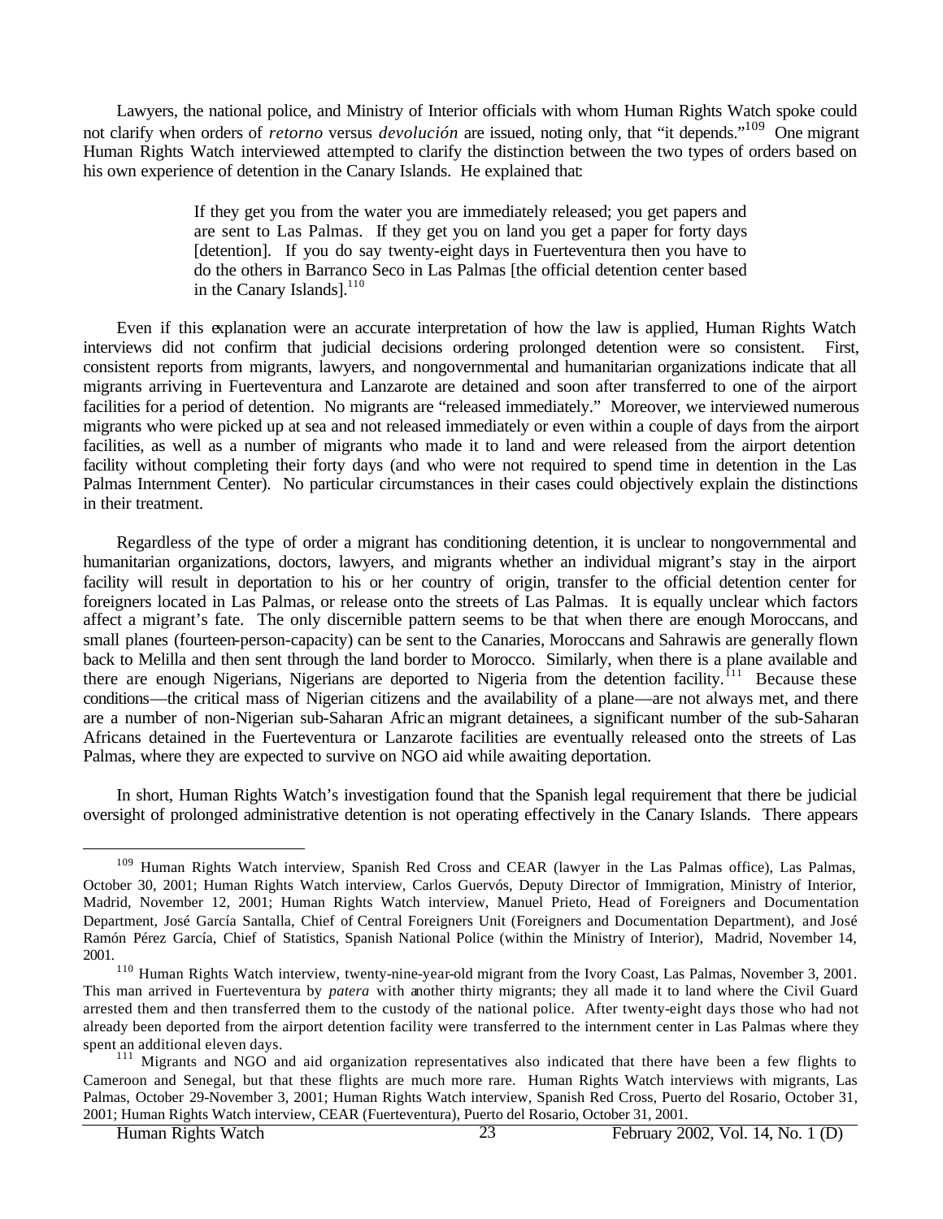Lawyers, the national police, and Ministry of Interior officials with whom Human Rights Watch spoke could not clarify when orders of *retorno* versus *devolución* are issued, noting only, that "it depends."[109] One migrant Human Rights Watch interviewed attempted to clarify the distinction between the two types of orders based on his own experience of detention in the Canary Islands. He explained that:

> If they get you from the water you are immediately released; you get papers and are sent to Las Palmas. If they get you on land you get a paper for forty days [detention]. If you do say twenty-eight days in Fuerteventura then you have to do the others in Barranco Seco in Las Palmas [the official detention center based in the Canary Islands].[110]

Even if this explanation were an accurate interpretation of how the law is applied, Human Rights Watch interviews did not confirm that judicial decisions ordering prolonged detention were so consistent. First, consistent reports from migrants, lawyers, and nongovernmental and humanitarian organizations indicate that all migrants arriving in Fuerteventura and Lanzarote are detained and soon after transferred to one of the airport facilities for a period of detention. No migrants are "released immediately." Moreover, we interviewed numerous migrants who were picked up at sea and not released immediately or even within a couple of days from the airport facilities, as well as a number of migrants who made it to land and were released from the airport detention facility without completing their forty days (and who were not required to spend time in detention in the Las Palmas Internment Center). No particular circumstances in their cases could objectively explain the distinctions in their treatment.

Regardless of the type of order a migrant has conditioning detention, it is unclear to nongovernmental and humanitarian organizations, doctors, lawyers, and migrants whether an individual migrant's stay in the airport facility will result in deportation to his or her country of origin, transfer to the official detention center for foreigners located in Las Palmas, or release onto the streets of Las Palmas. It is equally unclear which factors affect a migrant's fate. The only discernible pattern seems to be that when there are enough Moroccans, and small planes (fourteen-person-capacity) can be sent to the Canaries, Moroccans and Sahrawis are generally flown back to Melilla and then sent through the land border to Morocco. Similarly, when there is a plane available and there are enough Nigerians, Nigerians are deported to Nigeria from the detention facility.[111] Because these conditions—the critical mass of Nigerian citizens and the availability of a plane—are not always met, and there are a number of non-Nigerian sub-Saharan African migrant detainees, a significant number of the sub-Saharan Africans detained in the Fuerteventura or Lanzarote facilities are eventually released onto the streets of Las Palmas, where they are expected to survive on NGO aid while awaiting deportation.

In short, Human Rights Watch's investigation found that the Spanish legal requirement that there be judicial oversight of prolonged administrative detention is not operating effectively in the Canary Islands. There appears

---

[109] Human Rights Watch interview, Spanish Red Cross and CEAR (lawyer in the Las Palmas office), Las Palmas, October 30, 2001; Human Rights Watch interview, Carlos Guervós, Deputy Director of Immigration, Ministry of Interior, Madrid, November 12, 2001; Human Rights Watch interview, Manuel Prieto, Head of Foreigners and Documentation Department, José García Santalla, Chief of Central Foreigners Unit (Foreigners and Documentation Department), and José Ramón Pérez García, Chief of Statistics, Spanish National Police (within the Ministry of Interior), Madrid, November 14, 2001.

[110] Human Rights Watch interview, twenty-nine-year-old migrant from the Ivory Coast, Las Palmas, November 3, 2001. This man arrived in Fuerteventura by *patera* with another thirty migrants; they all made it to land where the Civil Guard arrested them and then transferred them to the custody of the national police. After twenty-eight days those who had not already been deported from the airport detention facility were transferred to the internment center in Las Palmas where they spent an additional eleven days.

[111] Migrants and NGO and aid organization representatives also indicated that there have been a few flights to Cameroon and Senegal, but that these flights are much more rare. Human Rights Watch interviews with migrants, Las Palmas, October 29-November 3, 2001; Human Rights Watch interview, Spanish Red Cross, Puerto del Rosario, October 31, 2001; Human Rights Watch interview, CEAR (Fuerteventura), Puerto del Rosario, October 31, 2001.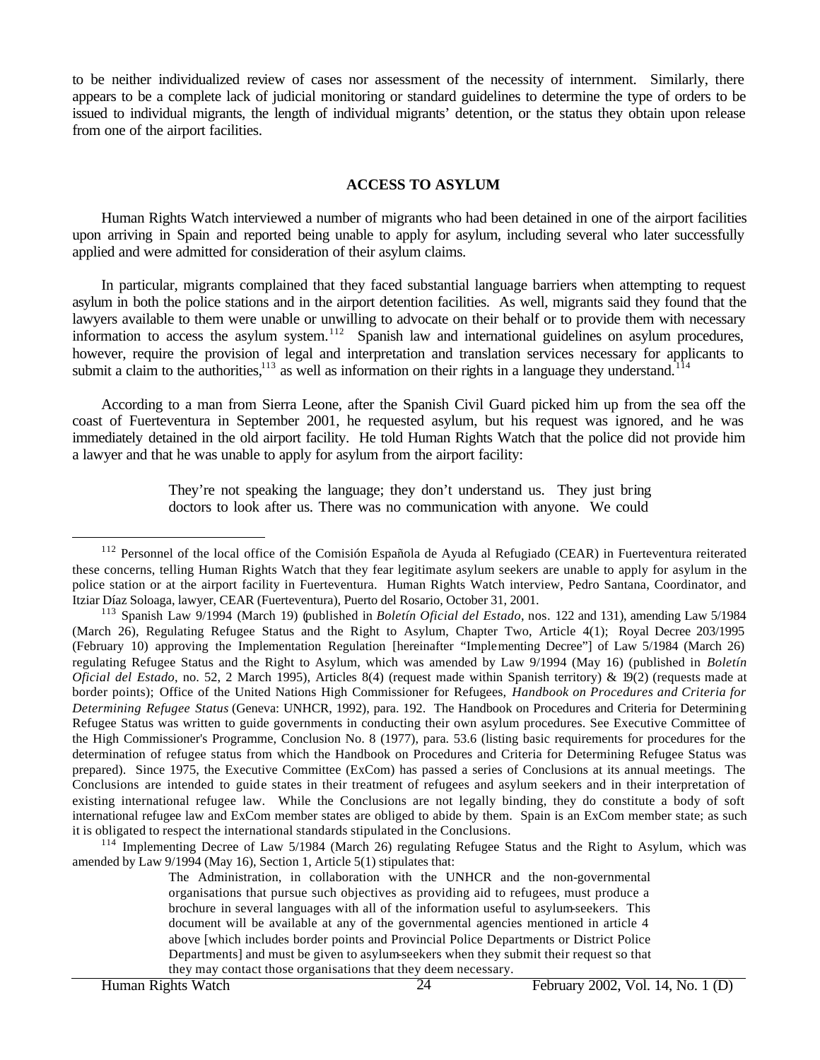to be neither individualized review of cases nor assessment of the necessity of internment. Similarly, there appears to be a complete lack of judicial monitoring or standard guidelines to determine the type of orders to be issued to individual migrants, the length of individual migrants' detention, or the status they obtain upon release from one of the airport facilities.

## ACCESS TO ASYLUM

Human Rights Watch interviewed a number of migrants who had been detained in one of the airport facilities upon arriving in Spain and reported being unable to apply for asylum, including several who later successfully applied and were admitted for consideration of their asylum claims.

In particular, migrants complained that they faced substantial language barriers when attempting to request asylum in both the police stations and in the airport detention facilities. As well, migrants said they found that the lawyers available to them were unable or unwilling to advocate on their behalf or to provide them with necessary information to access the asylum system.[112] Spanish law and international guidelines on asylum procedures, however, require the provision of legal and interpretation and translation services necessary for applicants to submit a claim to the authorities,[113] as well as information on their rights in a language they understand.[114]

According to a man from Sierra Leone, after the Spanish Civil Guard picked him up from the sea off the coast of Fuerteventura in September 2001, he requested asylum, but his request was ignored, and he was immediately detained in the old airport facility. He told Human Rights Watch that the police did not provide him a lawyer and that he was unable to apply for asylum from the airport facility:

> They're not speaking the language; they don't understand us. They just bring doctors to look after us. There was no communication with anyone. We could

---

[112] Personnel of the local office of the Comisión Española de Ayuda al Refugiado (CEAR) in Fuerteventura reiterated these concerns, telling Human Rights Watch that they fear legitimate asylum seekers are unable to apply for asylum in the police station or at the airport facility in Fuerteventura. Human Rights Watch interview, Pedro Santana, Coordinator, and Itziar Díaz Soloaga, lawyer, CEAR (Fuerteventura), Puerto del Rosario, October 31, 2001.

[113] Spanish Law 9/1994 (March 19) (published in *Boletín Oficial del Estado*, nos. 122 and 131), amending Law 5/1984 (March 26), Regulating Refugee Status and the Right to Asylum, Chapter Two, Article 4(1); Royal Decree 203/1995 (February 10) approving the Implementation Regulation [hereinafter "Implementing Decree"] of Law 5/1984 (March 26) regulating Refugee Status and the Right to Asylum, which was amended by Law 9/1994 (May 16) (published in *Boletín Oficial del Estado*, no. 52, 2 March 1995), Articles 8(4) (request made within Spanish territory) & 19(2) (requests made at border points); Office of the United Nations High Commissioner for Refugees, *Handbook on Procedures and Criteria for Determining Refugee Status* (Geneva: UNHCR, 1992), para. 192. The Handbook on Procedures and Criteria for Determining Refugee Status was written to guide governments in conducting their own asylum procedures. See Executive Committee of the High Commissioner's Programme, Conclusion No. 8 (1977), para. 53.6 (listing basic requirements for procedures for the determination of refugee status from which the Handbook on Procedures and Criteria for Determining Refugee Status was prepared). Since 1975, the Executive Committee (ExCom) has passed a series of Conclusions at its annual meetings. The Conclusions are intended to guide states in their treatment of refugees and asylum seekers and in their interpretation of existing international refugee law. While the Conclusions are not legally binding, they do constitute a body of soft international refugee law and ExCom member states are obliged to abide by them. Spain is an ExCom member state; as such it is obligated to respect the international standards stipulated in the Conclusions.

[114] Implementing Decree of Law 5/1984 (March 26) regulating Refugee Status and the Right to Asylum, which was amended by Law 9/1994 (May 16), Section 1, Article 5(1) stipulates that:

> The Administration, in collaboration with the UNHCR and the non-governmental organisations that pursue such objectives as providing aid to refugees, must produce a brochure in several languages with all of the information useful to asylum-seekers. This document will be available at any of the governmental agencies mentioned in article 4 above [which includes border points and Provincial Police Departments or District Police Departments] and must be given to asylum-seekers when they submit their request so that they may contact those organisations that they deem necessary.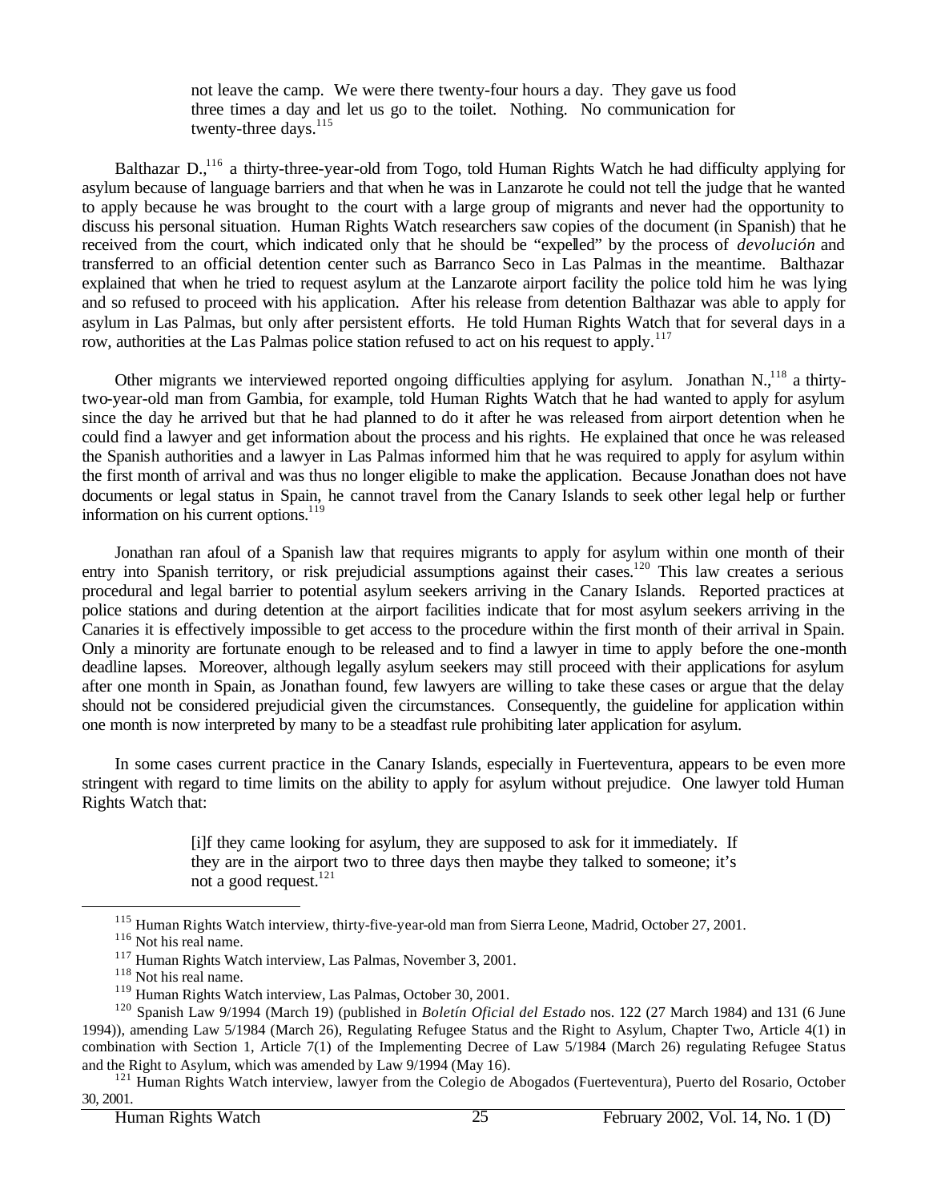> not leave the camp. We were there twenty-four hours a day. They gave us food three times a day and let us go to the toilet. Nothing. No communication for twenty-three days.[115]

Balthazar D.,[116] a thirty-three-year-old from Togo, told Human Rights Watch he had difficulty applying for asylum because of language barriers and that when he was in Lanzarote he could not tell the judge that he wanted to apply because he was brought to the court with a large group of migrants and never had the opportunity to discuss his personal situation. Human Rights Watch researchers saw copies of the document (in Spanish) that he received from the court, which indicated only that he should be "expelled" by the process of *devolución* and transferred to an official detention center such as Barranco Seco in Las Palmas in the meantime. Balthazar explained that when he tried to request asylum at the Lanzarote airport facility the police told him he was lying and so refused to proceed with his application. After his release from detention Balthazar was able to apply for asylum in Las Palmas, but only after persistent efforts. He told Human Rights Watch that for several days in a row, authorities at the Las Palmas police station refused to act on his request to apply.[117]

Other migrants we interviewed reported ongoing difficulties applying for asylum. Jonathan N.,[118] a thirty-two-year-old man from Gambia, for example, told Human Rights Watch that he had wanted to apply for asylum since the day he arrived but that he had planned to do it after he was released from airport detention when he could find a lawyer and get information about the process and his rights. He explained that once he was released the Spanish authorities and a lawyer in Las Palmas informed him that he was required to apply for asylum within the first month of arrival and was thus no longer eligible to make the application. Because Jonathan does not have documents or legal status in Spain, he cannot travel from the Canary Islands to seek other legal help or further information on his current options.[119]

Jonathan ran afoul of a Spanish law that requires migrants to apply for asylum within one month of their entry into Spanish territory, or risk prejudicial assumptions against their cases.[120] This law creates a serious procedural and legal barrier to potential asylum seekers arriving in the Canary Islands. Reported practices at police stations and during detention at the airport facilities indicate that for most asylum seekers arriving in the Canaries it is effectively impossible to get access to the procedure within the first month of their arrival in Spain. Only a minority are fortunate enough to be released and to find a lawyer in time to apply before the one-month deadline lapses. Moreover, although legally asylum seekers may still proceed with their applications for asylum after one month in Spain, as Jonathan found, few lawyers are willing to take these cases or argue that the delay should not be considered prejudicial given the circumstances. Consequently, the guideline for application within one month is now interpreted by many to be a steadfast rule prohibiting later application for asylum.

In some cases current practice in the Canary Islands, especially in Fuerteventura, appears to be even more stringent with regard to time limits on the ability to apply for asylum without prejudice. One lawyer told Human Rights Watch that:

> [i]f they came looking for asylum, they are supposed to ask for it immediately. If they are in the airport two to three days then maybe they talked to someone; it's not a good request.[121]

---

[115] Human Rights Watch interview, thirty-five-year-old man from Sierra Leone, Madrid, October 27, 2001.

[116] Not his real name.

[117] Human Rights Watch interview, Las Palmas, November 3, 2001.

[118] Not his real name.

[119] Human Rights Watch interview, Las Palmas, October 30, 2001.

[120] Spanish Law 9/1994 (March 19) (published in *Boletín Oficial del Estado* nos. 122 (27 March 1984) and 131 (6 June 1994)), amending Law 5/1984 (March 26), Regulating Refugee Status and the Right to Asylum, Chapter Two, Article 4(1) in combination with Section 1, Article 7(1) of the Implementing Decree of Law 5/1984 (March 26) regulating Refugee Status and the Right to Asylum, which was amended by Law 9/1994 (May 16).

[121] Human Rights Watch interview, lawyer from the Colegio de Abogados (Fuerteventura), Puerto del Rosario, October 30, 2001.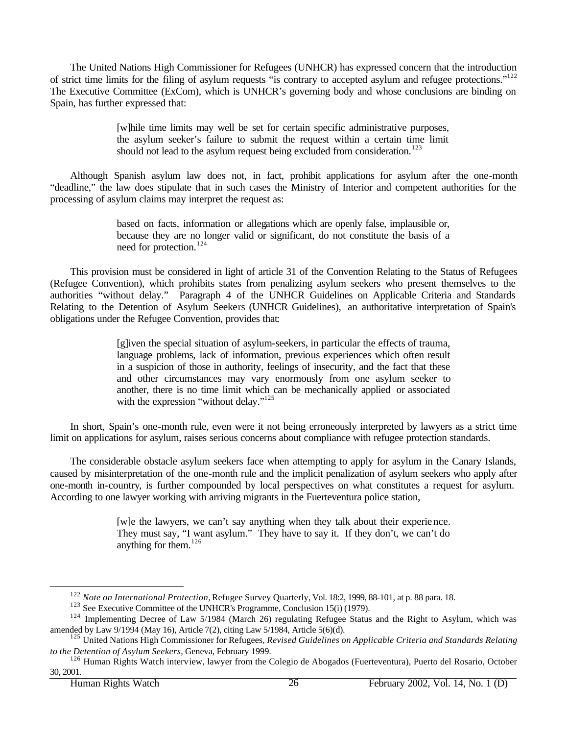The United Nations High Commissioner for Refugees (UNHCR) has expressed concern that the introduction of strict time limits for the filing of asylum requests "is contrary to accepted asylum and refugee protections."[122] The Executive Committee (ExCom), which is UNHCR's governing body and whose conclusions are binding on Spain, has further expressed that:

> [w]hile time limits may well be set for certain specific administrative purposes, the asylum seeker's failure to submit the request within a certain time limit should not lead to the asylum request being excluded from consideration.[123]

Although Spanish asylum law does not, in fact, prohibit applications for asylum after the one-month "deadline," the law does stipulate that in such cases the Ministry of Interior and competent authorities for the processing of asylum claims may interpret the request as:

> based on facts, information or allegations which are openly false, implausible or, because they are no longer valid or significant, do not constitute the basis of a need for protection.[124]

This provision must be considered in light of article 31 of the Convention Relating to the Status of Refugees (Refugee Convention), which prohibits states from penalizing asylum seekers who present themselves to the authorities "without delay." Paragraph 4 of the UNHCR Guidelines on Applicable Criteria and Standards Relating to the Detention of Asylum Seekers (UNHCR Guidelines), an authoritative interpretation of Spain's obligations under the Refugee Convention, provides that:

> [g]iven the special situation of asylum-seekers, in particular the effects of trauma, language problems, lack of information, previous experiences which often result in a suspicion of those in authority, feelings of insecurity, and the fact that these and other circumstances may vary enormously from one asylum seeker to another, there is no time limit which can be mechanically applied or associated with the expression "without delay."[125]

In short, Spain's one-month rule, even were it not being erroneously interpreted by lawyers as a strict time limit on applications for asylum, raises serious concerns about compliance with refugee protection standards.

The considerable obstacle asylum seekers face when attempting to apply for asylum in the Canary Islands, caused by misinterpretation of the one-month rule and the implicit penalization of asylum seekers who apply after one-month in-country, is further compounded by local perspectives on what constitutes a request for asylum. According to one lawyer working with arriving migrants in the Fuerteventura police station,

> [w]e the lawyers, we can't say anything when they talk about their experience. They must say, "I want asylum." They have to say it. If they don't, we can't do anything for them.[126]

---

[122] *Note on International Protection*, Refugee Survey Quarterly, Vol. 18:2, 1999, 88-101, at p. 88 para. 18.

[123] See Executive Committee of the UNHCR's Programme, Conclusion 15(i) (1979).

[124] Implementing Decree of Law 5/1984 (March 26) regulating Refugee Status and the Right to Asylum, which was amended by Law 9/1994 (May 16), Article 7(2), citing Law 5/1984, Article 5(6)(d).

[125] United Nations High Commissioner for Refugees, *Revised Guidelines on Applicable Criteria and Standards Relating to the Detention of Asylum Seekers*, Geneva, February 1999.

[126] Human Rights Watch interview, lawyer from the Colegio de Abogados (Fuerteventura), Puerto del Rosario, October 30, 2001.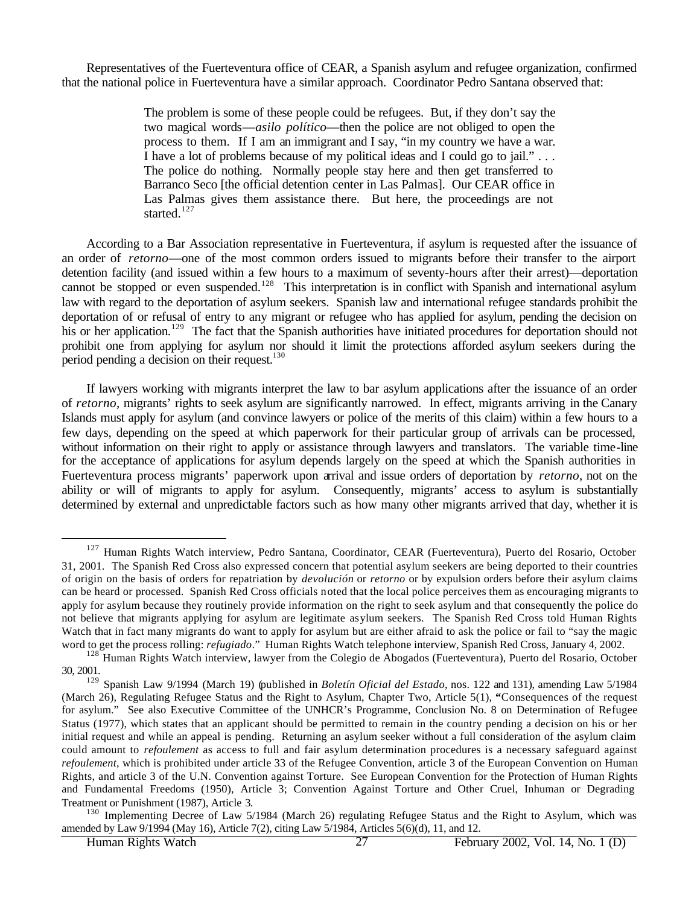Representatives of the Fuerteventura office of CEAR, a Spanish asylum and refugee organization, confirmed that the national police in Fuerteventura have a similar approach. Coordinator Pedro Santana observed that:

> The problem is some of these people could be refugees. But, if they don't say the two magical words—*asilo político*—then the police are not obliged to open the process to them. If I am an immigrant and I say, "in my country we have a war. I have a lot of problems because of my political ideas and I could go to jail." . . . The police do nothing. Normally people stay here and then get transferred to Barranco Seco [the official detention center in Las Palmas]. Our CEAR office in Las Palmas gives them assistance there. But here, the proceedings are not started.[127]

According to a Bar Association representative in Fuerteventura, if asylum is requested after the issuance of an order of *retorno*—one of the most common orders issued to migrants before their transfer to the airport detention facility (and issued within a few hours to a maximum of seventy-hours after their arrest)—deportation cannot be stopped or even suspended.[128] This interpretation is in conflict with Spanish and international asylum law with regard to the deportation of asylum seekers. Spanish law and international refugee standards prohibit the deportation of or refusal of entry to any migrant or refugee who has applied for asylum, pending the decision on his or her application.[129] The fact that the Spanish authorities have initiated procedures for deportation should not prohibit one from applying for asylum nor should it limit the protections afforded asylum seekers during the period pending a decision on their request.[130]

If lawyers working with migrants interpret the law to bar asylum applications after the issuance of an order of *retorno*, migrants' rights to seek asylum are significantly narrowed. In effect, migrants arriving in the Canary Islands must apply for asylum (and convince lawyers or police of the merits of this claim) within a few hours to a few days, depending on the speed at which paperwork for their particular group of arrivals can be processed, without information on their right to apply or assistance through lawyers and translators. The variable time-line for the acceptance of applications for asylum depends largely on the speed at which the Spanish authorities in Fuerteventura process migrants' paperwork upon arrival and issue orders of deportation by *retorno*, not on the ability or will of migrants to apply for asylum. Consequently, migrants' access to asylum is substantially determined by external and unpredictable factors such as how many other migrants arrived that day, whether it is

---

[127] Human Rights Watch interview, Pedro Santana, Coordinator, CEAR (Fuerteventura), Puerto del Rosario, October 31, 2001. The Spanish Red Cross also expressed concern that potential asylum seekers are being deported to their countries of origin on the basis of orders for repatriation by *devolución* or *retorno* or by expulsion orders before their asylum claims can be heard or processed. Spanish Red Cross officials noted that the local police perceives them as encouraging migrants to apply for asylum because they routinely provide information on the right to seek asylum and that consequently the police do not believe that migrants applying for asylum are legitimate asylum seekers. The Spanish Red Cross told Human Rights Watch that in fact many migrants do want to apply for asylum but are either afraid to ask the police or fail to "say the magic word to get the process rolling: *refugiado*." Human Rights Watch telephone interview, Spanish Red Cross, January 4, 2002.

[128] Human Rights Watch interview, lawyer from the Colegio de Abogados (Fuerteventura), Puerto del Rosario, October 30, 2001.

[129] Spanish Law 9/1994 (March 19) (published in *Boletín Oficial del Estado*, nos. 122 and 131), amending Law 5/1984 (March 26), Regulating Refugee Status and the Right to Asylum, Chapter Two, Article 5(1), **"**Consequences of the request for asylum." See also Executive Committee of the UNHCR's Programme, Conclusion No. 8 on Determination of Refugee Status (1977), which states that an applicant should be permitted to remain in the country pending a decision on his or her initial request and while an appeal is pending. Returning an asylum seeker without a full consideration of the asylum claim could amount to *refoulement* as access to full and fair asylum determination procedures is a necessary safeguard against *refoulement*, which is prohibited under article 33 of the Refugee Convention, article 3 of the European Convention on Human Rights, and article 3 of the U.N. Convention against Torture. See European Convention for the Protection of Human Rights and Fundamental Freedoms (1950), Article 3; Convention Against Torture and Other Cruel, Inhuman or Degrading Treatment or Punishment (1987), Article 3.

[130] Implementing Decree of Law 5/1984 (March 26) regulating Refugee Status and the Right to Asylum, which was amended by Law 9/1994 (May 16), Article 7(2), citing Law 5/1984, Articles 5(6)(d), 11, and 12.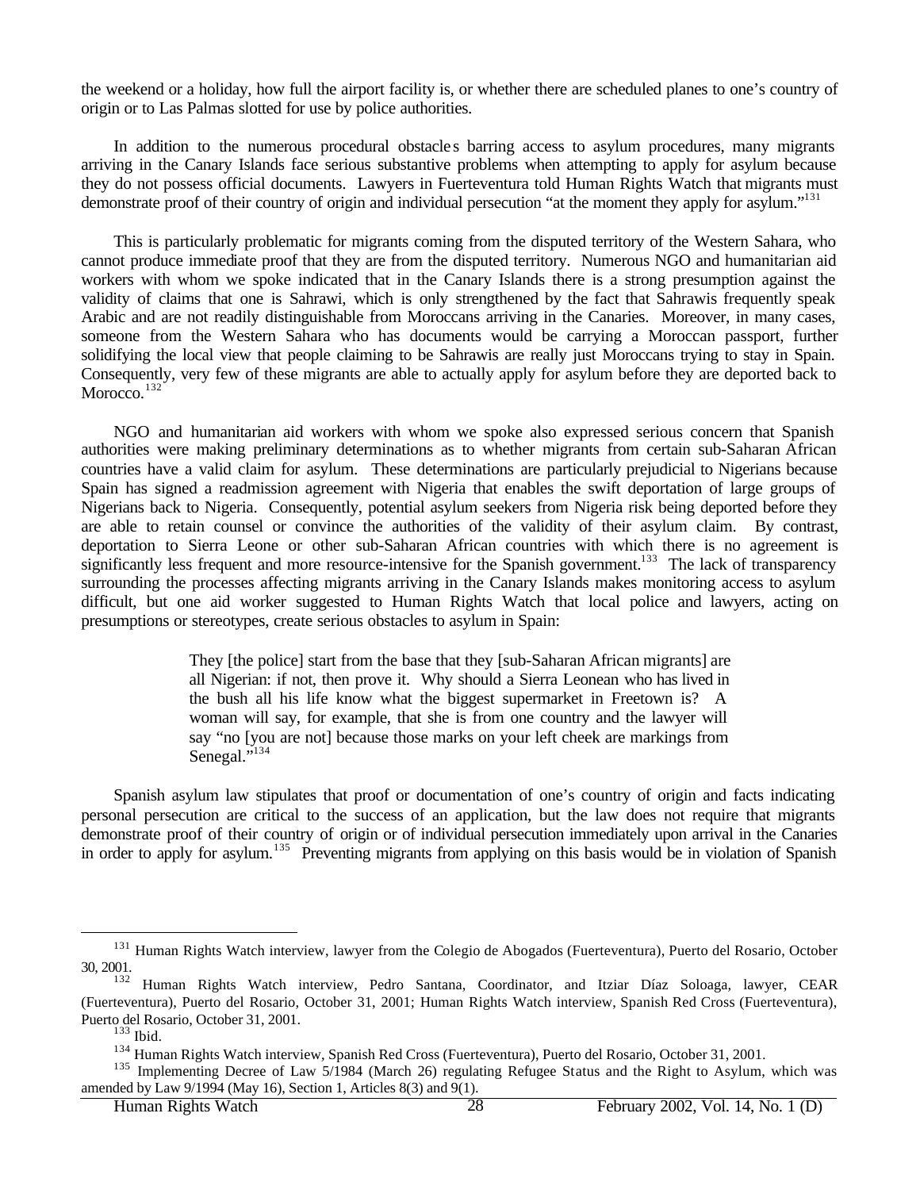the weekend or a holiday, how full the airport facility is, or whether there are scheduled planes to one's country of origin or to Las Palmas slotted for use by police authorities.

In addition to the numerous procedural obstacles barring access to asylum procedures, many migrants arriving in the Canary Islands face serious substantive problems when attempting to apply for asylum because they do not possess official documents. Lawyers in Fuerteventura told Human Rights Watch that migrants must demonstrate proof of their country of origin and individual persecution "at the moment they apply for asylum."[131]

This is particularly problematic for migrants coming from the disputed territory of the Western Sahara, who cannot produce immediate proof that they are from the disputed territory. Numerous NGO and humanitarian aid workers with whom we spoke indicated that in the Canary Islands there is a strong presumption against the validity of claims that one is Sahrawi, which is only strengthened by the fact that Sahrawis frequently speak Arabic and are not readily distinguishable from Moroccans arriving in the Canaries. Moreover, in many cases, someone from the Western Sahara who has documents would be carrying a Moroccan passport, further solidifying the local view that people claiming to be Sahrawis are really just Moroccans trying to stay in Spain. Consequently, very few of these migrants are able to actually apply for asylum before they are deported back to Morocco.[132]

NGO and humanitarian aid workers with whom we spoke also expressed serious concern that Spanish authorities were making preliminary determinations as to whether migrants from certain sub-Saharan African countries have a valid claim for asylum. These determinations are particularly prejudicial to Nigerians because Spain has signed a readmission agreement with Nigeria that enables the swift deportation of large groups of Nigerians back to Nigeria. Consequently, potential asylum seekers from Nigeria risk being deported before they are able to retain counsel or convince the authorities of the validity of their asylum claim. By contrast, deportation to Sierra Leone or other sub-Saharan African countries with which there is no agreement is significantly less frequent and more resource-intensive for the Spanish government.[133] The lack of transparency surrounding the processes affecting migrants arriving in the Canary Islands makes monitoring access to asylum difficult, but one aid worker suggested to Human Rights Watch that local police and lawyers, acting on presumptions or stereotypes, create serious obstacles to asylum in Spain:

> They [the police] start from the base that they [sub-Saharan African migrants] are all Nigerian: if not, then prove it. Why should a Sierra Leonean who has lived in the bush all his life know what the biggest supermarket in Freetown is? A woman will say, for example, that she is from one country and the lawyer will say "no [you are not] because those marks on your left cheek are markings from Senegal."[134]

Spanish asylum law stipulates that proof or documentation of one's country of origin and facts indicating personal persecution are critical to the success of an application, but the law does not require that migrants demonstrate proof of their country of origin or of individual persecution immediately upon arrival in the Canaries in order to apply for asylum.[135] Preventing migrants from applying on this basis would be in violation of Spanish

---

[131] Human Rights Watch interview, lawyer from the Colegio de Abogados (Fuerteventura), Puerto del Rosario, October 30, 2001.

[132] Human Rights Watch interview, Pedro Santana, Coordinator, and Itziar Díaz Soloaga, lawyer, CEAR (Fuerteventura), Puerto del Rosario, October 31, 2001; Human Rights Watch interview, Spanish Red Cross (Fuerteventura), Puerto del Rosario, October 31, 2001.

[133] Ibid.

[134] Human Rights Watch interview, Spanish Red Cross (Fuerteventura), Puerto del Rosario, October 31, 2001.

[135] Implementing Decree of Law 5/1984 (March 26) regulating Refugee Status and the Right to Asylum, which was amended by Law 9/1994 (May 16), Section 1, Articles 8(3) and 9(1).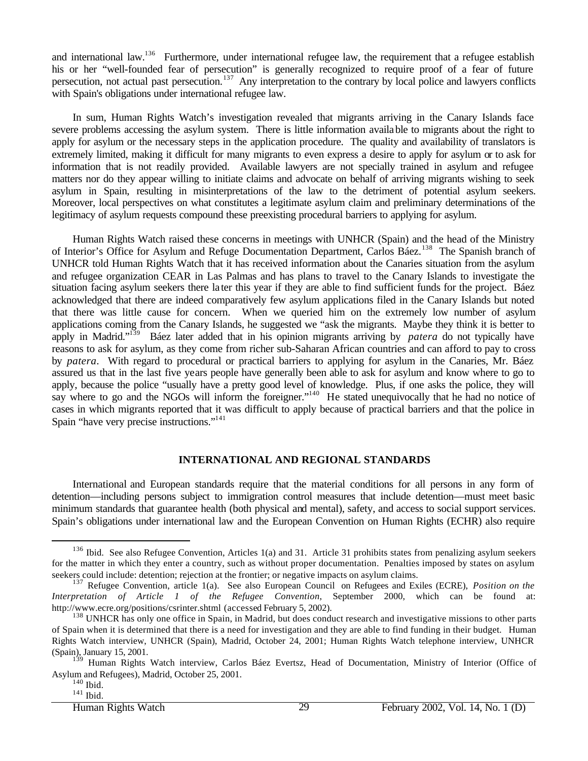and international law.[136] Furthermore, under international refugee law, the requirement that a refugee establish his or her "well-founded fear of persecution" is generally recognized to require proof of a fear of future persecution, not actual past persecution.[137] Any interpretation to the contrary by local police and lawyers conflicts with Spain's obligations under international refugee law.

In sum, Human Rights Watch's investigation revealed that migrants arriving in the Canary Islands face severe problems accessing the asylum system. There is little information available to migrants about the right to apply for asylum or the necessary steps in the application procedure. The quality and availability of translators is extremely limited, making it difficult for many migrants to even express a desire to apply for asylum or to ask for information that is not readily provided. Available lawyers are not specially trained in asylum and refugee matters nor do they appear willing to initiate claims and advocate on behalf of arriving migrants wishing to seek asylum in Spain, resulting in misinterpretations of the law to the detriment of potential asylum seekers. Moreover, local perspectives on what constitutes a legitimate asylum claim and preliminary determinations of the legitimacy of asylum requests compound these preexisting procedural barriers to applying for asylum.

Human Rights Watch raised these concerns in meetings with UNHCR (Spain) and the head of the Ministry of Interior's Office for Asylum and Refuge Documentation Department, Carlos Báez.[138] The Spanish branch of UNHCR told Human Rights Watch that it has received information about the Canaries situation from the asylum and refugee organization CEAR in Las Palmas and has plans to travel to the Canary Islands to investigate the situation facing asylum seekers there later this year if they are able to find sufficient funds for the project. Báez acknowledged that there are indeed comparatively few asylum applications filed in the Canary Islands but noted that there was little cause for concern. When we queried him on the extremely low number of asylum applications coming from the Canary Islands, he suggested we "ask the migrants. Maybe they think it is better to apply in Madrid."[139] Báez later added that in his opinion migrants arriving by *patera* do not typically have reasons to ask for asylum, as they come from richer sub-Saharan African countries and can afford to pay to cross by *patera*. With regard to procedural or practical barriers to applying for asylum in the Canaries, Mr. Báez assured us that in the last five years people have generally been able to ask for asylum and know where to go to apply, because the police "usually have a pretty good level of knowledge. Plus, if one asks the police, they will say where to go and the NGOs will inform the foreigner."[140] He stated unequivocally that he had no notice of cases in which migrants reported that it was difficult to apply because of practical barriers and that the police in Spain "have very precise instructions."[141]

## INTERNATIONAL AND REGIONAL STANDARDS

International and European standards require that the material conditions for all persons in any form of detention—including persons subject to immigration control measures that include detention—must meet basic minimum standards that guarantee health (both physical and mental), safety, and access to social support services. Spain's obligations under international law and the European Convention on Human Rights (ECHR) also require

---

[136] Ibid. See also Refugee Convention, Articles 1(a) and 31. Article 31 prohibits states from penalizing asylum seekers for the matter in which they enter a country, such as without proper documentation. Penalties imposed by states on asylum seekers could include: detention; rejection at the frontier; or negative impacts on asylum claims.

[137] Refugee Convention, article 1(a). See also European Council on Refugees and Exiles (ECRE), *Position on the Interpretation of Article 1 of the Refugee Convention*, September 2000, which can be found at: http://www.ecre.org/positions/csrinter.shtml (accessed February 5, 2002).

[138] UNHCR has only one office in Spain, in Madrid, but does conduct research and investigative missions to other parts of Spain when it is determined that there is a need for investigation and they are able to find funding in their budget. Human Rights Watch interview, UNHCR (Spain), Madrid, October 24, 2001; Human Rights Watch telephone interview, UNHCR (Spain), January 15, 2001.

[139] Human Rights Watch interview, Carlos Báez Evertsz, Head of Documentation, Ministry of Interior (Office of Asylum and Refugees), Madrid, October 25, 2001.

[140] Ibid.

[141] Ibid.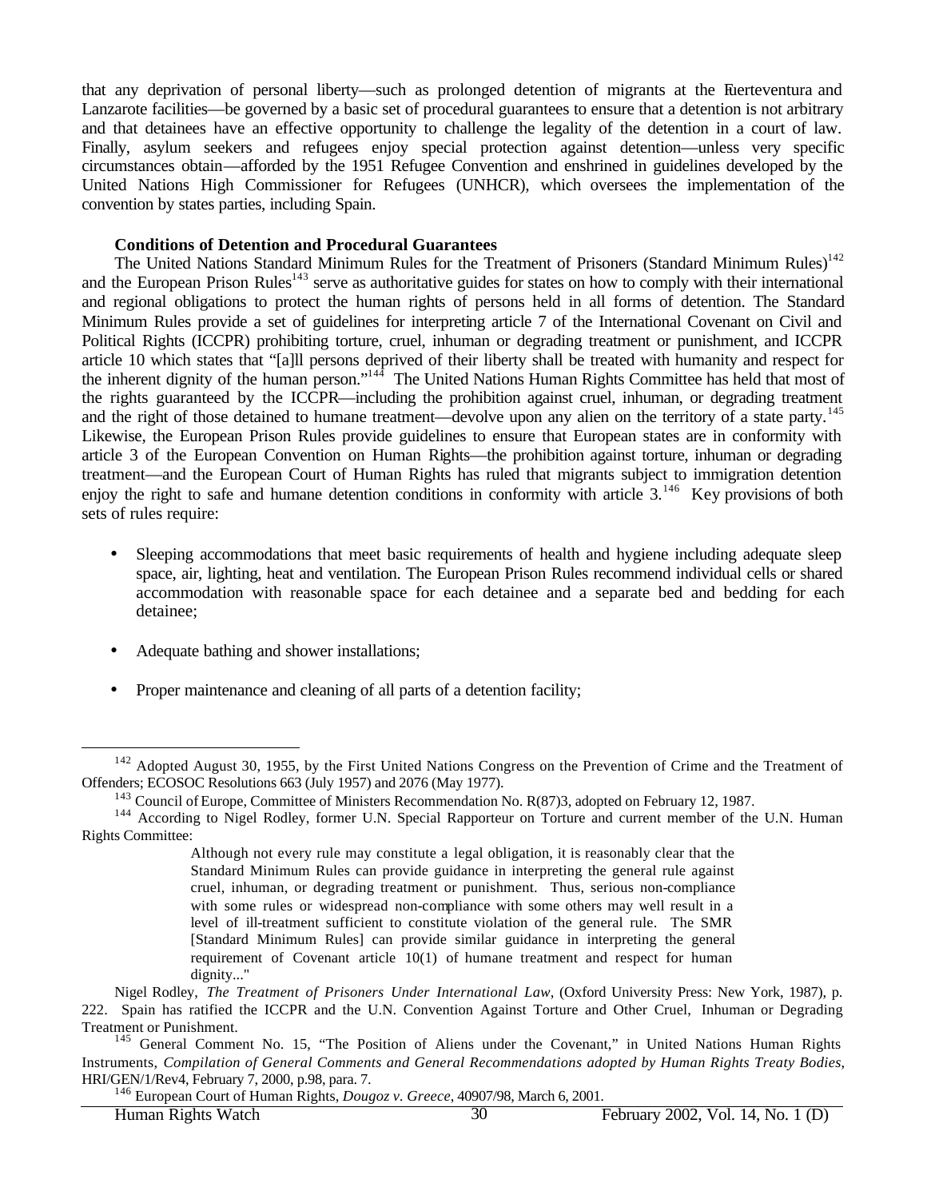that any deprivation of personal liberty—such as prolonged detention of migrants at the Fuerteventura and Lanzarote facilities—be governed by a basic set of procedural guarantees to ensure that a detention is not arbitrary and that detainees have an effective opportunity to challenge the legality of the detention in a court of law. Finally, asylum seekers and refugees enjoy special protection against detention—unless very specific circumstances obtain—afforded by the 1951 Refugee Convention and enshrined in guidelines developed by the United Nations High Commissioner for Refugees (UNHCR), which oversees the implementation of the convention by states parties, including Spain.

**Conditions of Detention and Procedural Guarantees**

The United Nations Standard Minimum Rules for the Treatment of Prisoners (Standard Minimum Rules)[142] and the European Prison Rules[143] serve as authoritative guides for states on how to comply with their international and regional obligations to protect the human rights of persons held in all forms of detention. The Standard Minimum Rules provide a set of guidelines for interpreting article 7 of the International Covenant on Civil and Political Rights (ICCPR) prohibiting torture, cruel, inhuman or degrading treatment or punishment, and ICCPR article 10 which states that "[a]ll persons deprived of their liberty shall be treated with humanity and respect for the inherent dignity of the human person."[144] The United Nations Human Rights Committee has held that most of the rights guaranteed by the ICCPR—including the prohibition against cruel, inhuman, or degrading treatment and the right of those detained to humane treatment—devolve upon any alien on the territory of a state party.[145] Likewise, the European Prison Rules provide guidelines to ensure that European states are in conformity with article 3 of the European Convention on Human Rights—the prohibition against torture, inhuman or degrading treatment—and the European Court of Human Rights has ruled that migrants subject to immigration detention enjoy the right to safe and humane detention conditions in conformity with article 3.[146] Key provisions of both sets of rules require:

- Sleeping accommodations that meet basic requirements of health and hygiene including adequate sleep space, air, lighting, heat and ventilation. The European Prison Rules recommend individual cells or shared accommodation with reasonable space for each detainee and a separate bed and bedding for each detainee;

- Adequate bathing and shower installations;

- Proper maintenance and cleaning of all parts of a detention facility;

---

[142] Adopted August 30, 1955, by the First United Nations Congress on the Prevention of Crime and the Treatment of Offenders; ECOSOC Resolutions 663 (July 1957) and 2076 (May 1977).

[143] Council of Europe, Committee of Ministers Recommendation No. R(87)3, adopted on February 12, 1987.

[144] According to Nigel Rodley, former U.N. Special Rapporteur on Torture and current member of the U.N. Human Rights Committee:

> Although not every rule may constitute a legal obligation, it is reasonably clear that the Standard Minimum Rules can provide guidance in interpreting the general rule against cruel, inhuman, or degrading treatment or punishment. Thus, serious non-compliance with some rules or widespread non-compliance with some others may well result in a level of ill-treatment sufficient to constitute violation of the general rule. The SMR [Standard Minimum Rules] can provide similar guidance in interpreting the general requirement of Covenant article 10(1) of humane treatment and respect for human dignity..."

Nigel Rodley, *The Treatment of Prisoners Under International Law*, (Oxford University Press: New York, 1987), p. 222. Spain has ratified the ICCPR and the U.N. Convention Against Torture and Other Cruel, Inhuman or Degrading Treatment or Punishment.

[145] General Comment No. 15, "The Position of Aliens under the Covenant," in United Nations Human Rights Instruments, *Compilation of General Comments and General Recommendations adopted by Human Rights Treaty Bodies*, HRI/GEN/1/Rev4, February 7, 2000, p.98, para. 7.

[146] European Court of Human Rights, *Dougoz v. Greece*, 40907/98, March 6, 2001.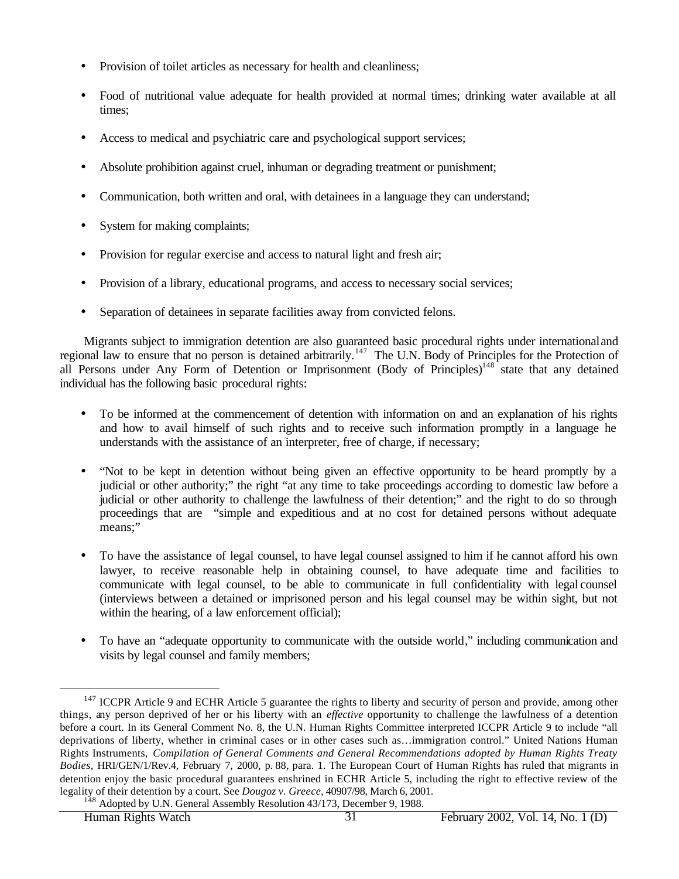- Provision of toilet articles as necessary for health and cleanliness;

- Food of nutritional value adequate for health provided at normal times; drinking water available at all times;

- Access to medical and psychiatric care and psychological support services;

- Absolute prohibition against cruel, inhuman or degrading treatment or punishment;

- Communication, both written and oral, with detainees in a language they can understand;

- System for making complaints;

- Provision for regular exercise and access to natural light and fresh air;

- Provision of a library, educational programs, and access to necessary social services;

- Separation of detainees in separate facilities away from convicted felons.

Migrants subject to immigration detention are also guaranteed basic procedural rights under international and regional law to ensure that no person is detained arbitrarily.[147] The U.N. Body of Principles for the Protection of all Persons under Any Form of Detention or Imprisonment (Body of Principles)[148] state that any detained individual has the following basic procedural rights:

- To be informed at the commencement of detention with information on and an explanation of his rights and how to avail himself of such rights and to receive such information promptly in a language he understands with the assistance of an interpreter, free of charge, if necessary;

- "Not to be kept in detention without being given an effective opportunity to be heard promptly by a judicial or other authority;" the right "at any time to take proceedings according to domestic law before a judicial or other authority to challenge the lawfulness of their detention;" and the right to do so through proceedings that are "simple and expeditious and at no cost for detained persons without adequate means;"

- To have the assistance of legal counsel, to have legal counsel assigned to him if he cannot afford his own lawyer, to receive reasonable help in obtaining counsel, to have adequate time and facilities to communicate with legal counsel, to be able to communicate in full confidentiality with legal counsel (interviews between a detained or imprisoned person and his legal counsel may be within sight, but not within the hearing, of a law enforcement official);

- To have an "adequate opportunity to communicate with the outside world," including communication and visits by legal counsel and family members;

---

[147] ICCPR Article 9 and ECHR Article 5 guarantee the rights to liberty and security of person and provide, among other things, any person deprived of her or his liberty with an *effective* opportunity to challenge the lawfulness of a detention before a court. In its General Comment No. 8, the U.N. Human Rights Committee interpreted ICCPR Article 9 to include "all deprivations of liberty, whether in criminal cases or in other cases such as…immigration control." United Nations Human Rights Instruments, *Compilation of General Comments and General Recommendations adopted by Human Rights Treaty Bodies*, HRI/GEN/1/Rev.4, February 7, 2000, p. 88, para. 1. The European Court of Human Rights has ruled that migrants in detention enjoy the basic procedural guarantees enshrined in ECHR Article 5, including the right to effective review of the legality of their detention by a court. See *Dougoz v. Greece*, 40907/98, March 6, 2001.

[148] Adopted by U.N. General Assembly Resolution 43/173, December 9, 1988.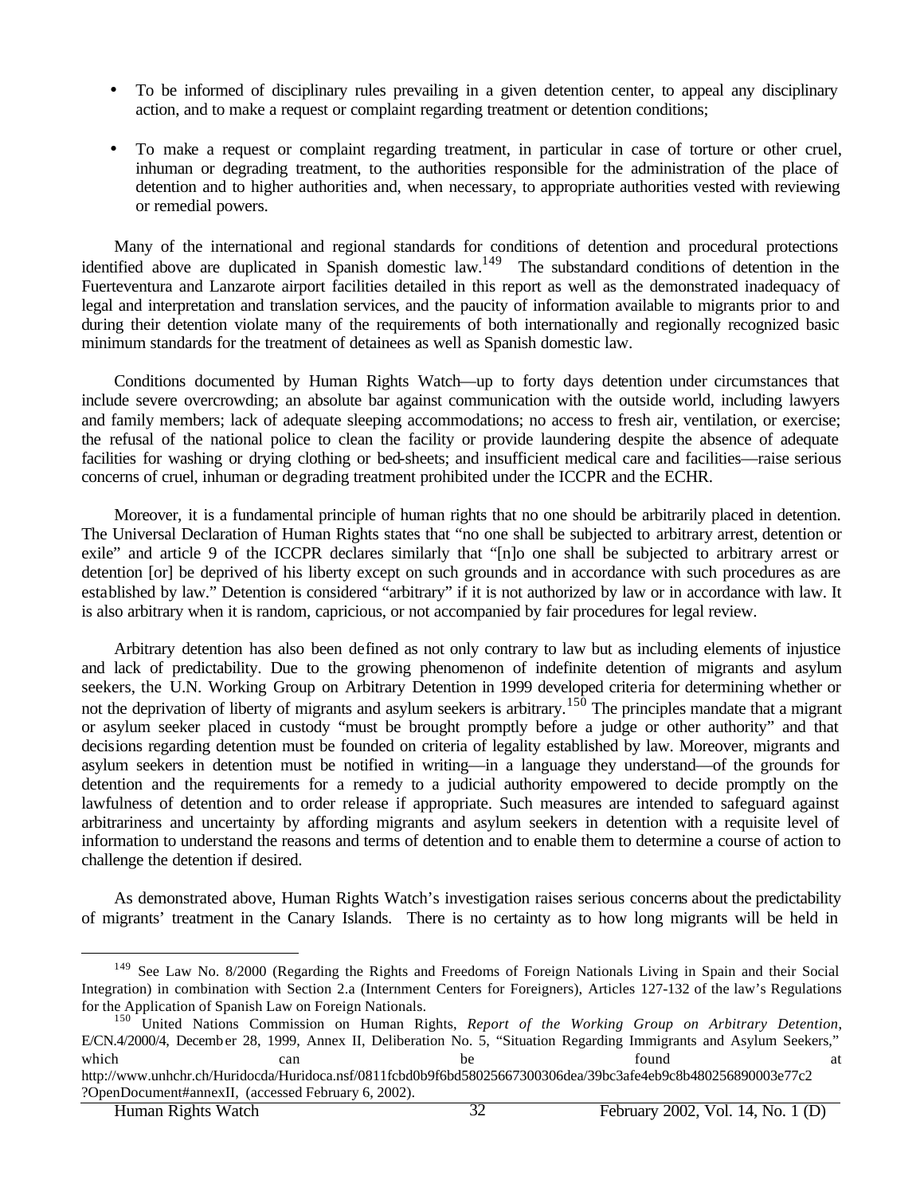- To be informed of disciplinary rules prevailing in a given detention center, to appeal any disciplinary action, and to make a request or complaint regarding treatment or detention conditions;

- To make a request or complaint regarding treatment, in particular in case of torture or other cruel, inhuman or degrading treatment, to the authorities responsible for the administration of the place of detention and to higher authorities and, when necessary, to appropriate authorities vested with reviewing or remedial powers.

Many of the international and regional standards for conditions of detention and procedural protections identified above are duplicated in Spanish domestic law.[149] The substandard conditions of detention in the Fuerteventura and Lanzarote airport facilities detailed in this report as well as the demonstrated inadequacy of legal and interpretation and translation services, and the paucity of information available to migrants prior to and during their detention violate many of the requirements of both internationally and regionally recognized basic minimum standards for the treatment of detainees as well as Spanish domestic law.

Conditions documented by Human Rights Watch—up to forty days detention under circumstances that include severe overcrowding; an absolute bar against communication with the outside world, including lawyers and family members; lack of adequate sleeping accommodations; no access to fresh air, ventilation, or exercise; the refusal of the national police to clean the facility or provide laundering despite the absence of adequate facilities for washing or drying clothing or bed-sheets; and insufficient medical care and facilities—raise serious concerns of cruel, inhuman or degrading treatment prohibited under the ICCPR and the ECHR.

Moreover, it is a fundamental principle of human rights that no one should be arbitrarily placed in detention. The Universal Declaration of Human Rights states that "no one shall be subjected to arbitrary arrest, detention or exile" and article 9 of the ICCPR declares similarly that "[n]o one shall be subjected to arbitrary arrest or detention [or] be deprived of his liberty except on such grounds and in accordance with such procedures as are established by law." Detention is considered "arbitrary" if it is not authorized by law or in accordance with law. It is also arbitrary when it is random, capricious, or not accompanied by fair procedures for legal review.

Arbitrary detention has also been defined as not only contrary to law but as including elements of injustice and lack of predictability. Due to the growing phenomenon of indefinite detention of migrants and asylum seekers, the U.N. Working Group on Arbitrary Detention in 1999 developed criteria for determining whether or not the deprivation of liberty of migrants and asylum seekers is arbitrary.[150] The principles mandate that a migrant or asylum seeker placed in custody "must be brought promptly before a judge or other authority" and that decisions regarding detention must be founded on criteria of legality established by law. Moreover, migrants and asylum seekers in detention must be notified in writing—in a language they understand—of the grounds for detention and the requirements for a remedy to a judicial authority empowered to decide promptly on the lawfulness of detention and to order release if appropriate. Such measures are intended to safeguard against arbitrariness and uncertainty by affording migrants and asylum seekers in detention with a requisite level of information to understand the reasons and terms of detention and to enable them to determine a course of action to challenge the detention if desired.

As demonstrated above, Human Rights Watch's investigation raises serious concerns about the predictability of migrants' treatment in the Canary Islands. There is no certainty as to how long migrants will be held in

---

[149] See Law No. 8/2000 (Regarding the Rights and Freedoms of Foreign Nationals Living in Spain and their Social Integration) in combination with Section 2.a (Internment Centers for Foreigners), Articles 127-132 of the law's Regulations for the Application of Spanish Law on Foreign Nationals.

[150] United Nations Commission on Human Rights, *Report of the Working Group on Arbitrary Detention*, E/CN.4/2000/4, December 28, 1999, Annex II, Deliberation No. 5, "Situation Regarding Immigrants and Asylum Seekers," which can be found at http://www.unhchr.ch/Huridocda/Huridoca.nsf/0811fcbd0b9f6bd58025667300306dea/39bc3afe4eb9c8b480256890003e77c2?OpenDocument#annexII, (accessed February 6, 2002).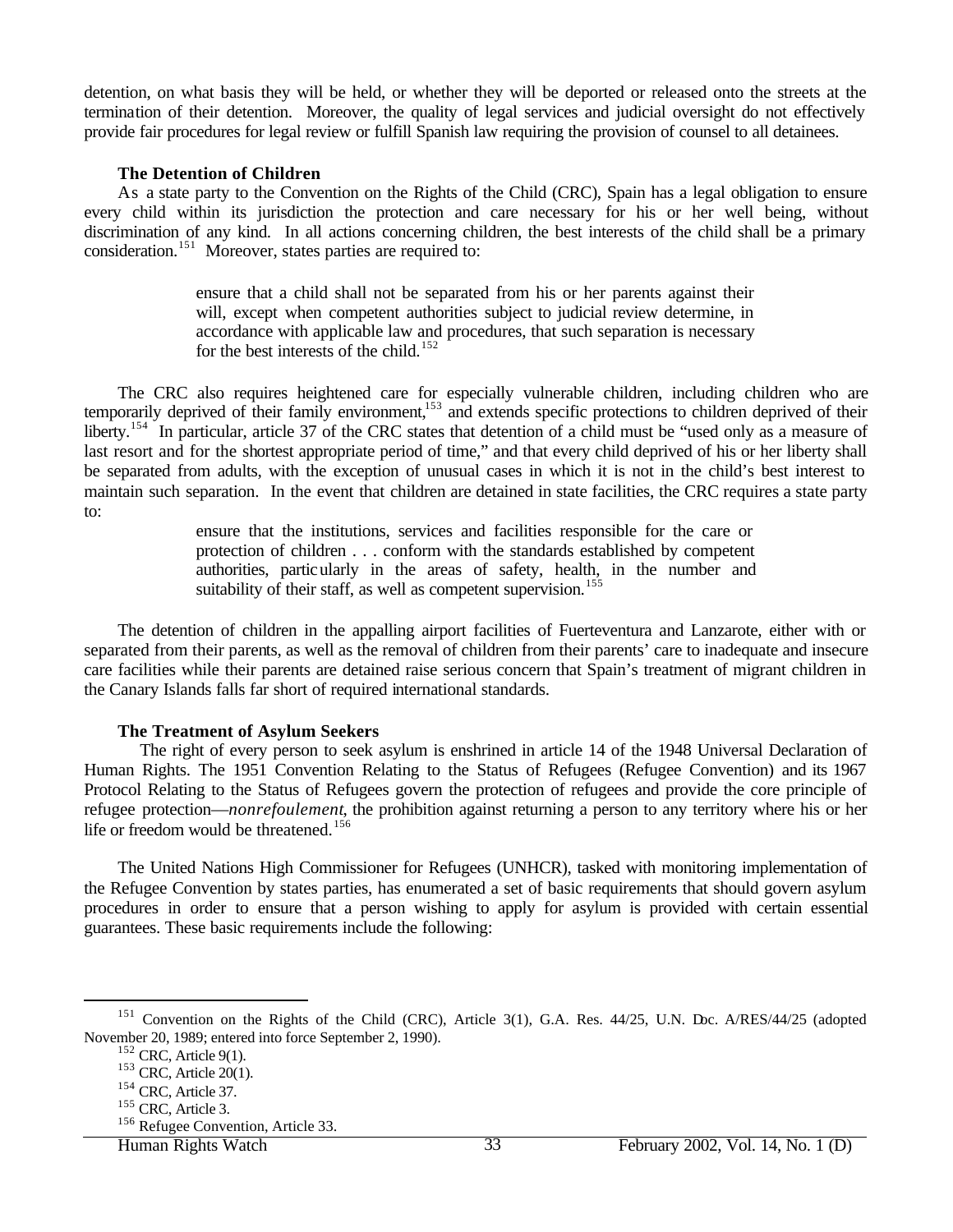detention, on what basis they will be held, or whether they will be deported or released onto the streets at the termination of their detention. Moreover, the quality of legal services and judicial oversight do not effectively provide fair procedures for legal review or fulfill Spanish law requiring the provision of counsel to all detainees.

### The Detention of Children

As a state party to the Convention on the Rights of the Child (CRC), Spain has a legal obligation to ensure every child within its jurisdiction the protection and care necessary for his or her well being, without discrimination of any kind. In all actions concerning children, the best interests of the child shall be a primary consideration.[151] Moreover, states parties are required to:

> ensure that a child shall not be separated from his or her parents against their will, except when competent authorities subject to judicial review determine, in accordance with applicable law and procedures, that such separation is necessary for the best interests of the child.[152]

The CRC also requires heightened care for especially vulnerable children, including children who are temporarily deprived of their family environment,[153] and extends specific protections to children deprived of their liberty.[154] In particular, article 37 of the CRC states that detention of a child must be "used only as a measure of last resort and for the shortest appropriate period of time," and that every child deprived of his or her liberty shall be separated from adults, with the exception of unusual cases in which it is not in the child's best interest to maintain such separation. In the event that children are detained in state facilities, the CRC requires a state party to:

> ensure that the institutions, services and facilities responsible for the care or protection of children . . . conform with the standards established by competent authorities, particularly in the areas of safety, health, in the number and suitability of their staff, as well as competent supervision.[155]

The detention of children in the appalling airport facilities of Fuerteventura and Lanzarote, either with or separated from their parents, as well as the removal of children from their parents' care to inadequate and insecure care facilities while their parents are detained raise serious concern that Spain's treatment of migrant children in the Canary Islands falls far short of required international standards.

### The Treatment of Asylum Seekers

The right of every person to seek asylum is enshrined in article 14 of the 1948 Universal Declaration of Human Rights. The 1951 Convention Relating to the Status of Refugees (Refugee Convention) and its 1967 Protocol Relating to the Status of Refugees govern the protection of refugees and provide the core principle of refugee protection—*nonrefoulement*, the prohibition against returning a person to any territory where his or her life or freedom would be threatened.[156]

The United Nations High Commissioner for Refugees (UNHCR), tasked with monitoring implementation of the Refugee Convention by states parties, has enumerated a set of basic requirements that should govern asylum procedures in order to ensure that a person wishing to apply for asylum is provided with certain essential guarantees. These basic requirements include the following:

---

[151] Convention on the Rights of the Child (CRC), Article 3(1), G.A. Res. 44/25, U.N. Doc. A/RES/44/25 (adopted November 20, 1989; entered into force September 2, 1990).

[152] CRC, Article 9(1).

[153] CRC, Article 20(1).

[154] CRC, Article 37.

[155] CRC, Article 3.

[156] Refugee Convention, Article 33.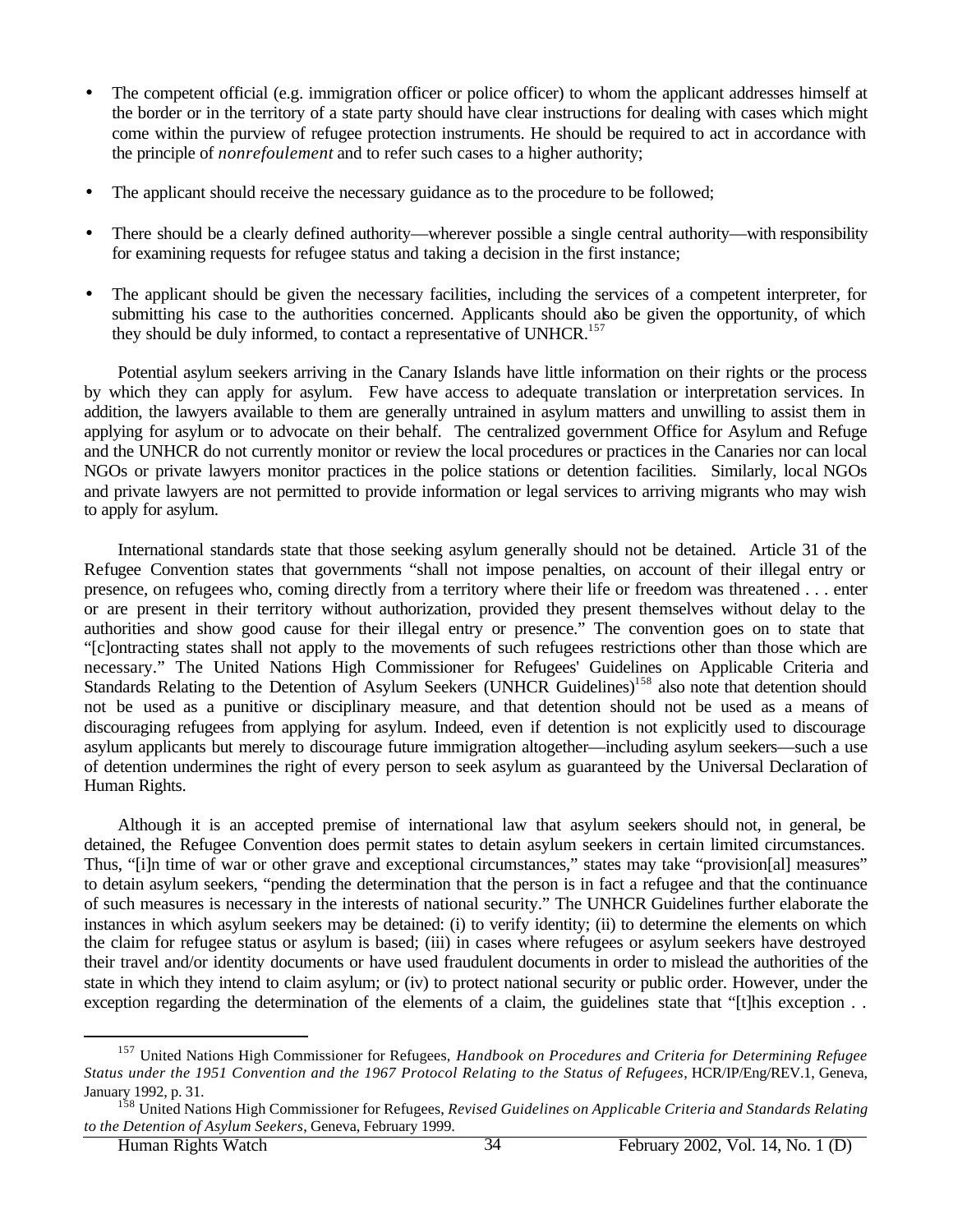- The competent official (e.g. immigration officer or police officer) to whom the applicant addresses himself at the border or in the territory of a state party should have clear instructions for dealing with cases which might come within the purview of refugee protection instruments. He should be required to act in accordance with the principle of *nonrefoulement* and to refer such cases to a higher authority;

- The applicant should receive the necessary guidance as to the procedure to be followed;

- There should be a clearly defined authority—wherever possible a single central authority—with responsibility for examining requests for refugee status and taking a decision in the first instance;

- The applicant should be given the necessary facilities, including the services of a competent interpreter, for submitting his case to the authorities concerned. Applicants should also be given the opportunity, of which they should be duly informed, to contact a representative of UNHCR.[157]

Potential asylum seekers arriving in the Canary Islands have little information on their rights or the process by which they can apply for asylum. Few have access to adequate translation or interpretation services. In addition, the lawyers available to them are generally untrained in asylum matters and unwilling to assist them in applying for asylum or to advocate on their behalf. The centralized government Office for Asylum and Refuge and the UNHCR do not currently monitor or review the local procedures or practices in the Canaries nor can local NGOs or private lawyers monitor practices in the police stations or detention facilities. Similarly, local NGOs and private lawyers are not permitted to provide information or legal services to arriving migrants who may wish to apply for asylum.

International standards state that those seeking asylum generally should not be detained. Article 31 of the Refugee Convention states that governments "shall not impose penalties, on account of their illegal entry or presence, on refugees who, coming directly from a territory where their life or freedom was threatened . . . enter or are present in their territory without authorization, provided they present themselves without delay to the authorities and show good cause for their illegal entry or presence." The convention goes on to state that "[c]ontracting states shall not apply to the movements of such refugees restrictions other than those which are necessary." The United Nations High Commissioner for Refugees' Guidelines on Applicable Criteria and Standards Relating to the Detention of Asylum Seekers (UNHCR Guidelines)[158] also note that detention should not be used as a punitive or disciplinary measure, and that detention should not be used as a means of discouraging refugees from applying for asylum. Indeed, even if detention is not explicitly used to discourage asylum applicants but merely to discourage future immigration altogether—including asylum seekers—such a use of detention undermines the right of every person to seek asylum as guaranteed by the Universal Declaration of Human Rights.

Although it is an accepted premise of international law that asylum seekers should not, in general, be detained, the Refugee Convention does permit states to detain asylum seekers in certain limited circumstances. Thus, "[i]n time of war or other grave and exceptional circumstances," states may take "provision[al] measures" to detain asylum seekers, "pending the determination that the person is in fact a refugee and that the continuance of such measures is necessary in the interests of national security." The UNHCR Guidelines further elaborate the instances in which asylum seekers may be detained: (i) to verify identity; (ii) to determine the elements on which the claim for refugee status or asylum is based; (iii) in cases where refugees or asylum seekers have destroyed their travel and/or identity documents or have used fraudulent documents in order to mislead the authorities of the state in which they intend to claim asylum; or (iv) to protect national security or public order. However, under the exception regarding the determination of the elements of a claim, the guidelines state that "[t]his exception . .

---

[157] United Nations High Commissioner for Refugees, *Handbook on Procedures and Criteria for Determining Refugee Status under the 1951 Convention and the 1967 Protocol Relating to the Status of Refugees*, HCR/IP/Eng/REV.1, Geneva, January 1992, p. 31.

[158] United Nations High Commissioner for Refugees, *Revised Guidelines on Applicable Criteria and Standards Relating to the Detention of Asylum Seekers*, Geneva, February 1999.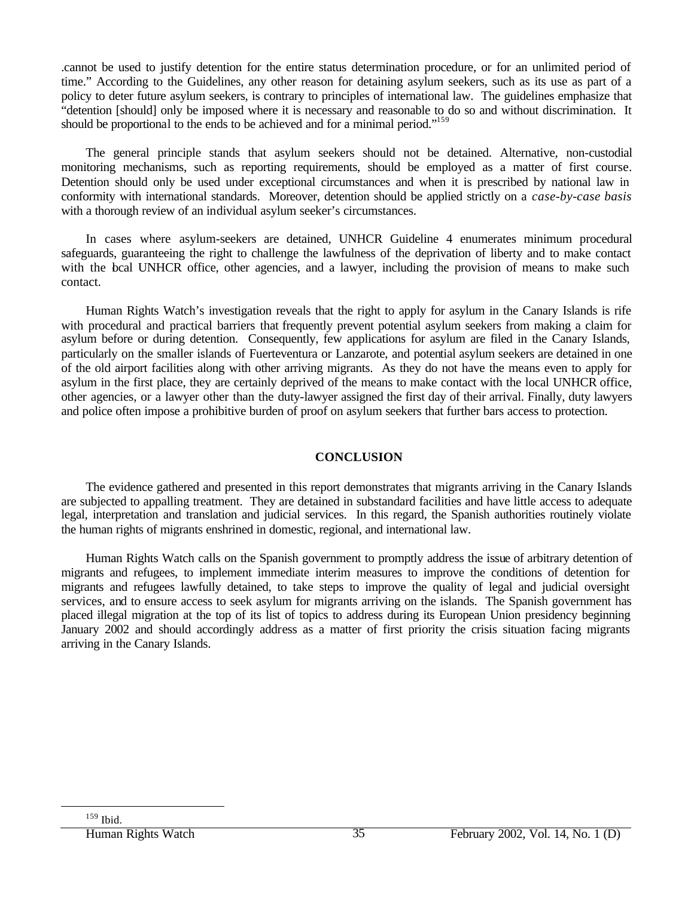.cannot be used to justify detention for the entire status determination procedure, or for an unlimited period of time." According to the Guidelines, any other reason for detaining asylum seekers, such as its use as part of a policy to deter future asylum seekers, is contrary to principles of international law. The guidelines emphasize that "detention [should] only be imposed where it is necessary and reasonable to do so and without discrimination. It should be proportional to the ends to be achieved and for a minimal period."[159]

The general principle stands that asylum seekers should not be detained. Alternative, non-custodial monitoring mechanisms, such as reporting requirements, should be employed as a matter of first course. Detention should only be used under exceptional circumstances and when it is prescribed by national law in conformity with international standards. Moreover, detention should be applied strictly on a *case-by-case basis* with a thorough review of an individual asylum seeker's circumstances.

In cases where asylum-seekers are detained, UNHCR Guideline 4 enumerates minimum procedural safeguards, guaranteeing the right to challenge the lawfulness of the deprivation of liberty and to make contact with the local UNHCR office, other agencies, and a lawyer, including the provision of means to make such contact.

Human Rights Watch's investigation reveals that the right to apply for asylum in the Canary Islands is rife with procedural and practical barriers that frequently prevent potential asylum seekers from making a claim for asylum before or during detention. Consequently, few applications for asylum are filed in the Canary Islands, particularly on the smaller islands of Fuerteventura or Lanzarote, and potential asylum seekers are detained in one of the old airport facilities along with other arriving migrants. As they do not have the means even to apply for asylum in the first place, they are certainly deprived of the means to make contact with the local UNHCR office, other agencies, or a lawyer other than the duty-lawyer assigned the first day of their arrival. Finally, duty lawyers and police often impose a prohibitive burden of proof on asylum seekers that further bars access to protection.

## CONCLUSION

The evidence gathered and presented in this report demonstrates that migrants arriving in the Canary Islands are subjected to appalling treatment. They are detained in substandard facilities and have little access to adequate legal, interpretation and translation and judicial services. In this regard, the Spanish authorities routinely violate the human rights of migrants enshrined in domestic, regional, and international law.

Human Rights Watch calls on the Spanish government to promptly address the issue of arbitrary detention of migrants and refugees, to implement immediate interim measures to improve the conditions of detention for migrants and refugees lawfully detained, to take steps to improve the quality of legal and judicial oversight services, and to ensure access to seek asylum for migrants arriving on the islands. The Spanish government has placed illegal migration at the top of its list of topics to address during its European Union presidency beginning January 2002 and should accordingly address as a matter of first priority the crisis situation facing migrants arriving in the Canary Islands.

[159] Ibid.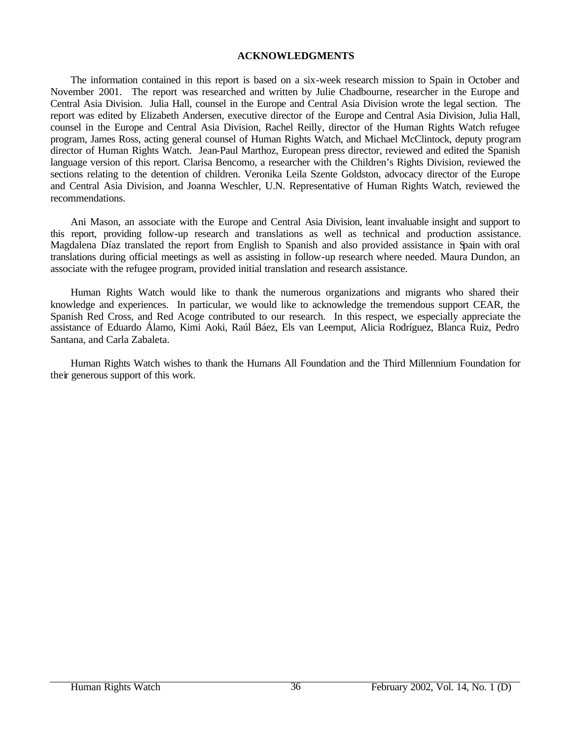# ACKNOWLEDGMENTS

The information contained in this report is based on a six-week research mission to Spain in October and November 2001. The report was researched and written by Julie Chadbourne, researcher in the Europe and Central Asia Division. Julia Hall, counsel in the Europe and Central Asia Division wrote the legal section. The report was edited by Elizabeth Andersen, executive director of the Europe and Central Asia Division, Julia Hall, counsel in the Europe and Central Asia Division, Rachel Reilly, director of the Human Rights Watch refugee program, James Ross, acting general counsel of Human Rights Watch, and Michael McClintock, deputy program director of Human Rights Watch. Jean-Paul Marthoz, European press director, reviewed and edited the Spanish language version of this report. Clarisa Bencomo, a researcher with the Children's Rights Division, reviewed the sections relating to the detention of children. Veronika Leila Szente Goldston, advocacy director of the Europe and Central Asia Division, and Joanna Weschler, U.N. Representative of Human Rights Watch, reviewed the recommendations.

Ani Mason, an associate with the Europe and Central Asia Division, leant invaluable insight and support to this report, providing follow-up research and translations as well as technical and production assistance. Magdalena Díaz translated the report from English to Spanish and also provided assistance in Spain with oral translations during official meetings as well as assisting in follow-up research where needed. Maura Dundon, an associate with the refugee program, provided initial translation and research assistance.

Human Rights Watch would like to thank the numerous organizations and migrants who shared their knowledge and experiences. In particular, we would like to acknowledge the tremendous support CEAR, the Spanish Red Cross, and Red Acoge contributed to our research. In this respect, we especially appreciate the assistance of Eduardo Álamo, Kimi Aoki, Raúl Báez, Els van Leemput, Alicia Rodríguez, Blanca Ruiz, Pedro Santana, and Carla Zabaleta.

Human Rights Watch wishes to thank the Humans All Foundation and the Third Millennium Foundation for their generous support of this work.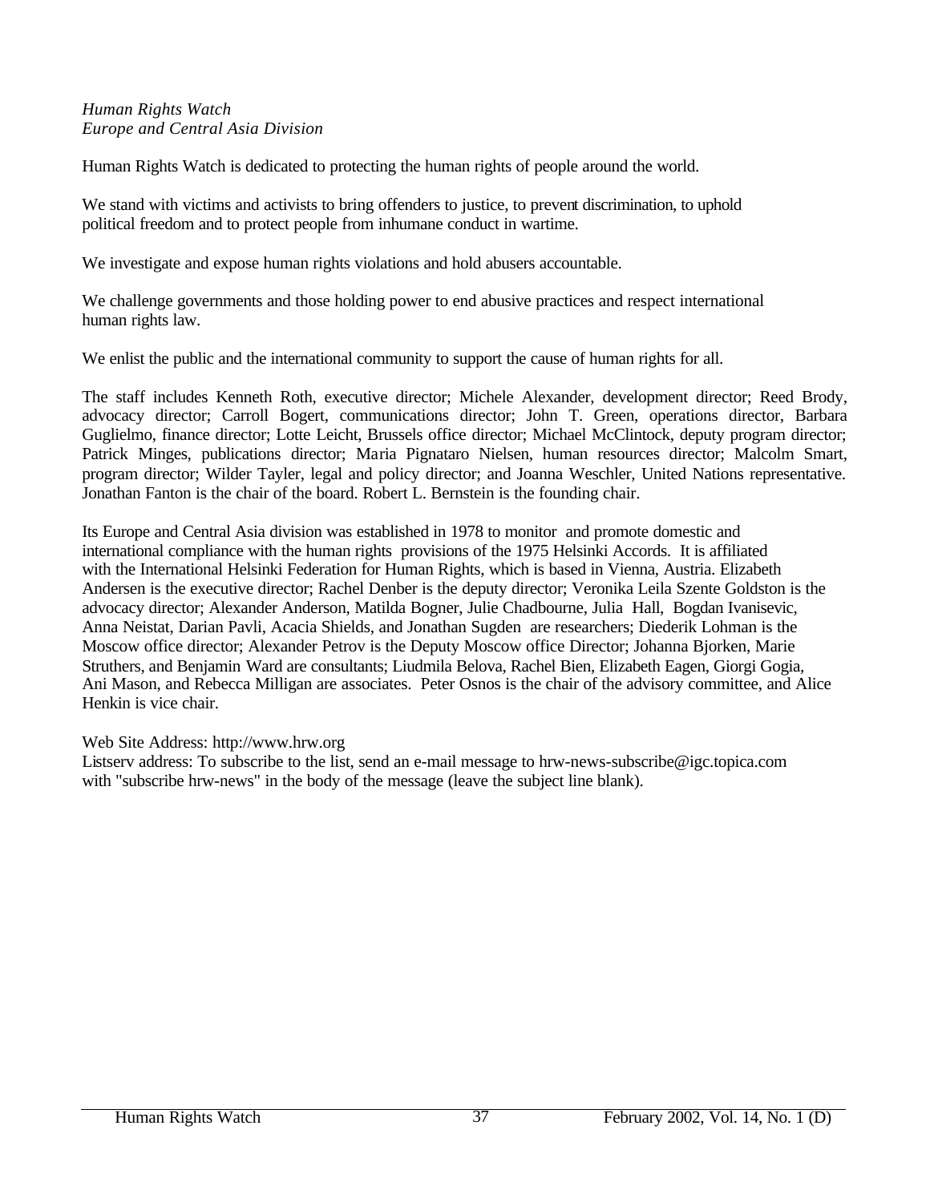*Human Rights Watch*
*Europe and Central Asia Division*

Human Rights Watch is dedicated to protecting the human rights of people around the world.

We stand with victims and activists to bring offenders to justice, to prevent discrimination, to uphold political freedom and to protect people from inhumane conduct in wartime.

We investigate and expose human rights violations and hold abusers accountable.

We challenge governments and those holding power to end abusive practices and respect international human rights law.

We enlist the public and the international community to support the cause of human rights for all.

The staff includes Kenneth Roth, executive director; Michele Alexander, development director; Reed Brody, advocacy director; Carroll Bogert, communications director; John T. Green, operations director, Barbara Guglielmo, finance director; Lotte Leicht, Brussels office director; Michael McClintock, deputy program director; Patrick Minges, publications director; Maria Pignataro Nielsen, human resources director; Malcolm Smart, program director; Wilder Tayler, legal and policy director; and Joanna Weschler, United Nations representative. Jonathan Fanton is the chair of the board. Robert L. Bernstein is the founding chair.

Its Europe and Central Asia division was established in 1978 to monitor and promote domestic and international compliance with the human rights provisions of the 1975 Helsinki Accords. It is affiliated with the International Helsinki Federation for Human Rights, which is based in Vienna, Austria. Elizabeth Andersen is the executive director; Rachel Denber is the deputy director; Veronika Leila Szente Goldston is the advocacy director; Alexander Anderson, Matilda Bogner, Julie Chadbourne, Julia Hall, Bogdan Ivanisevic, Anna Neistat, Darian Pavli, Acacia Shields, and Jonathan Sugden are researchers; Diederik Lohman is the Moscow office director; Alexander Petrov is the Deputy Moscow office Director; Johanna Bjorken, Marie Struthers, and Benjamin Ward are consultants; Liudmila Belova, Rachel Bien, Elizabeth Eagen, Giorgi Gogia, Ani Mason, and Rebecca Milligan are associates. Peter Osnos is the chair of the advisory committee, and Alice Henkin is vice chair.

Web Site Address: http://www.hrw.org
Listserv address: To subscribe to the list, send an e-mail message to hrw-news-subscribe@igc.topica.com with "subscribe hrw-news" in the body of the message (leave the subject line blank).